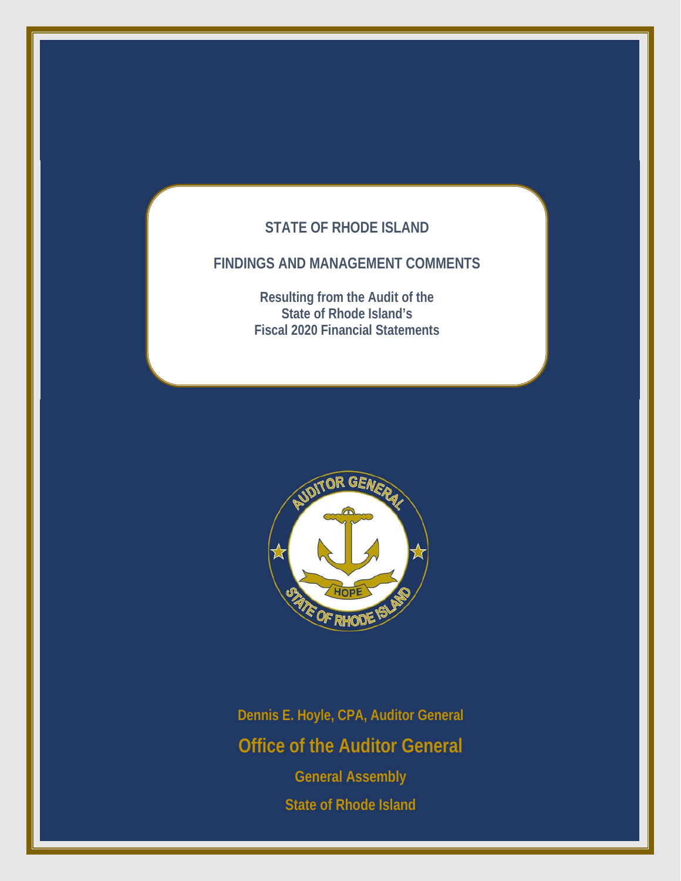# STATE OF RHODE ISLAND

## FINDINGS AND MANAGEMENT COMMENTS

**Resulting from the Audit of the State of Rhode Island's Fiscal 2020 Financial Statements**

**Dennis E. Hoyle, CPA, Auditor General**

**Office of the Auditor General**

**General Assembly**

**State of Rhode Island**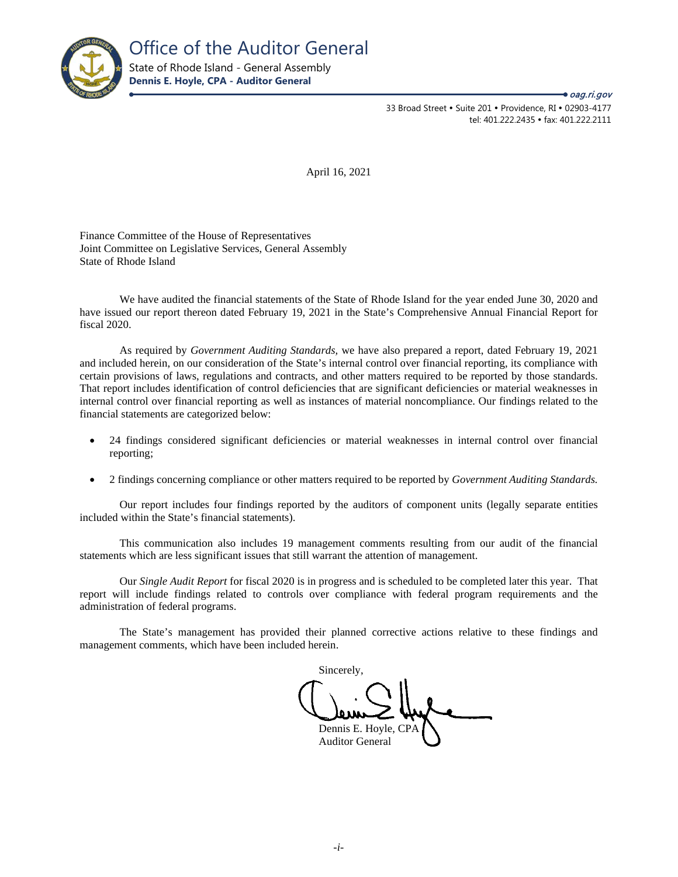# Office of the Auditor General

State of Rhode Island - General Assembly
**Dennis E. Hoyle, CPA - Auditor General**

***oag.ri.gov***

33 Broad Street • Suite 201 • Providence, RI • 02903-4177
tel: 401.222.2435 • fax: 401.222.2111

April 16, 2021

Finance Committee of the House of Representatives
Joint Committee on Legislative Services, General Assembly
State of Rhode Island

We have audited the financial statements of the State of Rhode Island for the year ended June 30, 2020 and have issued our report thereon dated February 19, 2021 in the State's Comprehensive Annual Financial Report for fiscal 2020.

As required by *Government Auditing Standards,* we have also prepared a report, dated February 19, 2021 and included herein, on our consideration of the State's internal control over financial reporting, its compliance with certain provisions of laws, regulations and contracts, and other matters required to be reported by those standards. That report includes identification of control deficiencies that are significant deficiencies or material weaknesses in internal control over financial reporting as well as instances of material noncompliance. Our findings related to the financial statements are categorized below:

- 24 findings considered significant deficiencies or material weaknesses in internal control over financial reporting;
- 2 findings concerning compliance or other matters required to be reported by *Government Auditing Standards.*

Our report includes four findings reported by the auditors of component units (legally separate entities included within the State's financial statements).

This communication also includes 19 management comments resulting from our audit of the financial statements which are less significant issues that still warrant the attention of management.

Our *Single Audit Report* for fiscal 2020 is in progress and is scheduled to be completed later this year. That report will include findings related to controls over compliance with federal program requirements and the administration of federal programs.

The State's management has provided their planned corrective actions relative to these findings and management comments, which have been included herein.

Sincerely,

Dennis E. Hoyle, CPA
Auditor General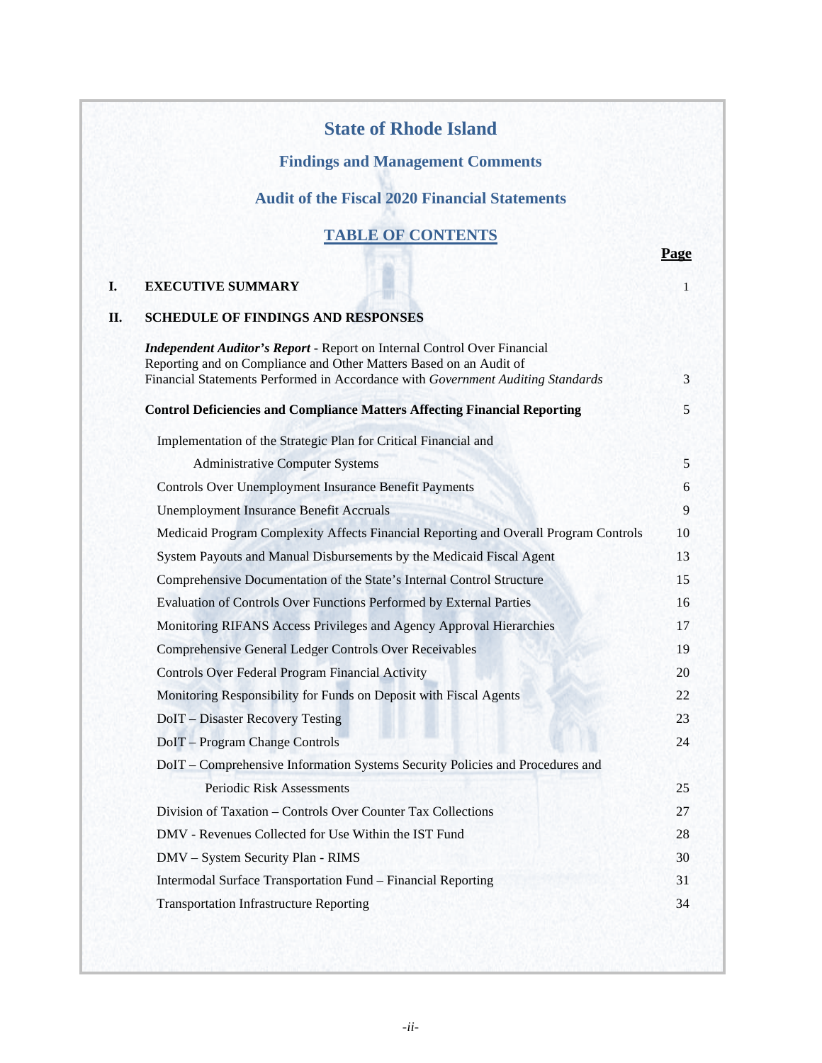# State of Rhode Island

## Findings and Management Comments

## Audit of the Fiscal 2020 Financial Statements

### TABLE OF CONTENTS

| | | **Page** |
|---|---|---|
| **I.** | **EXECUTIVE SUMMARY** | 1 |
| **II.** | **SCHEDULE OF FINDINGS AND RESPONSES** | |
| | ***Independent Auditor's Report*** - Report on Internal Control Over Financial Reporting and on Compliance and Other Matters Based on an Audit of Financial Statements Performed in Accordance with *Government Auditing Standards* | 3 |
| | **Control Deficiencies and Compliance Matters Affecting Financial Reporting** | 5 |
| | Implementation of the Strategic Plan for Critical Financial and Administrative Computer Systems | 5 |
| | Controls Over Unemployment Insurance Benefit Payments | 6 |
| | Unemployment Insurance Benefit Accruals | 9 |
| | Medicaid Program Complexity Affects Financial Reporting and Overall Program Controls | 10 |
| | System Payouts and Manual Disbursements by the Medicaid Fiscal Agent | 13 |
| | Comprehensive Documentation of the State's Internal Control Structure | 15 |
| | Evaluation of Controls Over Functions Performed by External Parties | 16 |
| | Monitoring RIFANS Access Privileges and Agency Approval Hierarchies | 17 |
| | Comprehensive General Ledger Controls Over Receivables | 19 |
| | Controls Over Federal Program Financial Activity | 20 |
| | Monitoring Responsibility for Funds on Deposit with Fiscal Agents | 22 |
| | DoIT – Disaster Recovery Testing | 23 |
| | DoIT – Program Change Controls | 24 |
| | DoIT – Comprehensive Information Systems Security Policies and Procedures and Periodic Risk Assessments | 25 |
| | Division of Taxation – Controls Over Counter Tax Collections | 27 |
| | DMV - Revenues Collected for Use Within the IST Fund | 28 |
| | DMV – System Security Plan - RIMS | 30 |
| | Intermodal Surface Transportation Fund – Financial Reporting | 31 |
| | Transportation Infrastructure Reporting | 34 |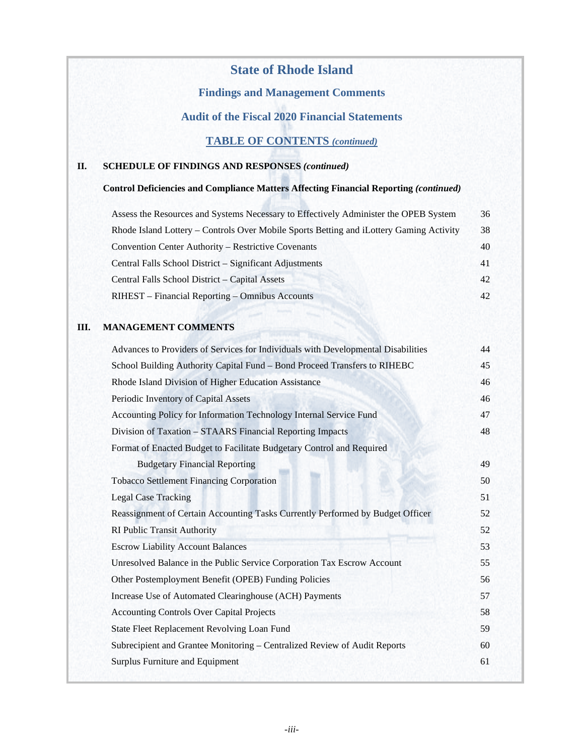# State of Rhode Island

## Findings and Management Comments

## Audit of the Fiscal 2020 Financial Statements

## TABLE OF CONTENTS *(continued)*

**II. SCHEDULE OF FINDINGS AND RESPONSES *(continued)***

**Control Deficiencies and Compliance Matters Affecting Financial Reporting *(continued)***

| | |
|---|---|
| Assess the Resources and Systems Necessary to Effectively Administer the OPEB System | 36 |
| Rhode Island Lottery – Controls Over Mobile Sports Betting and iLottery Gaming Activity | 38 |
| Convention Center Authority – Restrictive Covenants | 40 |
| Central Falls School District – Significant Adjustments | 41 |
| Central Falls School District – Capital Assets | 42 |
| RIHEST – Financial Reporting – Omnibus Accounts | 42 |

**III. MANAGEMENT COMMENTS**

| | |
|---|---|
| Advances to Providers of Services for Individuals with Developmental Disabilities | 44 |
| School Building Authority Capital Fund – Bond Proceed Transfers to RIHEBC | 45 |
| Rhode Island Division of Higher Education Assistance | 46 |
| Periodic Inventory of Capital Assets | 46 |
| Accounting Policy for Information Technology Internal Service Fund | 47 |
| Division of Taxation – STAARS Financial Reporting Impacts | 48 |
| Format of Enacted Budget to Facilitate Budgetary Control and Required Budgetary Financial Reporting | 49 |
| Tobacco Settlement Financing Corporation | 50 |
| Legal Case Tracking | 51 |
| Reassignment of Certain Accounting Tasks Currently Performed by Budget Officer | 52 |
| RI Public Transit Authority | 52 |
| Escrow Liability Account Balances | 53 |
| Unresolved Balance in the Public Service Corporation Tax Escrow Account | 55 |
| Other Postemployment Benefit (OPEB) Funding Policies | 56 |
| Increase Use of Automated Clearinghouse (ACH) Payments | 57 |
| Accounting Controls Over Capital Projects | 58 |
| State Fleet Replacement Revolving Loan Fund | 59 |
| Subrecipient and Grantee Monitoring – Centralized Review of Audit Reports | 60 |
| Surplus Furniture and Equipment | 61 |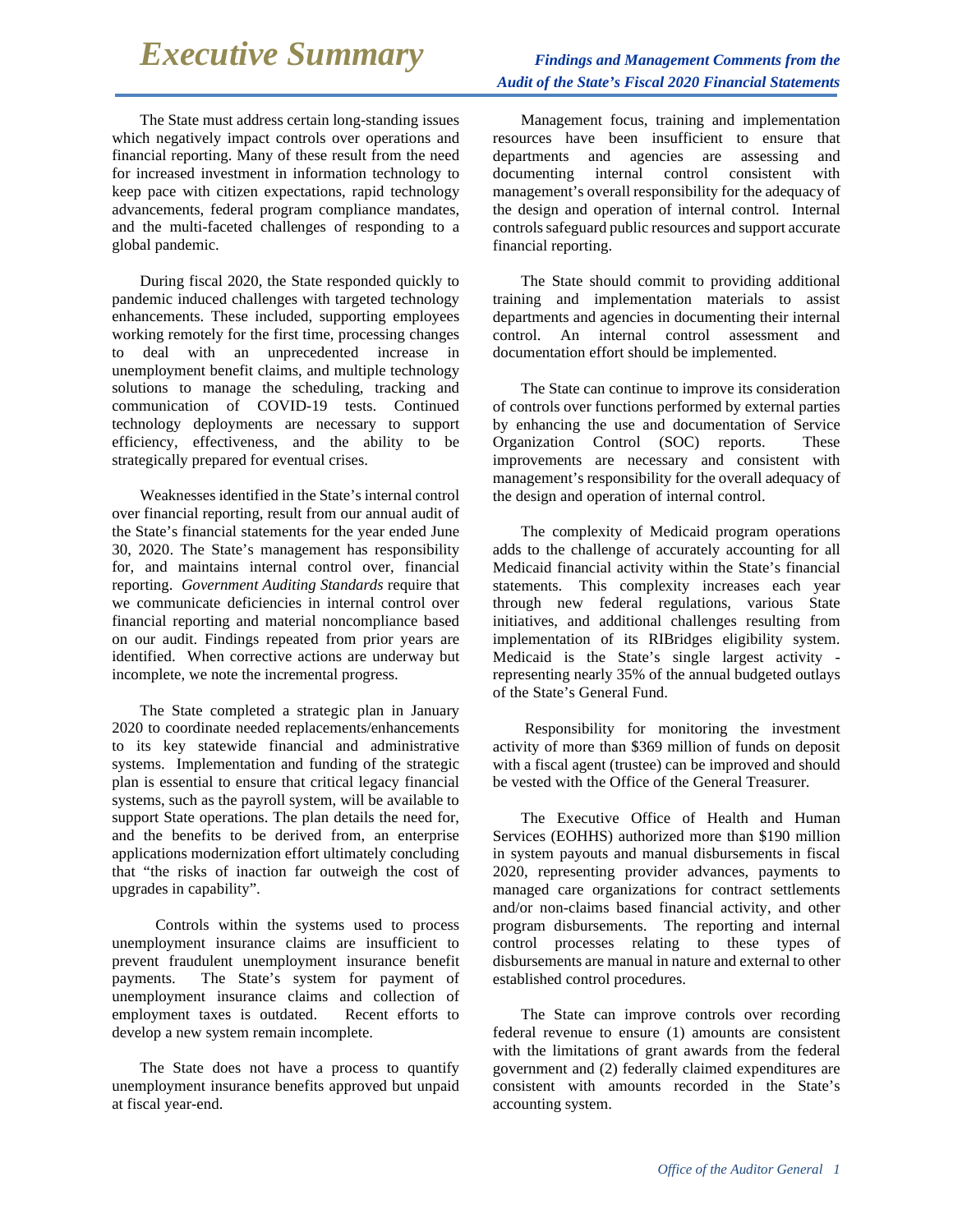# Executive Summary

### *Findings and Management Comments from the Audit of the State's Fiscal 2020 Financial Statements*

The State must address certain long-standing issues which negatively impact controls over operations and financial reporting. Many of these result from the need for increased investment in information technology to keep pace with citizen expectations, rapid technology advancements, federal program compliance mandates, and the multi-faceted challenges of responding to a global pandemic.

During fiscal 2020, the State responded quickly to pandemic induced challenges with targeted technology enhancements. These included, supporting employees working remotely for the first time, processing changes to deal with an unprecedented increase in unemployment benefit claims, and multiple technology solutions to manage the scheduling, tracking and communication of COVID-19 tests. Continued technology deployments are necessary to support efficiency, effectiveness, and the ability to be strategically prepared for eventual crises.

Weaknesses identified in the State's internal control over financial reporting, result from our annual audit of the State's financial statements for the year ended June 30, 2020. The State's management has responsibility for, and maintains internal control over, financial reporting. *Government Auditing Standards* require that we communicate deficiencies in internal control over financial reporting and material noncompliance based on our audit. Findings repeated from prior years are identified. When corrective actions are underway but incomplete, we note the incremental progress.

The State completed a strategic plan in January 2020 to coordinate needed replacements/enhancements to its key statewide financial and administrative systems. Implementation and funding of the strategic plan is essential to ensure that critical legacy financial systems, such as the payroll system, will be available to support State operations. The plan details the need for, and the benefits to be derived from, an enterprise applications modernization effort ultimately concluding that "the risks of inaction far outweigh the cost of upgrades in capability".

Controls within the systems used to process unemployment insurance claims are insufficient to prevent fraudulent unemployment insurance benefit payments. The State's system for payment of unemployment insurance claims and collection of employment taxes is outdated. Recent efforts to develop a new system remain incomplete.

The State does not have a process to quantify unemployment insurance benefits approved but unpaid at fiscal year-end.

Management focus, training and implementation resources have been insufficient to ensure that departments and agencies are assessing and documenting internal control consistent with management's overall responsibility for the adequacy of the design and operation of internal control. Internal controls safeguard public resources and support accurate financial reporting.

The State should commit to providing additional training and implementation materials to assist departments and agencies in documenting their internal control. An internal control assessment and documentation effort should be implemented.

The State can continue to improve its consideration of controls over functions performed by external parties by enhancing the use and documentation of Service Organization Control (SOC) reports. These improvements are necessary and consistent with management's responsibility for the overall adequacy of the design and operation of internal control.

The complexity of Medicaid program operations adds to the challenge of accurately accounting for all Medicaid financial activity within the State's financial statements. This complexity increases each year through new federal regulations, various State initiatives, and additional challenges resulting from implementation of its RIBridges eligibility system. Medicaid is the State's single largest activity - representing nearly 35% of the annual budgeted outlays of the State's General Fund.

Responsibility for monitoring the investment activity of more than $369 million of funds on deposit with a fiscal agent (trustee) can be improved and should be vested with the Office of the General Treasurer.

The Executive Office of Health and Human Services (EOHHS) authorized more than $190 million in system payouts and manual disbursements in fiscal 2020, representing provider advances, payments to managed care organizations for contract settlements and/or non-claims based financial activity, and other program disbursements. The reporting and internal control processes relating to these types of disbursements are manual in nature and external to other established control procedures.

The State can improve controls over recording federal revenue to ensure (1) amounts are consistent with the limitations of grant awards from the federal government and (2) federally claimed expenditures are consistent with amounts recorded in the State's accounting system.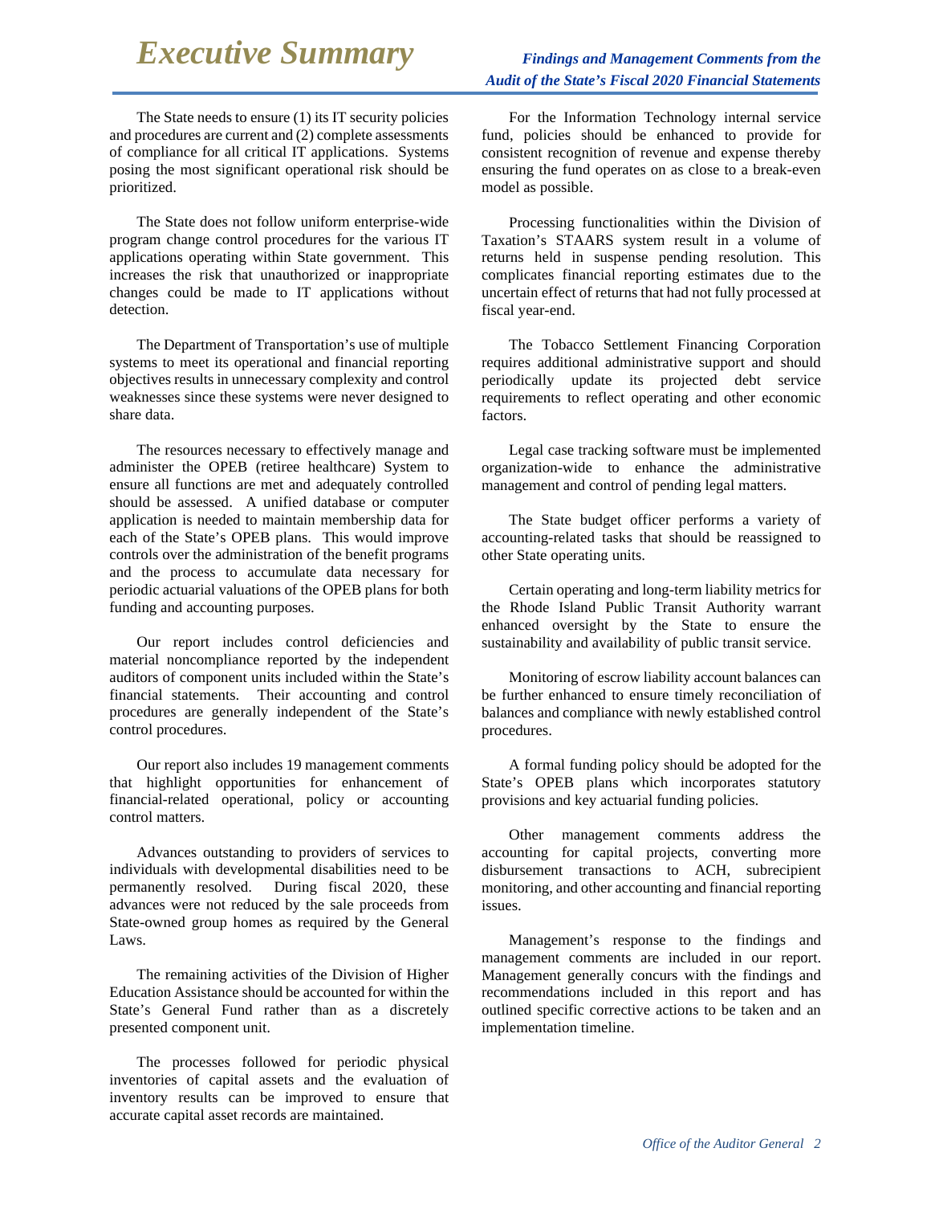# Executive Summary

*Findings and Management Comments from the Audit of the State's Fiscal 2020 Financial Statements*

The State needs to ensure (1) its IT security policies and procedures are current and (2) complete assessments of compliance for all critical IT applications. Systems posing the most significant operational risk should be prioritized.

The State does not follow uniform enterprise-wide program change control procedures for the various IT applications operating within State government. This increases the risk that unauthorized or inappropriate changes could be made to IT applications without detection.

The Department of Transportation's use of multiple systems to meet its operational and financial reporting objectives results in unnecessary complexity and control weaknesses since these systems were never designed to share data.

The resources necessary to effectively manage and administer the OPEB (retiree healthcare) System to ensure all functions are met and adequately controlled should be assessed. A unified database or computer application is needed to maintain membership data for each of the State's OPEB plans. This would improve controls over the administration of the benefit programs and the process to accumulate data necessary for periodic actuarial valuations of the OPEB plans for both funding and accounting purposes.

Our report includes control deficiencies and material noncompliance reported by the independent auditors of component units included within the State's financial statements. Their accounting and control procedures are generally independent of the State's control procedures.

Our report also includes 19 management comments that highlight opportunities for enhancement of financial-related operational, policy or accounting control matters.

Advances outstanding to providers of services to individuals with developmental disabilities need to be permanently resolved. During fiscal 2020, these advances were not reduced by the sale proceeds from State-owned group homes as required by the General Laws.

The remaining activities of the Division of Higher Education Assistance should be accounted for within the State's General Fund rather than as a discretely presented component unit.

The processes followed for periodic physical inventories of capital assets and the evaluation of inventory results can be improved to ensure that accurate capital asset records are maintained.

For the Information Technology internal service fund, policies should be enhanced to provide for consistent recognition of revenue and expense thereby ensuring the fund operates on as close to a break-even model as possible.

Processing functionalities within the Division of Taxation's STAARS system result in a volume of returns held in suspense pending resolution. This complicates financial reporting estimates due to the uncertain effect of returns that had not fully processed at fiscal year-end.

The Tobacco Settlement Financing Corporation requires additional administrative support and should periodically update its projected debt service requirements to reflect operating and other economic factors.

Legal case tracking software must be implemented organization-wide to enhance the administrative management and control of pending legal matters.

The State budget officer performs a variety of accounting-related tasks that should be reassigned to other State operating units.

Certain operating and long-term liability metrics for the Rhode Island Public Transit Authority warrant enhanced oversight by the State to ensure the sustainability and availability of public transit service.

Monitoring of escrow liability account balances can be further enhanced to ensure timely reconciliation of balances and compliance with newly established control procedures.

A formal funding policy should be adopted for the State's OPEB plans which incorporates statutory provisions and key actuarial funding policies.

Other management comments address the accounting for capital projects, converting more disbursement transactions to ACH, subrecipient monitoring, and other accounting and financial reporting issues.

Management's response to the findings and management comments are included in our report. Management generally concurs with the findings and recommendations included in this report and has outlined specific corrective actions to be taken and an implementation timeline.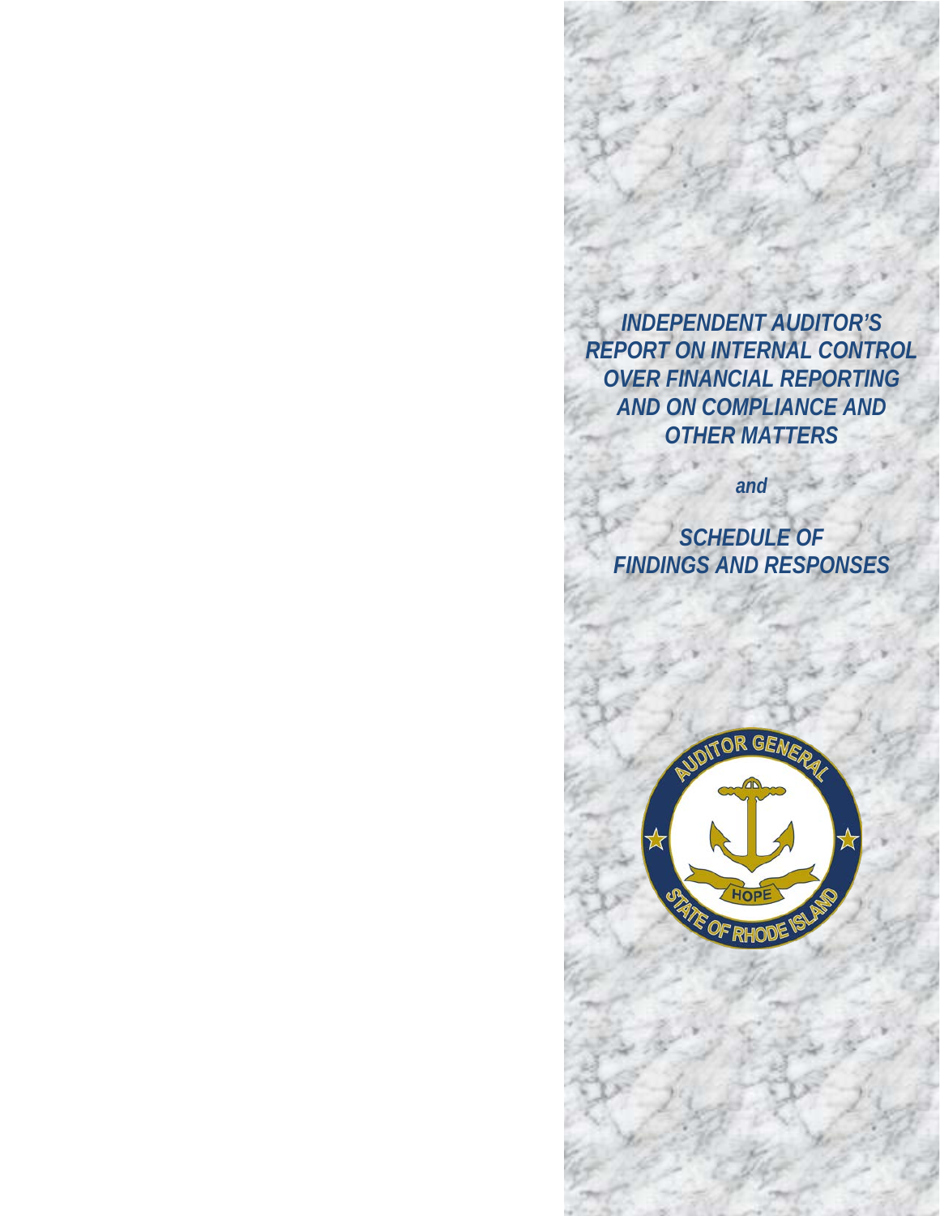# *INDEPENDENT AUDITOR'S REPORT ON INTERNAL CONTROL OVER FINANCIAL REPORTING AND ON COMPLIANCE AND OTHER MATTERS*

*and*

# *SCHEDULE OF FINDINGS AND RESPONSES*

AUDITOR GENERAL

HOPE

STATE OF RHODE ISLAND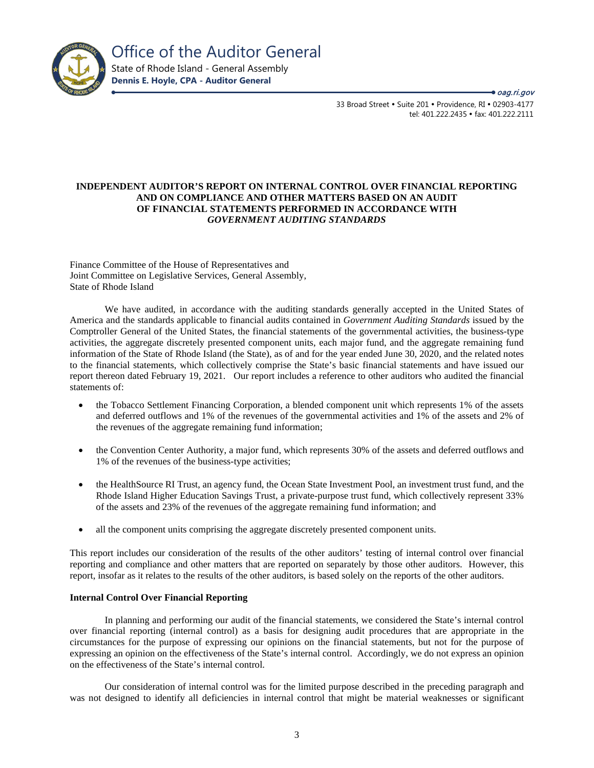# Office of the Auditor General

State of Rhode Island - General Assembly
**Dennis E. Hoyle, CPA - Auditor General**

***oag.ri.gov***

33 Broad Street • Suite 201 • Providence, RI • 02903-4177
tel: 401.222.2435 • fax: 401.222.2111

## INDEPENDENT AUDITOR'S REPORT ON INTERNAL CONTROL OVER FINANCIAL REPORTING AND ON COMPLIANCE AND OTHER MATTERS BASED ON AN AUDIT OF FINANCIAL STATEMENTS PERFORMED IN ACCORDANCE WITH *GOVERNMENT AUDITING STANDARDS*

Finance Committee of the House of Representatives and
Joint Committee on Legislative Services, General Assembly,
State of Rhode Island

We have audited, in accordance with the auditing standards generally accepted in the United States of America and the standards applicable to financial audits contained in *Government Auditing Standards* issued by the Comptroller General of the United States, the financial statements of the governmental activities, the business-type activities, the aggregate discretely presented component units, each major fund, and the aggregate remaining fund information of the State of Rhode Island (the State), as of and for the year ended June 30, 2020, and the related notes to the financial statements, which collectively comprise the State's basic financial statements and have issued our report thereon dated February 19, 2021. Our report includes a reference to other auditors who audited the financial statements of:

- the Tobacco Settlement Financing Corporation, a blended component unit which represents 1% of the assets and deferred outflows and 1% of the revenues of the governmental activities and 1% of the assets and 2% of the revenues of the aggregate remaining fund information;
- the Convention Center Authority, a major fund, which represents 30% of the assets and deferred outflows and 1% of the revenues of the business-type activities;
- the HealthSource RI Trust, an agency fund, the Ocean State Investment Pool, an investment trust fund, and the Rhode Island Higher Education Savings Trust, a private-purpose trust fund, which collectively represent 33% of the assets and 23% of the revenues of the aggregate remaining fund information; and
- all the component units comprising the aggregate discretely presented component units.

This report includes our consideration of the results of the other auditors' testing of internal control over financial reporting and compliance and other matters that are reported on separately by those other auditors. However, this report, insofar as it relates to the results of the other auditors, is based solely on the reports of the other auditors.

### Internal Control Over Financial Reporting

In planning and performing our audit of the financial statements, we considered the State's internal control over financial reporting (internal control) as a basis for designing audit procedures that are appropriate in the circumstances for the purpose of expressing our opinions on the financial statements, but not for the purpose of expressing an opinion on the effectiveness of the State's internal control. Accordingly, we do not express an opinion on the effectiveness of the State's internal control.

Our consideration of internal control was for the limited purpose described in the preceding paragraph and was not designed to identify all deficiencies in internal control that might be material weaknesses or significant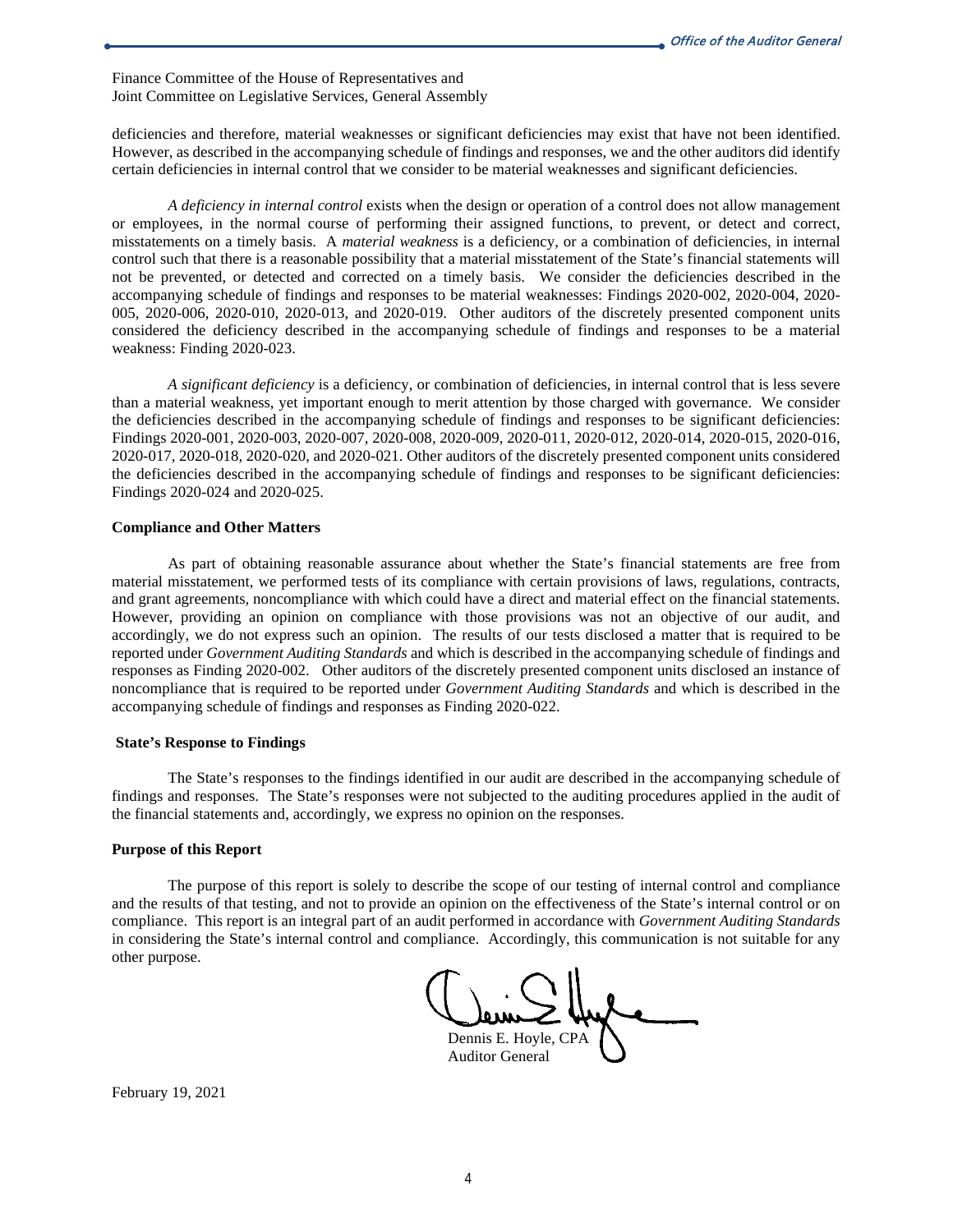Finance Committee of the House of Representatives and
Joint Committee on Legislative Services, General Assembly

deficiencies and therefore, material weaknesses or significant deficiencies may exist that have not been identified. However, as described in the accompanying schedule of findings and responses, we and the other auditors did identify certain deficiencies in internal control that we consider to be material weaknesses and significant deficiencies.

*A deficiency in internal control* exists when the design or operation of a control does not allow management or employees, in the normal course of performing their assigned functions, to prevent, or detect and correct, misstatements on a timely basis. A *material weakness* is a deficiency, or a combination of deficiencies, in internal control such that there is a reasonable possibility that a material misstatement of the State's financial statements will not be prevented, or detected and corrected on a timely basis. We consider the deficiencies described in the accompanying schedule of findings and responses to be material weaknesses: Findings 2020-002, 2020-004, 2020-005, 2020-006, 2020-010, 2020-013, and 2020-019. Other auditors of the discretely presented component units considered the deficiency described in the accompanying schedule of findings and responses to be a material weakness: Finding 2020-023.

*A significant deficiency* is a deficiency, or combination of deficiencies, in internal control that is less severe than a material weakness, yet important enough to merit attention by those charged with governance. We consider the deficiencies described in the accompanying schedule of findings and responses to be significant deficiencies: Findings 2020-001, 2020-003, 2020-007, 2020-008, 2020-009, 2020-011, 2020-012, 2020-014, 2020-015, 2020-016, 2020-017, 2020-018, 2020-020, and 2020-021. Other auditors of the discretely presented component units considered the deficiencies described in the accompanying schedule of findings and responses to be significant deficiencies: Findings 2020-024 and 2020-025.

**Compliance and Other Matters**

As part of obtaining reasonable assurance about whether the State's financial statements are free from material misstatement, we performed tests of its compliance with certain provisions of laws, regulations, contracts, and grant agreements, noncompliance with which could have a direct and material effect on the financial statements. However, providing an opinion on compliance with those provisions was not an objective of our audit, and accordingly, we do not express such an opinion. The results of our tests disclosed a matter that is required to be reported under *Government Auditing Standards* and which is described in the accompanying schedule of findings and responses as Finding 2020-002. Other auditors of the discretely presented component units disclosed an instance of noncompliance that is required to be reported under *Government Auditing Standards* and which is described in the accompanying schedule of findings and responses as Finding 2020-022.

**State's Response to Findings**

The State's responses to the findings identified in our audit are described in the accompanying schedule of findings and responses. The State's responses were not subjected to the auditing procedures applied in the audit of the financial statements and, accordingly, we express no opinion on the responses.

**Purpose of this Report**

The purpose of this report is solely to describe the scope of our testing of internal control and compliance and the results of that testing, and not to provide an opinion on the effectiveness of the State's internal control or on compliance. This report is an integral part of an audit performed in accordance with *Government Auditing Standards* in considering the State's internal control and compliance. Accordingly, this communication is not suitable for any other purpose.

Dennis E. Hoyle, CPA
Auditor General

February 19, 2021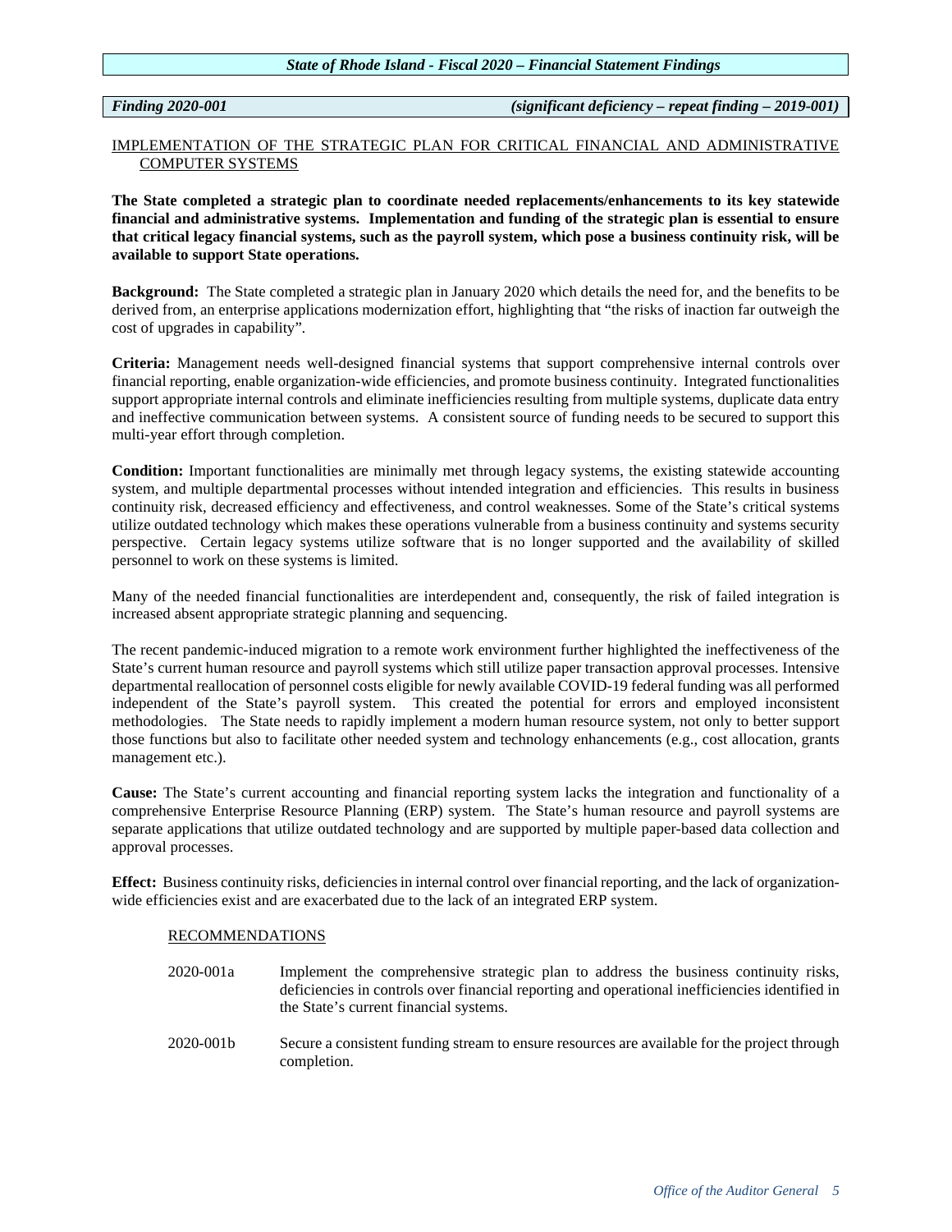## State of Rhode Island - Fiscal 2020 – Financial Statement Findings

***Finding 2020-001*** ***(significant deficiency – repeat finding – 2019-001)***

### IMPLEMENTATION OF THE STRATEGIC PLAN FOR CRITICAL FINANCIAL AND ADMINISTRATIVE COMPUTER SYSTEMS

**The State completed a strategic plan to coordinate needed replacements/enhancements to its key statewide financial and administrative systems. Implementation and funding of the strategic plan is essential to ensure that critical legacy financial systems, such as the payroll system, which pose a business continuity risk, will be available to support State operations.**

**Background:** The State completed a strategic plan in January 2020 which details the need for, and the benefits to be derived from, an enterprise applications modernization effort, highlighting that "the risks of inaction far outweigh the cost of upgrades in capability".

**Criteria:** Management needs well-designed financial systems that support comprehensive internal controls over financial reporting, enable organization-wide efficiencies, and promote business continuity. Integrated functionalities support appropriate internal controls and eliminate inefficiencies resulting from multiple systems, duplicate data entry and ineffective communication between systems. A consistent source of funding needs to be secured to support this multi-year effort through completion.

**Condition:** Important functionalities are minimally met through legacy systems, the existing statewide accounting system, and multiple departmental processes without intended integration and efficiencies. This results in business continuity risk, decreased efficiency and effectiveness, and control weaknesses. Some of the State's critical systems utilize outdated technology which makes these operations vulnerable from a business continuity and systems security perspective. Certain legacy systems utilize software that is no longer supported and the availability of skilled personnel to work on these systems is limited.

Many of the needed financial functionalities are interdependent and, consequently, the risk of failed integration is increased absent appropriate strategic planning and sequencing.

The recent pandemic-induced migration to a remote work environment further highlighted the ineffectiveness of the State's current human resource and payroll systems which still utilize paper transaction approval processes. Intensive departmental reallocation of personnel costs eligible for newly available COVID-19 federal funding was all performed independent of the State's payroll system. This created the potential for errors and employed inconsistent methodologies. The State needs to rapidly implement a modern human resource system, not only to better support those functions but also to facilitate other needed system and technology enhancements (e.g., cost allocation, grants management etc.).

**Cause:** The State's current accounting and financial reporting system lacks the integration and functionality of a comprehensive Enterprise Resource Planning (ERP) system. The State's human resource and payroll systems are separate applications that utilize outdated technology and are supported by multiple paper-based data collection and approval processes.

**Effect:** Business continuity risks, deficiencies in internal control over financial reporting, and the lack of organization-wide efficiencies exist and are exacerbated due to the lack of an integrated ERP system.

#### RECOMMENDATIONS

2020-001a Implement the comprehensive strategic plan to address the business continuity risks, deficiencies in controls over financial reporting and operational inefficiencies identified in the State's current financial systems.

2020-001b Secure a consistent funding stream to ensure resources are available for the project through completion.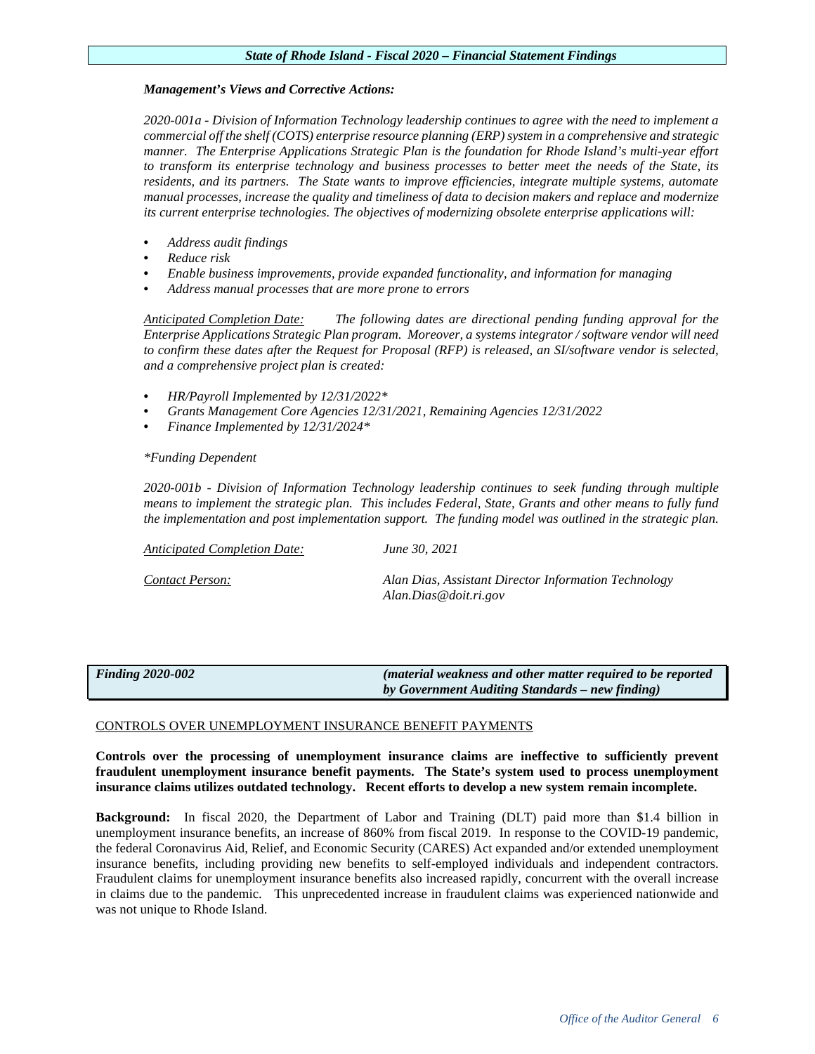***Management's Views and Corrective Actions:***

*2020-001a - Division of Information Technology leadership continues to agree with the need to implement a commercial off the shelf (COTS) enterprise resource planning (ERP) system in a comprehensive and strategic manner. The Enterprise Applications Strategic Plan is the foundation for Rhode Island's multi-year effort to transform its enterprise technology and business processes to better meet the needs of the State, its residents, and its partners. The State wants to improve efficiencies, integrate multiple systems, automate manual processes, increase the quality and timeliness of data to decision makers and replace and modernize its current enterprise technologies. The objectives of modernizing obsolete enterprise applications will:*

- *Address audit findings*
- *Reduce risk*
- *Enable business improvements, provide expanded functionality, and information for managing*
- *Address manual processes that are more prone to errors*

*<u>Anticipated Completion Date:</u> The following dates are directional pending funding approval for the Enterprise Applications Strategic Plan program. Moreover, a systems integrator / software vendor will need to confirm these dates after the Request for Proposal (RFP) is released, an SI/software vendor is selected, and a comprehensive project plan is created:*

- *HR/Payroll Implemented by 12/31/2022\**
- *Grants Management Core Agencies 12/31/2021, Remaining Agencies 12/31/2022*
- *Finance Implemented by 12/31/2024\**

*\*Funding Dependent*

*2020-001b - Division of Information Technology leadership continues to seek funding through multiple means to implement the strategic plan. This includes Federal, State, Grants and other means to fully fund the implementation and post implementation support. The funding model was outlined in the strategic plan.*

*<u>Anticipated Completion Date:</u>* *June 30, 2021*

*<u>Contact Person:</u>* *Alan Dias, Assistant Director Information Technology*
*Alan.Dias@doit.ri.gov*

| ***Finding 2020-002*** | ***(material weakness and other matter required to be reported by Government Auditing Standards – new finding)*** |
|---|---|

<u>CONTROLS OVER UNEMPLOYMENT INSURANCE BENEFIT PAYMENTS</u>

**Controls over the processing of unemployment insurance claims are ineffective to sufficiently prevent fraudulent unemployment insurance benefit payments. The State's system used to process unemployment insurance claims utilizes outdated technology. Recent efforts to develop a new system remain incomplete.**

**Background:** In fiscal 2020, the Department of Labor and Training (DLT) paid more than $1.4 billion in unemployment insurance benefits, an increase of 860% from fiscal 2019. In response to the COVID-19 pandemic, the federal Coronavirus Aid, Relief, and Economic Security (CARES) Act expanded and/or extended unemployment insurance benefits, including providing new benefits to self-employed individuals and independent contractors. Fraudulent claims for unemployment insurance benefits also increased rapidly, concurrent with the overall increase in claims due to the pandemic. This unprecedented increase in fraudulent claims was experienced nationwide and was not unique to Rhode Island.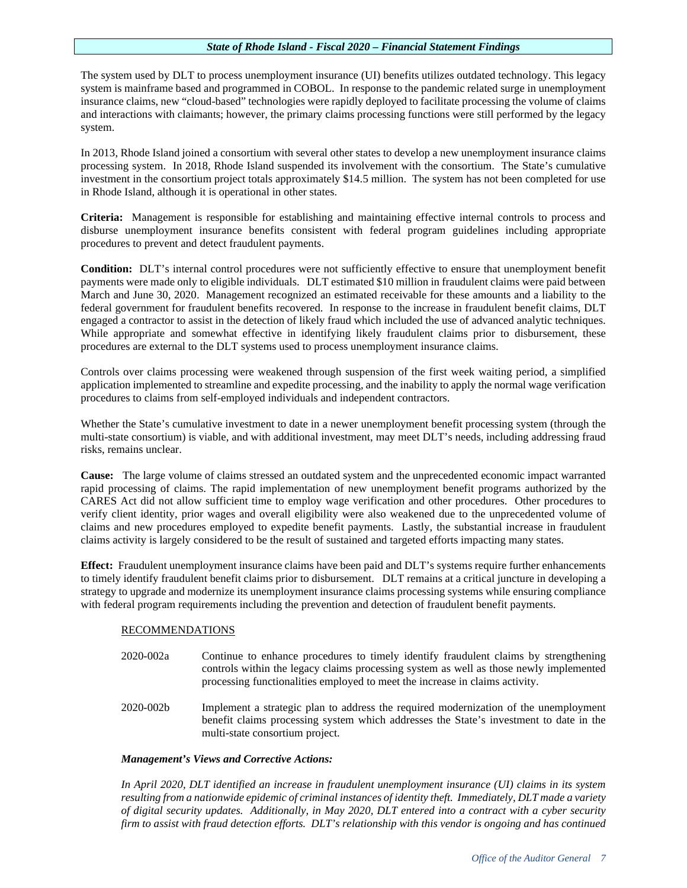The system used by DLT to process unemployment insurance (UI) benefits utilizes outdated technology. This legacy system is mainframe based and programmed in COBOL. In response to the pandemic related surge in unemployment insurance claims, new "cloud-based" technologies were rapidly deployed to facilitate processing the volume of claims and interactions with claimants; however, the primary claims processing functions were still performed by the legacy system.

In 2013, Rhode Island joined a consortium with several other states to develop a new unemployment insurance claims processing system. In 2018, Rhode Island suspended its involvement with the consortium. The State's cumulative investment in the consortium project totals approximately $14.5 million. The system has not been completed for use in Rhode Island, although it is operational in other states.

**Criteria:** Management is responsible for establishing and maintaining effective internal controls to process and disburse unemployment insurance benefits consistent with federal program guidelines including appropriate procedures to prevent and detect fraudulent payments.

**Condition:** DLT's internal control procedures were not sufficiently effective to ensure that unemployment benefit payments were made only to eligible individuals. DLT estimated $10 million in fraudulent claims were paid between March and June 30, 2020. Management recognized an estimated receivable for these amounts and a liability to the federal government for fraudulent benefits recovered. In response to the increase in fraudulent benefit claims, DLT engaged a contractor to assist in the detection of likely fraud which included the use of advanced analytic techniques. While appropriate and somewhat effective in identifying likely fraudulent claims prior to disbursement, these procedures are external to the DLT systems used to process unemployment insurance claims.

Controls over claims processing were weakened through suspension of the first week waiting period, a simplified application implemented to streamline and expedite processing, and the inability to apply the normal wage verification procedures to claims from self-employed individuals and independent contractors.

Whether the State's cumulative investment to date in a newer unemployment benefit processing system (through the multi-state consortium) is viable, and with additional investment, may meet DLT's needs, including addressing fraud risks, remains unclear.

**Cause:** The large volume of claims stressed an outdated system and the unprecedented economic impact warranted rapid processing of claims. The rapid implementation of new unemployment benefit programs authorized by the CARES Act did not allow sufficient time to employ wage verification and other procedures. Other procedures to verify client identity, prior wages and overall eligibility were also weakened due to the unprecedented volume of claims and new procedures employed to expedite benefit payments. Lastly, the substantial increase in fraudulent claims activity is largely considered to be the result of sustained and targeted efforts impacting many states.

**Effect:** Fraudulent unemployment insurance claims have been paid and DLT's systems require further enhancements to timely identify fraudulent benefit claims prior to disbursement. DLT remains at a critical juncture in developing a strategy to upgrade and modernize its unemployment insurance claims processing systems while ensuring compliance with federal program requirements including the prevention and detection of fraudulent benefit payments.

RECOMMENDATIONS

2020-002a Continue to enhance procedures to timely identify fraudulent claims by strengthening controls within the legacy claims processing system as well as those newly implemented processing functionalities employed to meet the increase in claims activity.

2020-002b Implement a strategic plan to address the required modernization of the unemployment benefit claims processing system which addresses the State's investment to date in the multi-state consortium project.

***Management's Views and Corrective Actions:***

*In April 2020, DLT identified an increase in fraudulent unemployment insurance (UI) claims in its system resulting from a nationwide epidemic of criminal instances of identity theft. Immediately, DLT made a variety of digital security updates. Additionally, in May 2020, DLT entered into a contract with a cyber security firm to assist with fraud detection efforts. DLT's relationship with this vendor is ongoing and has continued*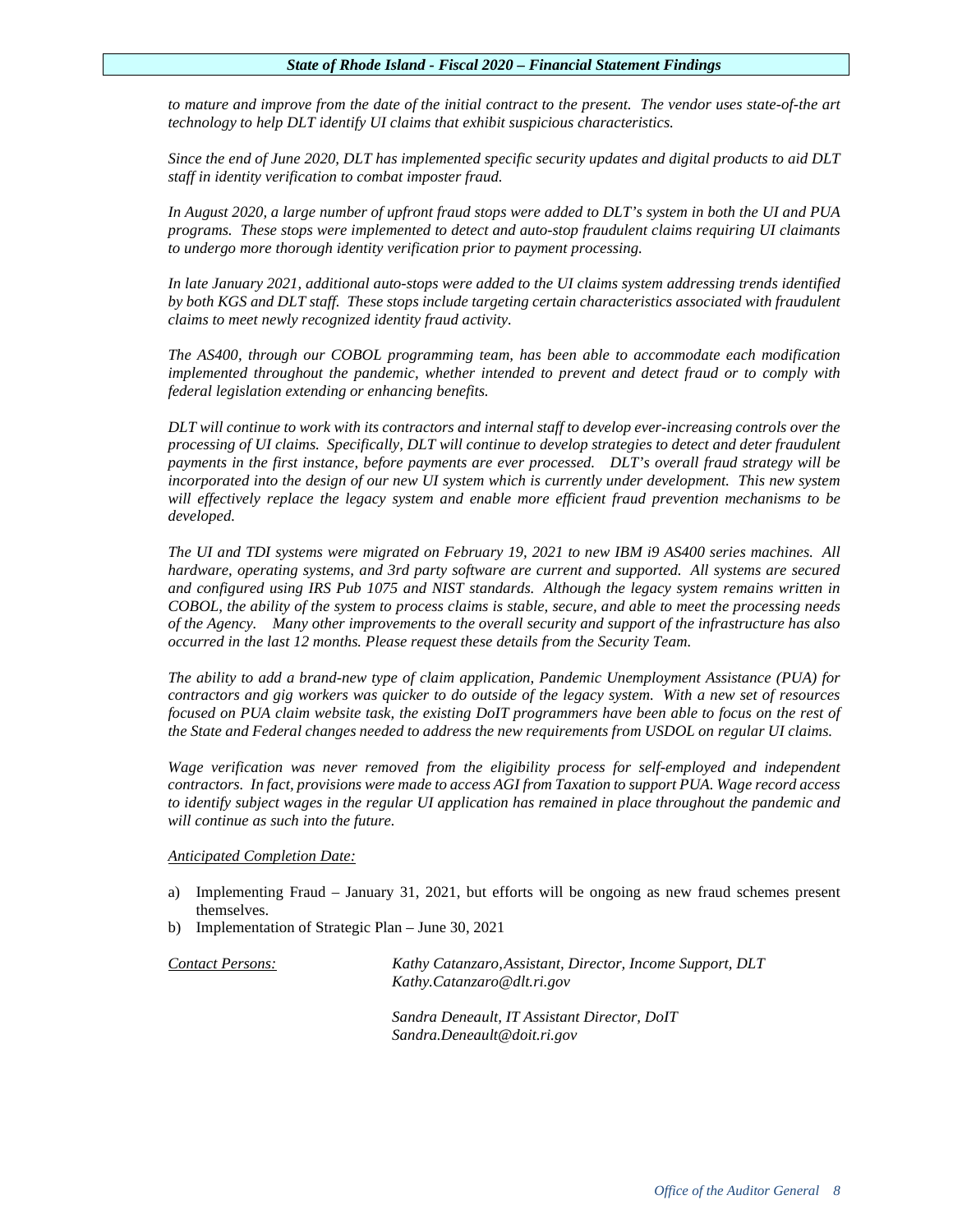*to mature and improve from the date of the initial contract to the present. The vendor uses state-of-the art technology to help DLT identify UI claims that exhibit suspicious characteristics.*

*Since the end of June 2020, DLT has implemented specific security updates and digital products to aid DLT staff in identity verification to combat imposter fraud.*

*In August 2020, a large number of upfront fraud stops were added to DLT's system in both the UI and PUA programs. These stops were implemented to detect and auto-stop fraudulent claims requiring UI claimants to undergo more thorough identity verification prior to payment processing.*

*In late January 2021, additional auto-stops were added to the UI claims system addressing trends identified by both KGS and DLT staff. These stops include targeting certain characteristics associated with fraudulent claims to meet newly recognized identity fraud activity.*

*The AS400, through our COBOL programming team, has been able to accommodate each modification implemented throughout the pandemic, whether intended to prevent and detect fraud or to comply with federal legislation extending or enhancing benefits.*

*DLT will continue to work with its contractors and internal staff to develop ever-increasing controls over the processing of UI claims. Specifically, DLT will continue to develop strategies to detect and deter fraudulent payments in the first instance, before payments are ever processed. DLT's overall fraud strategy will be incorporated into the design of our new UI system which is currently under development. This new system will effectively replace the legacy system and enable more efficient fraud prevention mechanisms to be developed.*

*The UI and TDI systems were migrated on February 19, 2021 to new IBM i9 AS400 series machines. All hardware, operating systems, and 3rd party software are current and supported. All systems are secured and configured using IRS Pub 1075 and NIST standards. Although the legacy system remains written in COBOL, the ability of the system to process claims is stable, secure, and able to meet the processing needs of the Agency. Many other improvements to the overall security and support of the infrastructure has also occurred in the last 12 months. Please request these details from the Security Team.*

*The ability to add a brand-new type of claim application, Pandemic Unemployment Assistance (PUA) for contractors and gig workers was quicker to do outside of the legacy system. With a new set of resources focused on PUA claim website task, the existing DoIT programmers have been able to focus on the rest of the State and Federal changes needed to address the new requirements from USDOL on regular UI claims.*

*Wage verification was never removed from the eligibility process for self-employed and independent contractors. In fact, provisions were made to access AGI from Taxation to support PUA. Wage record access to identify subject wages in the regular UI application has remained in place throughout the pandemic and will continue as such into the future.*

*Anticipated Completion Date:*

a) Implementing Fraud – January 31, 2021, but efforts will be ongoing as new fraud schemes present themselves.
b) Implementation of Strategic Plan – June 30, 2021

*Contact Persons:*

*Kathy Catanzaro, Assistant, Director, Income Support, DLT*
*Kathy.Catanzaro@dlt.ri.gov*

*Sandra Deneault, IT Assistant Director, DoIT*
*Sandra.Deneault@doit.ri.gov*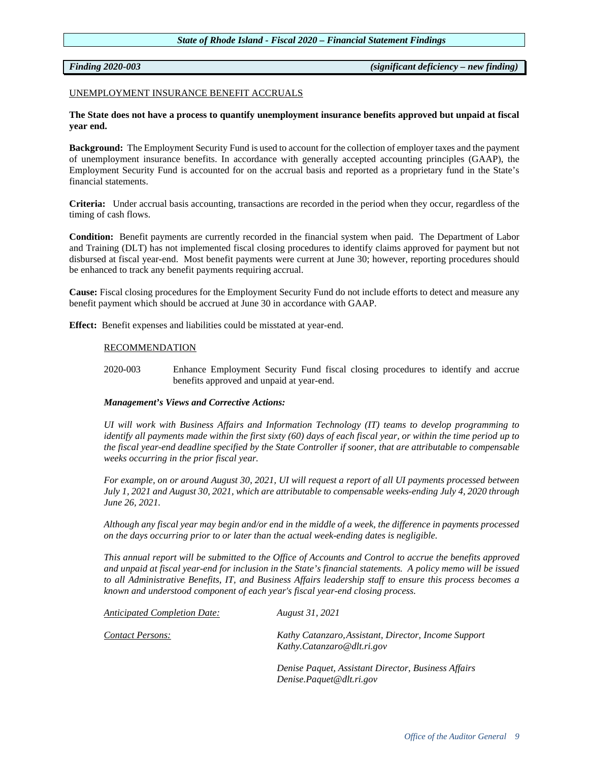**Finding 2020-003** *(significant deficiency – new finding)*

UNEMPLOYMENT INSURANCE BENEFIT ACCRUALS

**The State does not have a process to quantify unemployment insurance benefits approved but unpaid at fiscal year end.**

**Background:** The Employment Security Fund is used to account for the collection of employer taxes and the payment of unemployment insurance benefits. In accordance with generally accepted accounting principles (GAAP), the Employment Security Fund is accounted for on the accrual basis and reported as a proprietary fund in the State's financial statements.

**Criteria:** Under accrual basis accounting, transactions are recorded in the period when they occur, regardless of the timing of cash flows.

**Condition:** Benefit payments are currently recorded in the financial system when paid. The Department of Labor and Training (DLT) has not implemented fiscal closing procedures to identify claims approved for payment but not disbursed at fiscal year-end. Most benefit payments were current at June 30; however, reporting procedures should be enhanced to track any benefit payments requiring accrual.

**Cause:** Fiscal closing procedures for the Employment Security Fund do not include efforts to detect and measure any benefit payment which should be accrued at June 30 in accordance with GAAP.

**Effect:** Benefit expenses and liabilities could be misstated at year-end.

RECOMMENDATION

2020-003 Enhance Employment Security Fund fiscal closing procedures to identify and accrue benefits approved and unpaid at year-end.

***Management's Views and Corrective Actions:***

*UI will work with Business Affairs and Information Technology (IT) teams to develop programming to identify all payments made within the first sixty (60) days of each fiscal year, or within the time period up to the fiscal year-end deadline specified by the State Controller if sooner, that are attributable to compensable weeks occurring in the prior fiscal year.*

*For example, on or around August 30, 2021, UI will request a report of all UI payments processed between July 1, 2021 and August 30, 2021, which are attributable to compensable weeks-ending July 4, 2020 through June 26, 2021.*

*Although any fiscal year may begin and/or end in the middle of a week, the difference in payments processed on the days occurring prior to or later than the actual week-ending dates is negligible.*

*This annual report will be submitted to the Office of Accounts and Control to accrue the benefits approved and unpaid at fiscal year-end for inclusion in the State's financial statements. A policy memo will be issued to all Administrative Benefits, IT, and Business Affairs leadership staff to ensure this process becomes a known and understood component of each year's fiscal year-end closing process.*

*Anticipated Completion Date:* *August 31, 2021*

*Contact Persons:*

*Kathy Catanzaro, Assistant, Director, Income Support*
*Kathy.Catanzaro@dlt.ri.gov*

*Denise Paquet, Assistant Director, Business Affairs*
*Denise.Paquet@dlt.ri.gov*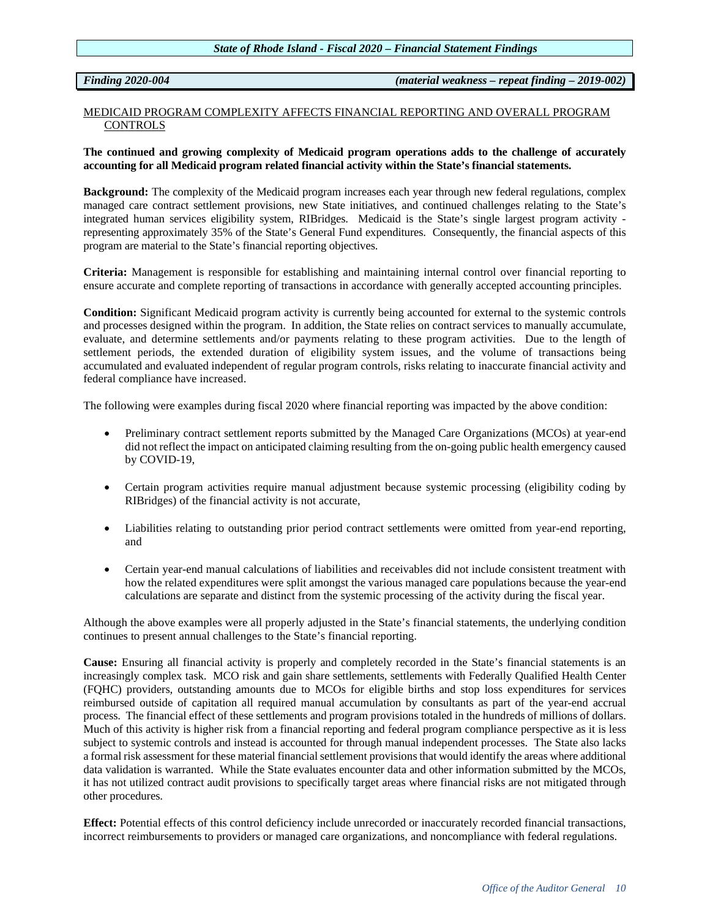*Finding 2020-004* *(material weakness – repeat finding – 2019-002)*

## MEDICAID PROGRAM COMPLEXITY AFFECTS FINANCIAL REPORTING AND OVERALL PROGRAM CONTROLS

**The continued and growing complexity of Medicaid program operations adds to the challenge of accurately accounting for all Medicaid program related financial activity within the State's financial statements.**

**Background:** The complexity of the Medicaid program increases each year through new federal regulations, complex managed care contract settlement provisions, new State initiatives, and continued challenges relating to the State's integrated human services eligibility system, RIBridges. Medicaid is the State's single largest program activity - representing approximately 35% of the State's General Fund expenditures. Consequently, the financial aspects of this program are material to the State's financial reporting objectives.

**Criteria:** Management is responsible for establishing and maintaining internal control over financial reporting to ensure accurate and complete reporting of transactions in accordance with generally accepted accounting principles.

**Condition:** Significant Medicaid program activity is currently being accounted for external to the systemic controls and processes designed within the program. In addition, the State relies on contract services to manually accumulate, evaluate, and determine settlements and/or payments relating to these program activities. Due to the length of settlement periods, the extended duration of eligibility system issues, and the volume of transactions being accumulated and evaluated independent of regular program controls, risks relating to inaccurate financial activity and federal compliance have increased.

The following were examples during fiscal 2020 where financial reporting was impacted by the above condition:

- Preliminary contract settlement reports submitted by the Managed Care Organizations (MCOs) at year-end did not reflect the impact on anticipated claiming resulting from the on-going public health emergency caused by COVID-19,
- Certain program activities require manual adjustment because systemic processing (eligibility coding by RIBridges) of the financial activity is not accurate,
- Liabilities relating to outstanding prior period contract settlements were omitted from year-end reporting, and
- Certain year-end manual calculations of liabilities and receivables did not include consistent treatment with how the related expenditures were split amongst the various managed care populations because the year-end calculations are separate and distinct from the systemic processing of the activity during the fiscal year.

Although the above examples were all properly adjusted in the State's financial statements, the underlying condition continues to present annual challenges to the State's financial reporting.

**Cause:** Ensuring all financial activity is properly and completely recorded in the State's financial statements is an increasingly complex task. MCO risk and gain share settlements, settlements with Federally Qualified Health Center (FQHC) providers, outstanding amounts due to MCOs for eligible births and stop loss expenditures for services reimbursed outside of capitation all required manual accumulation by consultants as part of the year-end accrual process. The financial effect of these settlements and program provisions totaled in the hundreds of millions of dollars. Much of this activity is higher risk from a financial reporting and federal program compliance perspective as it is less subject to systemic controls and instead is accounted for through manual independent processes. The State also lacks a formal risk assessment for these material financial settlement provisions that would identify the areas where additional data validation is warranted. While the State evaluates encounter data and other information submitted by the MCOs, it has not utilized contract audit provisions to specifically target areas where financial risks are not mitigated through other procedures.

**Effect:** Potential effects of this control deficiency include unrecorded or inaccurately recorded financial transactions, incorrect reimbursements to providers or managed care organizations, and noncompliance with federal regulations.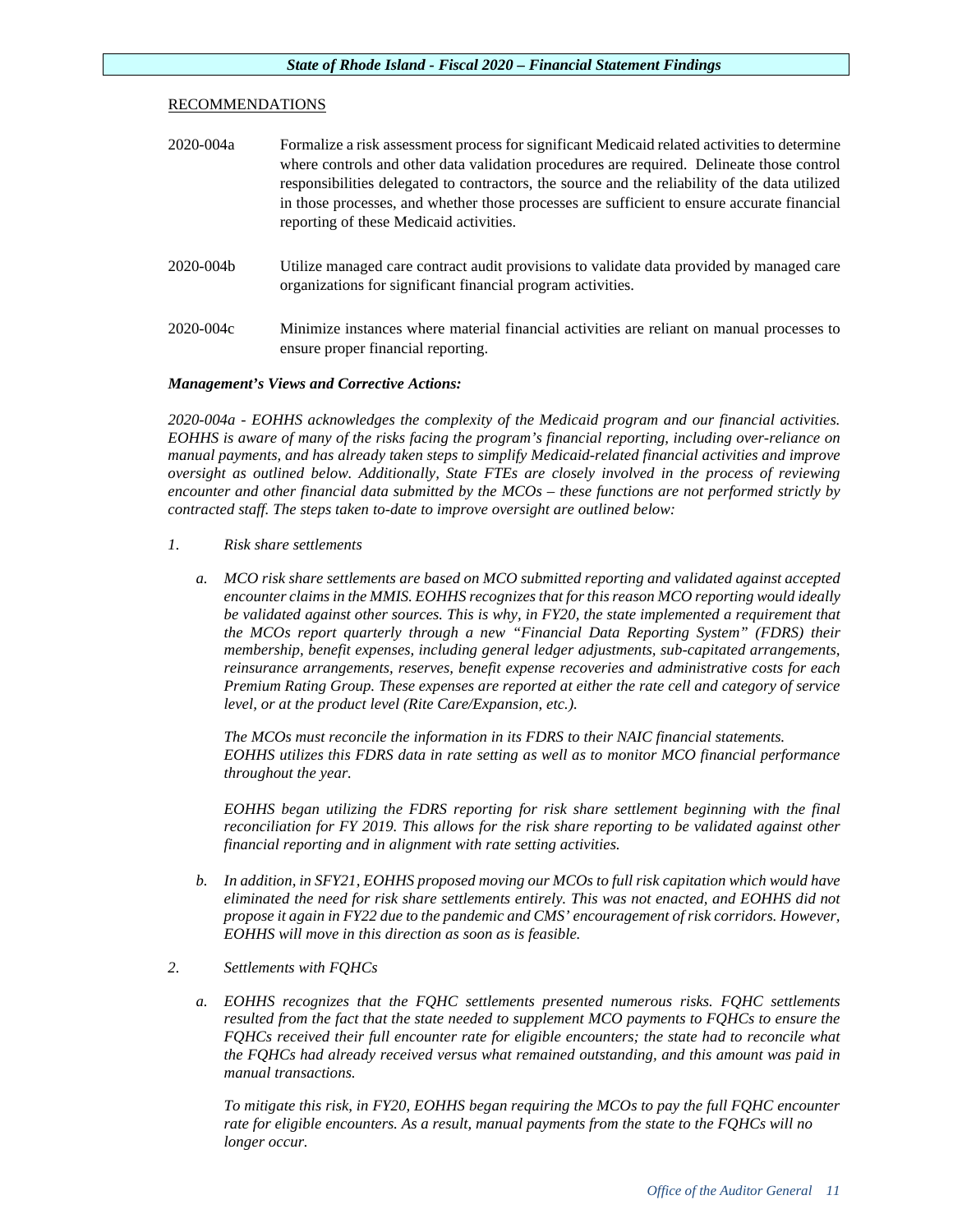RECOMMENDATIONS

2020-004a Formalize a risk assessment process for significant Medicaid related activities to determine where controls and other data validation procedures are required. Delineate those control responsibilities delegated to contractors, the source and the reliability of the data utilized in those processes, and whether those processes are sufficient to ensure accurate financial reporting of these Medicaid activities.

2020-004b Utilize managed care contract audit provisions to validate data provided by managed care organizations for significant financial program activities.

2020-004c Minimize instances where material financial activities are reliant on manual processes to ensure proper financial reporting.

***Management's Views and Corrective Actions:***

*2020-004a - EOHHS acknowledges the complexity of the Medicaid program and our financial activities. EOHHS is aware of many of the risks facing the program's financial reporting, including over-reliance on manual payments, and has already taken steps to simplify Medicaid-related financial activities and improve oversight as outlined below. Additionally, State FTEs are closely involved in the process of reviewing encounter and other financial data submitted by the MCOs – these functions are not performed strictly by contracted staff. The steps taken to-date to improve oversight are outlined below:*

*1. Risk share settlements*

*a. MCO risk share settlements are based on MCO submitted reporting and validated against accepted encounter claims in the MMIS. EOHHS recognizes that for this reason MCO reporting would ideally be validated against other sources. This is why, in FY20, the state implemented a requirement that the MCOs report quarterly through a new "Financial Data Reporting System" (FDRS) their membership, benefit expenses, including general ledger adjustments, sub-capitated arrangements, reinsurance arrangements, reserves, benefit expense recoveries and administrative costs for each Premium Rating Group. These expenses are reported at either the rate cell and category of service level, or at the product level (Rite Care/Expansion, etc.).*

*The MCOs must reconcile the information in its FDRS to their NAIC financial statements. EOHHS utilizes this FDRS data in rate setting as well as to monitor MCO financial performance throughout the year.*

*EOHHS began utilizing the FDRS reporting for risk share settlement beginning with the final reconciliation for FY 2019. This allows for the risk share reporting to be validated against other financial reporting and in alignment with rate setting activities.*

*b. In addition, in SFY21, EOHHS proposed moving our MCOs to full risk capitation which would have eliminated the need for risk share settlements entirely. This was not enacted, and EOHHS did not propose it again in FY22 due to the pandemic and CMS' encouragement of risk corridors. However, EOHHS will move in this direction as soon as is feasible.*

*2. Settlements with FQHCs*

*a. EOHHS recognizes that the FQHC settlements presented numerous risks. FQHC settlements resulted from the fact that the state needed to supplement MCO payments to FQHCs to ensure the FQHCs received their full encounter rate for eligible encounters; the state had to reconcile what the FQHCs had already received versus what remained outstanding, and this amount was paid in manual transactions.*

*To mitigate this risk, in FY20, EOHHS began requiring the MCOs to pay the full FQHC encounter rate for eligible encounters. As a result, manual payments from the state to the FQHCs will no longer occur.*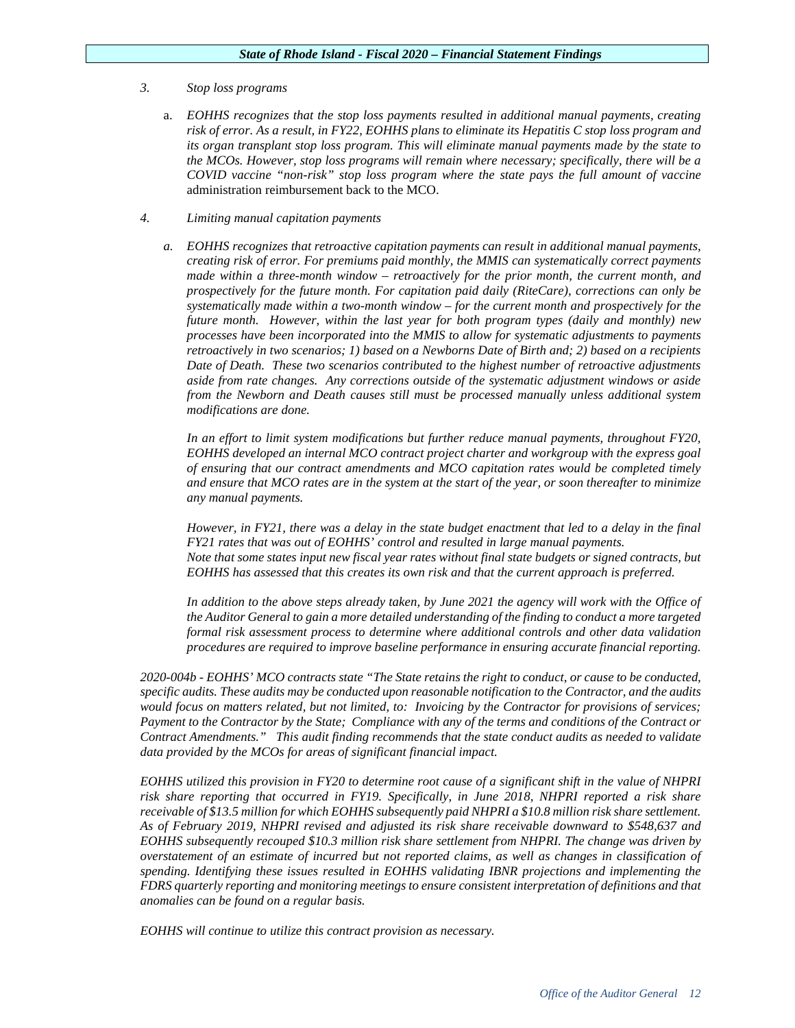3. *Stop loss programs*

   a. *EOHHS recognizes that the stop loss payments resulted in additional manual payments, creating risk of error. As a result, in FY22, EOHHS plans to eliminate its Hepatitis C stop loss program and its organ transplant stop loss program. This will eliminate manual payments made by the state to the MCOs. However, stop loss programs will remain where necessary; specifically, there will be a COVID vaccine "non-risk" stop loss program where the state pays the full amount of vaccine* administration reimbursement back to the MCO.

4. *Limiting manual capitation payments*

   a. *EOHHS recognizes that retroactive capitation payments can result in additional manual payments, creating risk of error. For premiums paid monthly, the MMIS can systematically correct payments made within a three-month window – retroactively for the prior month, the current month, and prospectively for the future month. For capitation paid daily (RiteCare), corrections can only be systematically made within a two-month window – for the current month and prospectively for the future month. However, within the last year for both program types (daily and monthly) new processes have been incorporated into the MMIS to allow for systematic adjustments to payments retroactively in two scenarios; 1) based on a Newborns Date of Birth and; 2) based on a recipients Date of Death. These two scenarios contributed to the highest number of retroactive adjustments aside from rate changes. Any corrections outside of the systematic adjustment windows or aside from the Newborn and Death causes still must be processed manually unless additional system modifications are done.*

   *In an effort to limit system modifications but further reduce manual payments, throughout FY20, EOHHS developed an internal MCO contract project charter and workgroup with the express goal of ensuring that our contract amendments and MCO capitation rates would be completed timely and ensure that MCO rates are in the system at the start of the year, or soon thereafter to minimize any manual payments.*

   *However, in FY21, there was a delay in the state budget enactment that led to a delay in the final FY21 rates that was out of EOHHS' control and resulted in large manual payments.*
   *Note that some states input new fiscal year rates without final state budgets or signed contracts, but EOHHS has assessed that this creates its own risk and that the current approach is preferred.*

   *In addition to the above steps already taken, by June 2021 the agency will work with the Office of the Auditor General to gain a more detailed understanding of the finding to conduct a more targeted formal risk assessment process to determine where additional controls and other data validation procedures are required to improve baseline performance in ensuring accurate financial reporting.*

*2020-004b - EOHHS' MCO contracts state "The State retains the right to conduct, or cause to be conducted, specific audits. These audits may be conducted upon reasonable notification to the Contractor, and the audits would focus on matters related, but not limited, to: Invoicing by the Contractor for provisions of services; Payment to the Contractor by the State; Compliance with any of the terms and conditions of the Contract or Contract Amendments." This audit finding recommends that the state conduct audits as needed to validate data provided by the MCOs for areas of significant financial impact.*

*EOHHS utilized this provision in FY20 to determine root cause of a significant shift in the value of NHPRI risk share reporting that occurred in FY19. Specifically, in June 2018, NHPRI reported a risk share receivable of $13.5 million for which EOHHS subsequently paid NHPRI a $10.8 million risk share settlement. As of February 2019, NHPRI revised and adjusted its risk share receivable downward to $548,637 and EOHHS subsequently recouped $10.3 million risk share settlement from NHPRI. The change was driven by overstatement of an estimate of incurred but not reported claims, as well as changes in classification of spending. Identifying these issues resulted in EOHHS validating IBNR projections and implementing the FDRS quarterly reporting and monitoring meetings to ensure consistent interpretation of definitions and that anomalies can be found on a regular basis.*

*EOHHS will continue to utilize this contract provision as necessary.*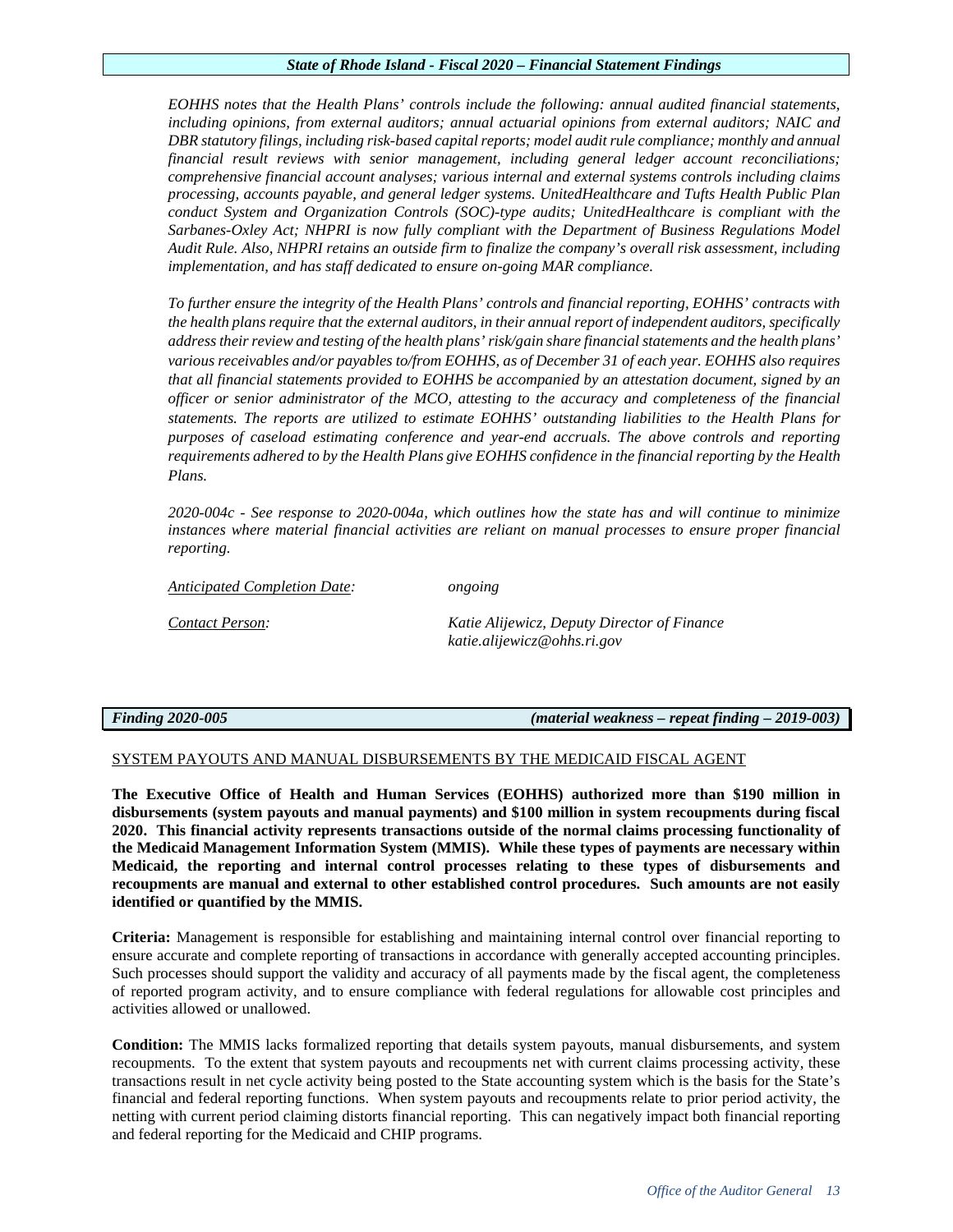*EOHHS notes that the Health Plans' controls include the following: annual audited financial statements, including opinions, from external auditors; annual actuarial opinions from external auditors; NAIC and DBR statutory filings, including risk-based capital reports; model audit rule compliance; monthly and annual financial result reviews with senior management, including general ledger account reconciliations; comprehensive financial account analyses; various internal and external systems controls including claims processing, accounts payable, and general ledger systems. UnitedHealthcare and Tufts Health Public Plan conduct System and Organization Controls (SOC)-type audits; UnitedHealthcare is compliant with the Sarbanes-Oxley Act; NHPRI is now fully compliant with the Department of Business Regulations Model Audit Rule. Also, NHPRI retains an outside firm to finalize the company's overall risk assessment, including implementation, and has staff dedicated to ensure on-going MAR compliance.*

*To further ensure the integrity of the Health Plans' controls and financial reporting, EOHHS' contracts with the health plans require that the external auditors, in their annual report of independent auditors, specifically address their review and testing of the health plans' risk/gain share financial statements and the health plans' various receivables and/or payables to/from EOHHS, as of December 31 of each year. EOHHS also requires that all financial statements provided to EOHHS be accompanied by an attestation document, signed by an officer or senior administrator of the MCO, attesting to the accuracy and completeness of the financial statements. The reports are utilized to estimate EOHHS' outstanding liabilities to the Health Plans for purposes of caseload estimating conference and year-end accruals. The above controls and reporting requirements adhered to by the Health Plans give EOHHS confidence in the financial reporting by the Health Plans.*

*2020-004c - See response to 2020-004a, which outlines how the state has and will continue to minimize instances where material financial activities are reliant on manual processes to ensure proper financial reporting.*

*Anticipated Completion Date:* *ongoing*

*Contact Person:* *Katie Alijewicz, Deputy Director of Finance*
*katie.alijewicz@ohhs.ri.gov*

***Finding 2020-005*** ***(material weakness – repeat finding – 2019-003)***

SYSTEM PAYOUTS AND MANUAL DISBURSEMENTS BY THE MEDICAID FISCAL AGENT

**The Executive Office of Health and Human Services (EOHHS) authorized more than $190 million in disbursements (system payouts and manual payments) and $100 million in system recoupments during fiscal 2020. This financial activity represents transactions outside of the normal claims processing functionality of the Medicaid Management Information System (MMIS). While these types of payments are necessary within Medicaid, the reporting and internal control processes relating to these types of disbursements and recoupments are manual and external to other established control procedures. Such amounts are not easily identified or quantified by the MMIS.**

**Criteria:** Management is responsible for establishing and maintaining internal control over financial reporting to ensure accurate and complete reporting of transactions in accordance with generally accepted accounting principles. Such processes should support the validity and accuracy of all payments made by the fiscal agent, the completeness of reported program activity, and to ensure compliance with federal regulations for allowable cost principles and activities allowed or unallowed.

**Condition:** The MMIS lacks formalized reporting that details system payouts, manual disbursements, and system recoupments. To the extent that system payouts and recoupments net with current claims processing activity, these transactions result in net cycle activity being posted to the State accounting system which is the basis for the State's financial and federal reporting functions. When system payouts and recoupments relate to prior period activity, the netting with current period claiming distorts financial reporting. This can negatively impact both financial reporting and federal reporting for the Medicaid and CHIP programs.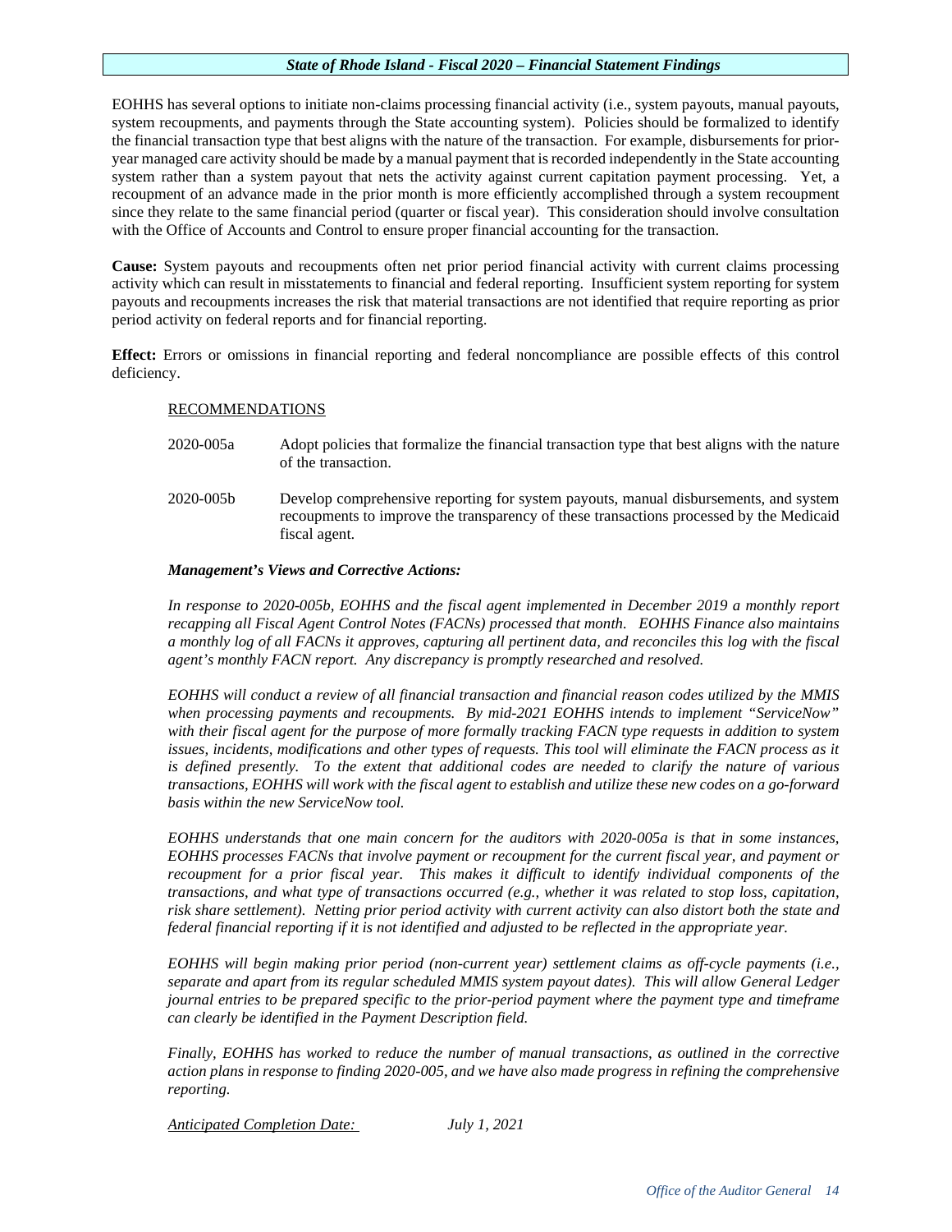EOHHS has several options to initiate non-claims processing financial activity (i.e., system payouts, manual payouts, system recoupments, and payments through the State accounting system). Policies should be formalized to identify the financial transaction type that best aligns with the nature of the transaction. For example, disbursements for prior-year managed care activity should be made by a manual payment that is recorded independently in the State accounting system rather than a system payout that nets the activity against current capitation payment processing. Yet, a recoupment of an advance made in the prior month is more efficiently accomplished through a system recoupment since they relate to the same financial period (quarter or fiscal year). This consideration should involve consultation with the Office of Accounts and Control to ensure proper financial accounting for the transaction.

**Cause:** System payouts and recoupments often net prior period financial activity with current claims processing activity which can result in misstatements to financial and federal reporting. Insufficient system reporting for system payouts and recoupments increases the risk that material transactions are not identified that require reporting as prior period activity on federal reports and for financial reporting.

**Effect:** Errors or omissions in financial reporting and federal noncompliance are possible effects of this control deficiency.

RECOMMENDATIONS

2020-005a Adopt policies that formalize the financial transaction type that best aligns with the nature of the transaction.

2020-005b Develop comprehensive reporting for system payouts, manual disbursements, and system recoupments to improve the transparency of these transactions processed by the Medicaid fiscal agent.

***Management's Views and Corrective Actions:***

*In response to 2020-005b, EOHHS and the fiscal agent implemented in December 2019 a monthly report recapping all Fiscal Agent Control Notes (FACNs) processed that month. EOHHS Finance also maintains a monthly log of all FACNs it approves, capturing all pertinent data, and reconciles this log with the fiscal agent's monthly FACN report. Any discrepancy is promptly researched and resolved.*

*EOHHS will conduct a review of all financial transaction and financial reason codes utilized by the MMIS when processing payments and recoupments. By mid-2021 EOHHS intends to implement "ServiceNow" with their fiscal agent for the purpose of more formally tracking FACN type requests in addition to system issues, incidents, modifications and other types of requests. This tool will eliminate the FACN process as it is defined presently. To the extent that additional codes are needed to clarify the nature of various transactions, EOHHS will work with the fiscal agent to establish and utilize these new codes on a go-forward basis within the new ServiceNow tool.*

*EOHHS understands that one main concern for the auditors with 2020-005a is that in some instances, EOHHS processes FACNs that involve payment or recoupment for the current fiscal year, and payment or recoupment for a prior fiscal year. This makes it difficult to identify individual components of the transactions, and what type of transactions occurred (e.g., whether it was related to stop loss, capitation, risk share settlement). Netting prior period activity with current activity can also distort both the state and federal financial reporting if it is not identified and adjusted to be reflected in the appropriate year.*

*EOHHS will begin making prior period (non-current year) settlement claims as off-cycle payments (i.e., separate and apart from its regular scheduled MMIS system payout dates). This will allow General Ledger journal entries to be prepared specific to the prior-period payment where the payment type and timeframe can clearly be identified in the Payment Description field.*

*Finally, EOHHS has worked to reduce the number of manual transactions, as outlined in the corrective action plans in response to finding 2020-005, and we have also made progress in refining the comprehensive reporting.*

*Anticipated Completion Date:* *July 1, 2021*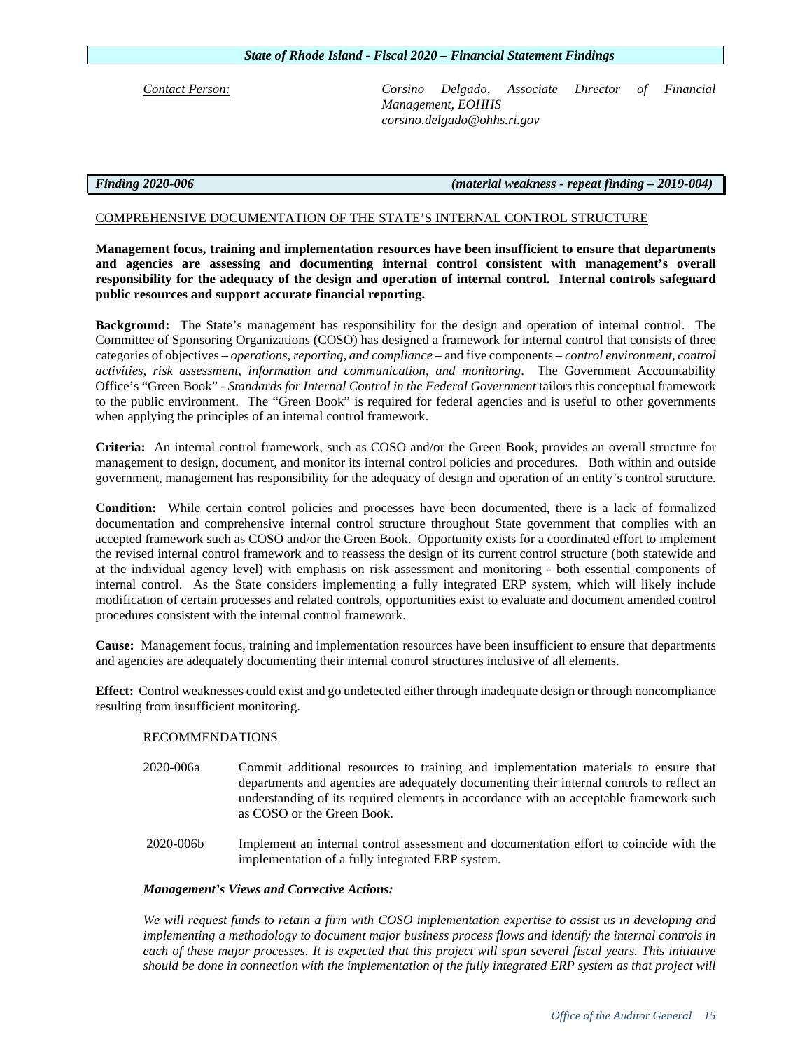*Contact Person:* *Corsino Delgado, Associate Director of Financial Management, EOHHS*
*corsino.delgado@ohhs.ri.gov*

***Finding 2020-006*** ***(material weakness - repeat finding – 2019-004)***

COMPREHENSIVE DOCUMENTATION OF THE STATE'S INTERNAL CONTROL STRUCTURE

**Management focus, training and implementation resources have been insufficient to ensure that departments and agencies are assessing and documenting internal control consistent with management's overall responsibility for the adequacy of the design and operation of internal control. Internal controls safeguard public resources and support accurate financial reporting.**

**Background:** The State's management has responsibility for the design and operation of internal control. The Committee of Sponsoring Organizations (COSO) has designed a framework for internal control that consists of three categories of objectives – *operations, reporting, and compliance* – and five components – *control environment, control activities, risk assessment, information and communication, and monitoring*. The Government Accountability Office's "Green Book" - *Standards for Internal Control in the Federal Government* tailors this conceptual framework to the public environment. The "Green Book" is required for federal agencies and is useful to other governments when applying the principles of an internal control framework.

**Criteria:** An internal control framework, such as COSO and/or the Green Book, provides an overall structure for management to design, document, and monitor its internal control policies and procedures. Both within and outside government, management has responsibility for the adequacy of design and operation of an entity's control structure.

**Condition:** While certain control policies and processes have been documented, there is a lack of formalized documentation and comprehensive internal control structure throughout State government that complies with an accepted framework such as COSO and/or the Green Book. Opportunity exists for a coordinated effort to implement the revised internal control framework and to reassess the design of its current control structure (both statewide and at the individual agency level) with emphasis on risk assessment and monitoring - both essential components of internal control. As the State considers implementing a fully integrated ERP system, which will likely include modification of certain processes and related controls, opportunities exist to evaluate and document amended control procedures consistent with the internal control framework.

**Cause:** Management focus, training and implementation resources have been insufficient to ensure that departments and agencies are adequately documenting their internal control structures inclusive of all elements.

**Effect:** Control weaknesses could exist and go undetected either through inadequate design or through noncompliance resulting from insufficient monitoring.

RECOMMENDATIONS

2020-006a Commit additional resources to training and implementation materials to ensure that departments and agencies are adequately documenting their internal controls to reflect an understanding of its required elements in accordance with an acceptable framework such as COSO or the Green Book.

2020-006b Implement an internal control assessment and documentation effort to coincide with the implementation of a fully integrated ERP system.

***Management's Views and Corrective Actions:***

*We will request funds to retain a firm with COSO implementation expertise to assist us in developing and implementing a methodology to document major business process flows and identify the internal controls in each of these major processes. It is expected that this project will span several fiscal years. This initiative should be done in connection with the implementation of the fully integrated ERP system as that project will*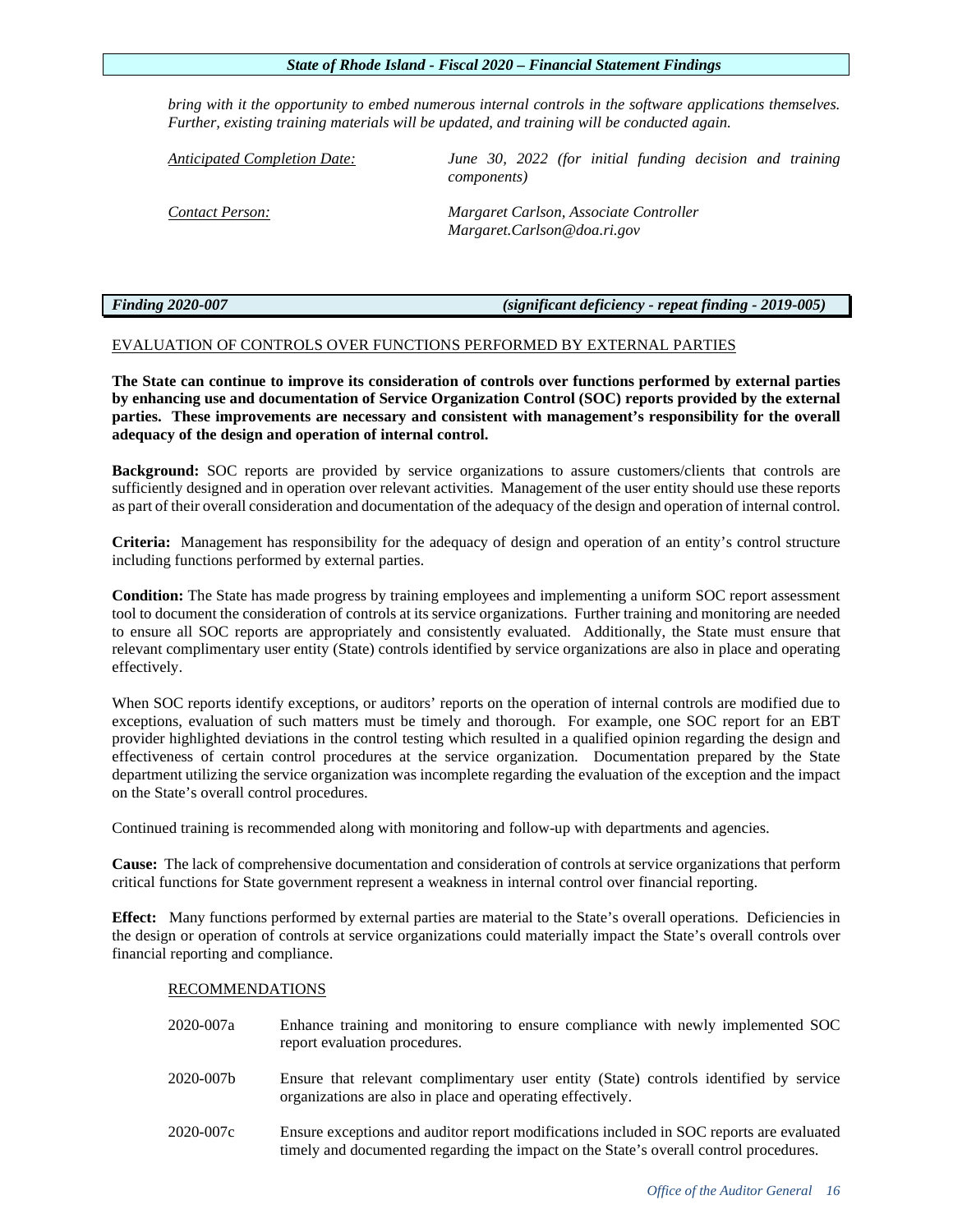*bring with it the opportunity to embed numerous internal controls in the software applications themselves. Further, existing training materials will be updated, and training will be conducted again.*

| | |
|---|---|
| *Anticipated Completion Date:* | *June 30, 2022 (for initial funding decision and training components)* |
| *Contact Person:* | *Margaret Carlson, Associate Controller*<br>*Margaret.Carlson@doa.ri.gov* |

***Finding 2020-007*** ***(significant deficiency - repeat finding - 2019-005)***

EVALUATION OF CONTROLS OVER FUNCTIONS PERFORMED BY EXTERNAL PARTIES

**The State can continue to improve its consideration of controls over functions performed by external parties by enhancing use and documentation of Service Organization Control (SOC) reports provided by the external parties. These improvements are necessary and consistent with management's responsibility for the overall adequacy of the design and operation of internal control.**

**Background:** SOC reports are provided by service organizations to assure customers/clients that controls are sufficiently designed and in operation over relevant activities. Management of the user entity should use these reports as part of their overall consideration and documentation of the adequacy of the design and operation of internal control.

**Criteria:** Management has responsibility for the adequacy of design and operation of an entity's control structure including functions performed by external parties.

**Condition:** The State has made progress by training employees and implementing a uniform SOC report assessment tool to document the consideration of controls at its service organizations. Further training and monitoring are needed to ensure all SOC reports are appropriately and consistently evaluated. Additionally, the State must ensure that relevant complimentary user entity (State) controls identified by service organizations are also in place and operating effectively.

When SOC reports identify exceptions, or auditors' reports on the operation of internal controls are modified due to exceptions, evaluation of such matters must be timely and thorough. For example, one SOC report for an EBT provider highlighted deviations in the control testing which resulted in a qualified opinion regarding the design and effectiveness of certain control procedures at the service organization. Documentation prepared by the State department utilizing the service organization was incomplete regarding the evaluation of the exception and the impact on the State's overall control procedures.

Continued training is recommended along with monitoring and follow-up with departments and agencies.

**Cause:** The lack of comprehensive documentation and consideration of controls at service organizations that perform critical functions for State government represent a weakness in internal control over financial reporting.

**Effect:** Many functions performed by external parties are material to the State's overall operations. Deficiencies in the design or operation of controls at service organizations could materially impact the State's overall controls over financial reporting and compliance.

RECOMMENDATIONS

| | |
|---|---|
| 2020-007a | Enhance training and monitoring to ensure compliance with newly implemented SOC report evaluation procedures. |
| 2020-007b | Ensure that relevant complimentary user entity (State) controls identified by service organizations are also in place and operating effectively. |
| 2020-007c | Ensure exceptions and auditor report modifications included in SOC reports are evaluated timely and documented regarding the impact on the State's overall control procedures. |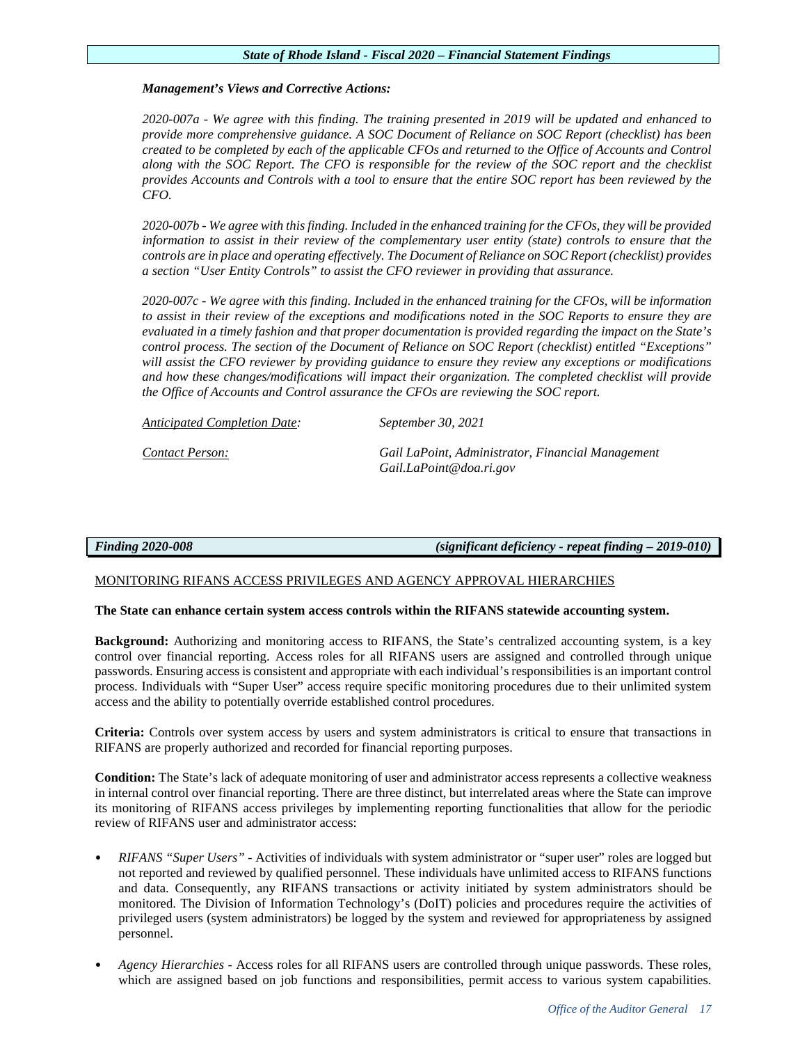***Management's Views and Corrective Actions:***

*2020-007a - We agree with this finding. The training presented in 2019 will be updated and enhanced to provide more comprehensive guidance. A SOC Document of Reliance on SOC Report (checklist) has been created to be completed by each of the applicable CFOs and returned to the Office of Accounts and Control along with the SOC Report. The CFO is responsible for the review of the SOC report and the checklist provides Accounts and Controls with a tool to ensure that the entire SOC report has been reviewed by the CFO.*

*2020-007b - We agree with this finding. Included in the enhanced training for the CFOs, they will be provided information to assist in their review of the complementary user entity (state) controls to ensure that the controls are in place and operating effectively. The Document of Reliance on SOC Report (checklist) provides a section "User Entity Controls" to assist the CFO reviewer in providing that assurance.*

*2020-007c - We agree with this finding. Included in the enhanced training for the CFOs, will be information to assist in their review of the exceptions and modifications noted in the SOC Reports to ensure they are evaluated in a timely fashion and that proper documentation is provided regarding the impact on the State's control process. The section of the Document of Reliance on SOC Report (checklist) entitled "Exceptions" will assist the CFO reviewer by providing guidance to ensure they review any exceptions or modifications and how these changes/modifications will impact their organization. The completed checklist will provide the Office of Accounts and Control assurance the CFOs are reviewing the SOC report.*

*Anticipated Completion Date:* *September 30, 2021*

*Contact Person:* *Gail LaPoint, Administrator, Financial Management*
*Gail.LaPoint@doa.ri.gov*

***Finding 2020-008*** ***(significant deficiency - repeat finding – 2019-010)***

MONITORING RIFANS ACCESS PRIVILEGES AND AGENCY APPROVAL HIERARCHIES

**The State can enhance certain system access controls within the RIFANS statewide accounting system.**

**Background:** Authorizing and monitoring access to RIFANS, the State's centralized accounting system, is a key control over financial reporting. Access roles for all RIFANS users are assigned and controlled through unique passwords. Ensuring access is consistent and appropriate with each individual's responsibilities is an important control process. Individuals with "Super User" access require specific monitoring procedures due to their unlimited system access and the ability to potentially override established control procedures.

**Criteria:** Controls over system access by users and system administrators is critical to ensure that transactions in RIFANS are properly authorized and recorded for financial reporting purposes.

**Condition:** The State's lack of adequate monitoring of user and administrator access represents a collective weakness in internal control over financial reporting. There are three distinct, but interrelated areas where the State can improve its monitoring of RIFANS access privileges by implementing reporting functionalities that allow for the periodic review of RIFANS user and administrator access:

- *RIFANS "Super Users"* - Activities of individuals with system administrator or "super user" roles are logged but not reported and reviewed by qualified personnel. These individuals have unlimited access to RIFANS functions and data. Consequently, any RIFANS transactions or activity initiated by system administrators should be monitored. The Division of Information Technology's (DoIT) policies and procedures require the activities of privileged users (system administrators) be logged by the system and reviewed for appropriateness by assigned personnel.

- *Agency Hierarchies* - Access roles for all RIFANS users are controlled through unique passwords. These roles, which are assigned based on job functions and responsibilities, permit access to various system capabilities.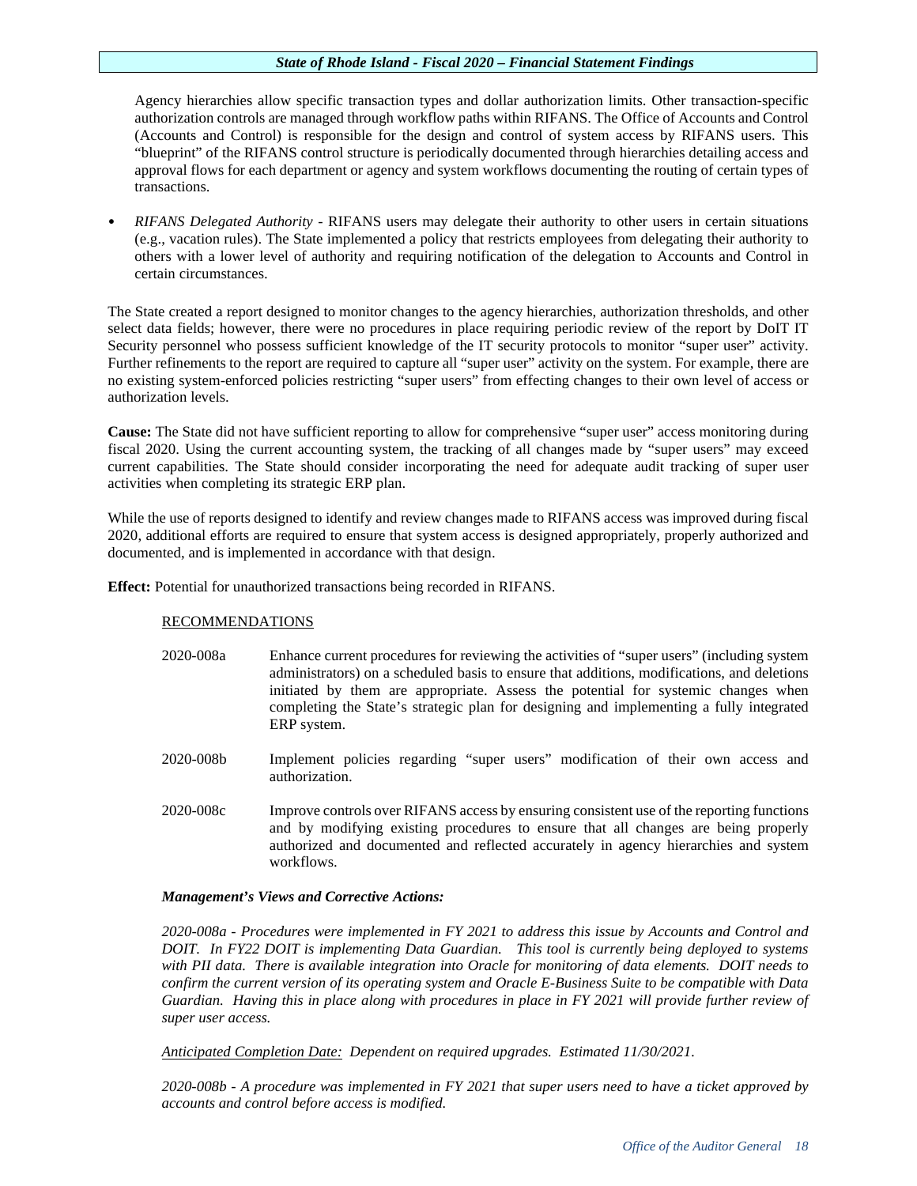Agency hierarchies allow specific transaction types and dollar authorization limits. Other transaction-specific authorization controls are managed through workflow paths within RIFANS. The Office of Accounts and Control (Accounts and Control) is responsible for the design and control of system access by RIFANS users. This "blueprint" of the RIFANS control structure is periodically documented through hierarchies detailing access and approval flows for each department or agency and system workflows documenting the routing of certain types of transactions.

- *RIFANS Delegated Authority* - RIFANS users may delegate their authority to other users in certain situations (e.g., vacation rules). The State implemented a policy that restricts employees from delegating their authority to others with a lower level of authority and requiring notification of the delegation to Accounts and Control in certain circumstances.

The State created a report designed to monitor changes to the agency hierarchies, authorization thresholds, and other select data fields; however, there were no procedures in place requiring periodic review of the report by DoIT IT Security personnel who possess sufficient knowledge of the IT security protocols to monitor "super user" activity. Further refinements to the report are required to capture all "super user" activity on the system. For example, there are no existing system-enforced policies restricting "super users" from effecting changes to their own level of access or authorization levels.

**Cause:** The State did not have sufficient reporting to allow for comprehensive "super user" access monitoring during fiscal 2020. Using the current accounting system, the tracking of all changes made by "super users" may exceed current capabilities. The State should consider incorporating the need for adequate audit tracking of super user activities when completing its strategic ERP plan.

While the use of reports designed to identify and review changes made to RIFANS access was improved during fiscal 2020, additional efforts are required to ensure that system access is designed appropriately, properly authorized and documented, and is implemented in accordance with that design.

**Effect:** Potential for unauthorized transactions being recorded in RIFANS.

RECOMMENDATIONS

2020-008a Enhance current procedures for reviewing the activities of "super users" (including system administrators) on a scheduled basis to ensure that additions, modifications, and deletions initiated by them are appropriate. Assess the potential for systemic changes when completing the State's strategic plan for designing and implementing a fully integrated ERP system.

2020-008b Implement policies regarding "super users" modification of their own access and authorization.

2020-008c Improve controls over RIFANS access by ensuring consistent use of the reporting functions and by modifying existing procedures to ensure that all changes are being properly authorized and documented and reflected accurately in agency hierarchies and system workflows.

***Management's Views and Corrective Actions:***

*2020-008a - Procedures were implemented in FY 2021 to address this issue by Accounts and Control and DOIT. In FY22 DOIT is implementing Data Guardian. This tool is currently being deployed to systems with PII data. There is available integration into Oracle for monitoring of data elements. DOIT needs to confirm the current version of its operating system and Oracle E-Business Suite to be compatible with Data Guardian. Having this in place along with procedures in place in FY 2021 will provide further review of super user access.*

*Anticipated Completion Date: Dependent on required upgrades. Estimated 11/30/2021.*

*2020-008b - A procedure was implemented in FY 2021 that super users need to have a ticket approved by accounts and control before access is modified.*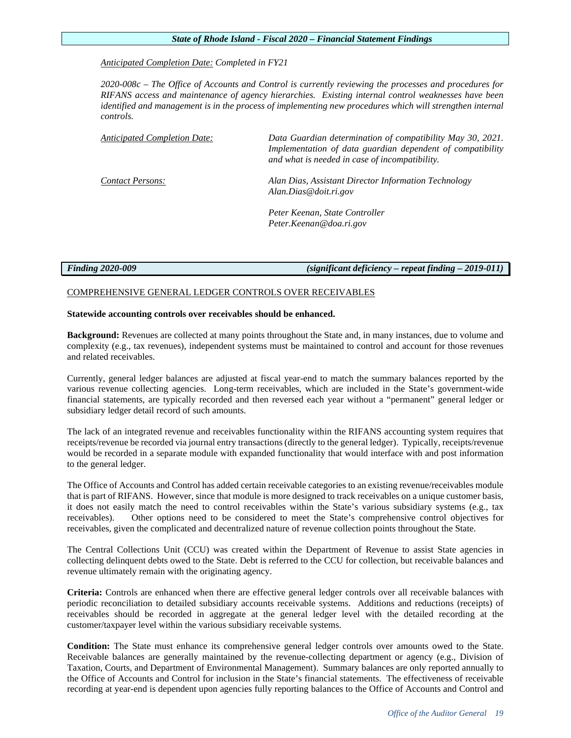*Anticipated Completion Date:* *Completed in FY21*

*2020-008c – The Office of Accounts and Control is currently reviewing the processes and procedures for RIFANS access and maintenance of agency hierarchies. Existing internal control weaknesses have been identified and management is in the process of implementing new procedures which will strengthen internal controls.*

| | |
|---|---|
| *Anticipated Completion Date:* | *Data Guardian determination of compatibility May 30, 2021. Implementation of data guardian dependent of compatibility and what is needed in case of incompatibility.* |
| *Contact Persons:* | *Alan Dias, Assistant Director Information Technology*<br>*Alan.Dias@doit.ri.gov*<br><br>*Peter Keenan, State Controller*<br>*Peter.Keenan@doa.ri.gov* |

***Finding 2020-009*** ***(significant deficiency – repeat finding – 2019-011)***

## COMPREHENSIVE GENERAL LEDGER CONTROLS OVER RECEIVABLES

**Statewide accounting controls over receivables should be enhanced.**

**Background:** Revenues are collected at many points throughout the State and, in many instances, due to volume and complexity (e.g., tax revenues), independent systems must be maintained to control and account for those revenues and related receivables.

Currently, general ledger balances are adjusted at fiscal year-end to match the summary balances reported by the various revenue collecting agencies. Long-term receivables, which are included in the State's government-wide financial statements, are typically recorded and then reversed each year without a "permanent" general ledger or subsidiary ledger detail record of such amounts.

The lack of an integrated revenue and receivables functionality within the RIFANS accounting system requires that receipts/revenue be recorded via journal entry transactions (directly to the general ledger). Typically, receipts/revenue would be recorded in a separate module with expanded functionality that would interface with and post information to the general ledger.

The Office of Accounts and Control has added certain receivable categories to an existing revenue/receivables module that is part of RIFANS. However, since that module is more designed to track receivables on a unique customer basis, it does not easily match the need to control receivables within the State's various subsidiary systems (e.g., tax receivables). Other options need to be considered to meet the State's comprehensive control objectives for receivables, given the complicated and decentralized nature of revenue collection points throughout the State.

The Central Collections Unit (CCU) was created within the Department of Revenue to assist State agencies in collecting delinquent debts owed to the State. Debt is referred to the CCU for collection, but receivable balances and revenue ultimately remain with the originating agency.

**Criteria:** Controls are enhanced when there are effective general ledger controls over all receivable balances with periodic reconciliation to detailed subsidiary accounts receivable systems. Additions and reductions (receipts) of receivables should be recorded in aggregate at the general ledger level with the detailed recording at the customer/taxpayer level within the various subsidiary receivable systems.

**Condition:** The State must enhance its comprehensive general ledger controls over amounts owed to the State. Receivable balances are generally maintained by the revenue-collecting department or agency (e.g., Division of Taxation, Courts, and Department of Environmental Management). Summary balances are only reported annually to the Office of Accounts and Control for inclusion in the State's financial statements. The effectiveness of receivable recording at year-end is dependent upon agencies fully reporting balances to the Office of Accounts and Control and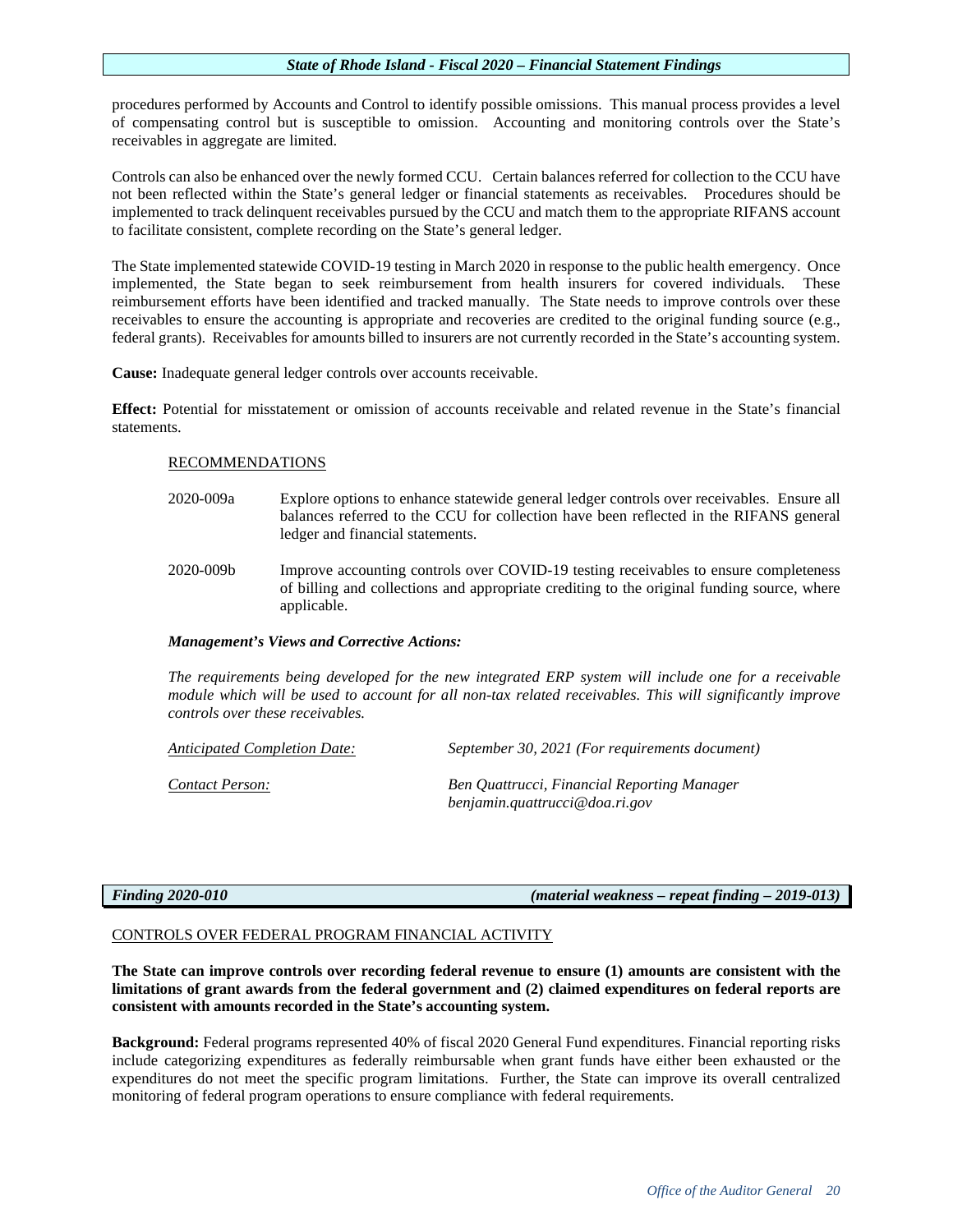procedures performed by Accounts and Control to identify possible omissions. This manual process provides a level of compensating control but is susceptible to omission. Accounting and monitoring controls over the State's receivables in aggregate are limited.

Controls can also be enhanced over the newly formed CCU. Certain balances referred for collection to the CCU have not been reflected within the State's general ledger or financial statements as receivables. Procedures should be implemented to track delinquent receivables pursued by the CCU and match them to the appropriate RIFANS account to facilitate consistent, complete recording on the State's general ledger.

The State implemented statewide COVID-19 testing in March 2020 in response to the public health emergency. Once implemented, the State began to seek reimbursement from health insurers for covered individuals. These reimbursement efforts have been identified and tracked manually. The State needs to improve controls over these receivables to ensure the accounting is appropriate and recoveries are credited to the original funding source (e.g., federal grants). Receivables for amounts billed to insurers are not currently recorded in the State's accounting system.

**Cause:** Inadequate general ledger controls over accounts receivable.

**Effect:** Potential for misstatement or omission of accounts receivable and related revenue in the State's financial statements.

RECOMMENDATIONS

2020-009a Explore options to enhance statewide general ledger controls over receivables. Ensure all balances referred to the CCU for collection have been reflected in the RIFANS general ledger and financial statements.

2020-009b Improve accounting controls over COVID-19 testing receivables to ensure completeness of billing and collections and appropriate crediting to the original funding source, where applicable.

***Management's Views and Corrective Actions:***

*The requirements being developed for the new integrated ERP system will include one for a receivable module which will be used to account for all non-tax related receivables. This will significantly improve controls over these receivables.*

Anticipated Completion Date: *September 30, 2021 (For requirements document)*

Contact Person: *Ben Quattrucci, Financial Reporting Manager*
*benjamin.quattrucci@doa.ri.gov*

***Finding 2020-010*** ***(material weakness – repeat finding – 2019-013)***

CONTROLS OVER FEDERAL PROGRAM FINANCIAL ACTIVITY

**The State can improve controls over recording federal revenue to ensure (1) amounts are consistent with the limitations of grant awards from the federal government and (2) claimed expenditures on federal reports are consistent with amounts recorded in the State's accounting system.**

**Background:** Federal programs represented 40% of fiscal 2020 General Fund expenditures. Financial reporting risks include categorizing expenditures as federally reimbursable when grant funds have either been exhausted or the expenditures do not meet the specific program limitations. Further, the State can improve its overall centralized monitoring of federal program operations to ensure compliance with federal requirements.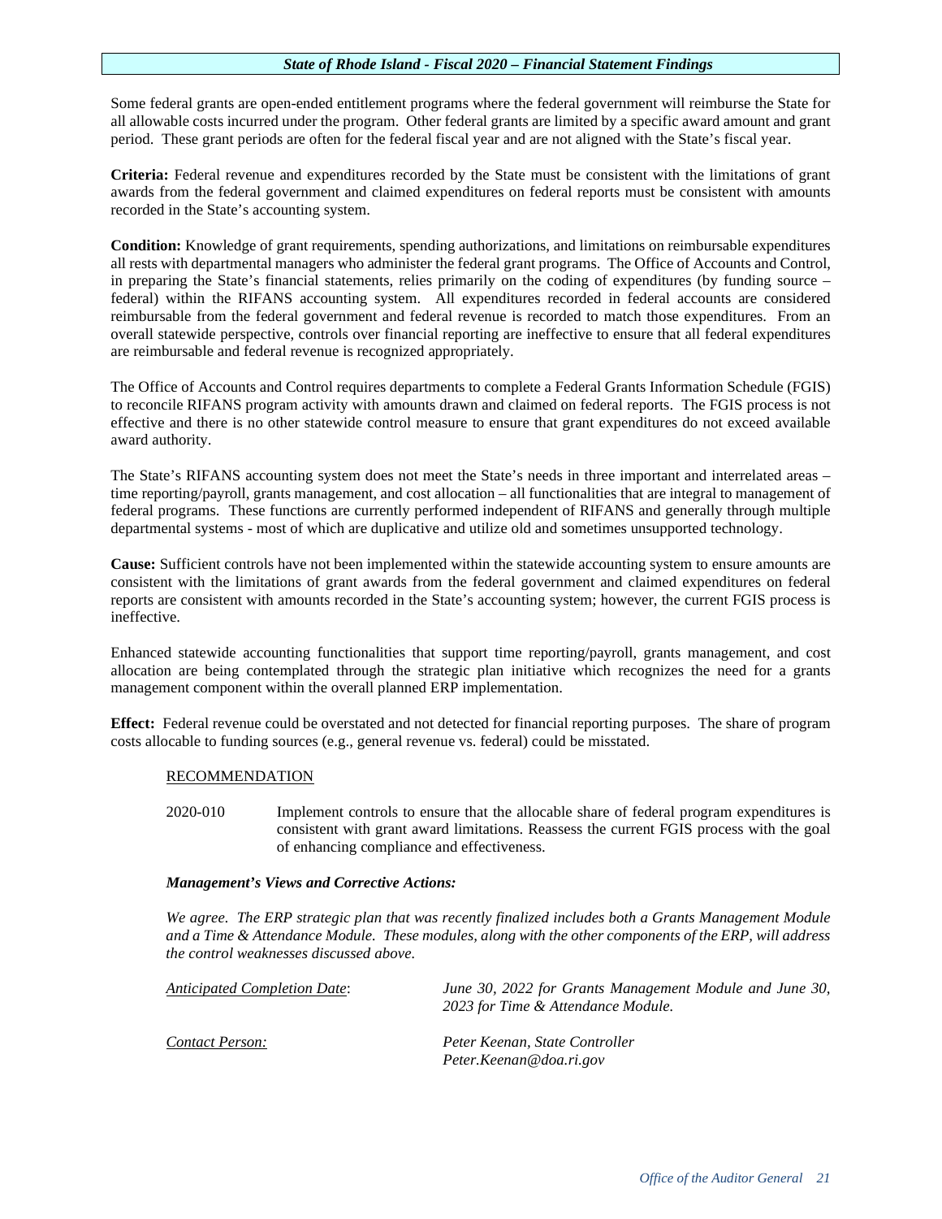Some federal grants are open-ended entitlement programs where the federal government will reimburse the State for all allowable costs incurred under the program. Other federal grants are limited by a specific award amount and grant period. These grant periods are often for the federal fiscal year and are not aligned with the State's fiscal year.

**Criteria:** Federal revenue and expenditures recorded by the State must be consistent with the limitations of grant awards from the federal government and claimed expenditures on federal reports must be consistent with amounts recorded in the State's accounting system.

**Condition:** Knowledge of grant requirements, spending authorizations, and limitations on reimbursable expenditures all rests with departmental managers who administer the federal grant programs. The Office of Accounts and Control, in preparing the State's financial statements, relies primarily on the coding of expenditures (by funding source – federal) within the RIFANS accounting system. All expenditures recorded in federal accounts are considered reimbursable from the federal government and federal revenue is recorded to match those expenditures. From an overall statewide perspective, controls over financial reporting are ineffective to ensure that all federal expenditures are reimbursable and federal revenue is recognized appropriately.

The Office of Accounts and Control requires departments to complete a Federal Grants Information Schedule (FGIS) to reconcile RIFANS program activity with amounts drawn and claimed on federal reports. The FGIS process is not effective and there is no other statewide control measure to ensure that grant expenditures do not exceed available award authority.

The State's RIFANS accounting system does not meet the State's needs in three important and interrelated areas – time reporting/payroll, grants management, and cost allocation – all functionalities that are integral to management of federal programs. These functions are currently performed independent of RIFANS and generally through multiple departmental systems - most of which are duplicative and utilize old and sometimes unsupported technology.

**Cause:** Sufficient controls have not been implemented within the statewide accounting system to ensure amounts are consistent with the limitations of grant awards from the federal government and claimed expenditures on federal reports are consistent with amounts recorded in the State's accounting system; however, the current FGIS process is ineffective.

Enhanced statewide accounting functionalities that support time reporting/payroll, grants management, and cost allocation are being contemplated through the strategic plan initiative which recognizes the need for a grants management component within the overall planned ERP implementation.

**Effect:** Federal revenue could be overstated and not detected for financial reporting purposes. The share of program costs allocable to funding sources (e.g., general revenue vs. federal) could be misstated.

<u>RECOMMENDATION</u>

2020-010 Implement controls to ensure that the allocable share of federal program expenditures is consistent with grant award limitations. Reassess the current FGIS process with the goal of enhancing compliance and effectiveness.

***Management's Views and Corrective Actions:***

*We agree. The ERP strategic plan that was recently finalized includes both a Grants Management Module and a Time & Attendance Module. These modules, along with the other components of the ERP, will address the control weaknesses discussed above.*

*<u>Anticipated Completion Date</u>:* *June 30, 2022 for Grants Management Module and June 30, 2023 for Time & Attendance Module.*

*<u>Contact Person:</u>* *Peter Keenan, State Controller*
*Peter.Keenan@doa.ri.gov*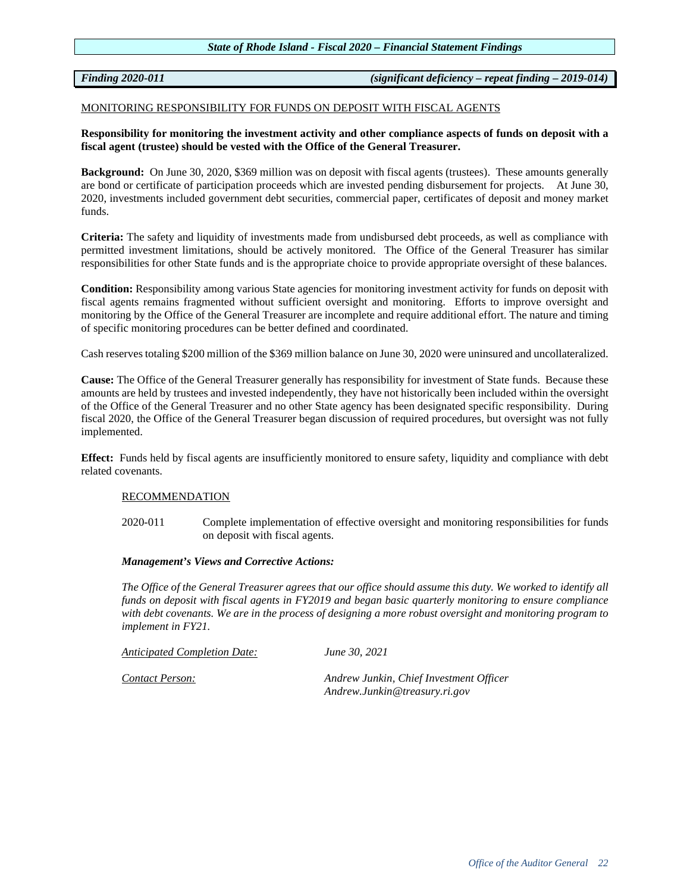***Finding 2020-011*** ***(significant deficiency – repeat finding – 2019-014)***

MONITORING RESPONSIBILITY FOR FUNDS ON DEPOSIT WITH FISCAL AGENTS

**Responsibility for monitoring the investment activity and other compliance aspects of funds on deposit with a fiscal agent (trustee) should be vested with the Office of the General Treasurer.**

**Background:** On June 30, 2020, $369 million was on deposit with fiscal agents (trustees). These amounts generally are bond or certificate of participation proceeds which are invested pending disbursement for projects. At June 30, 2020, investments included government debt securities, commercial paper, certificates of deposit and money market funds.

**Criteria:** The safety and liquidity of investments made from undisbursed debt proceeds, as well as compliance with permitted investment limitations, should be actively monitored. The Office of the General Treasurer has similar responsibilities for other State funds and is the appropriate choice to provide appropriate oversight of these balances.

**Condition:** Responsibility among various State agencies for monitoring investment activity for funds on deposit with fiscal agents remains fragmented without sufficient oversight and monitoring. Efforts to improve oversight and monitoring by the Office of the General Treasurer are incomplete and require additional effort. The nature and timing of specific monitoring procedures can be better defined and coordinated.

Cash reserves totaling $200 million of the $369 million balance on June 30, 2020 were uninsured and uncollateralized.

**Cause:** The Office of the General Treasurer generally has responsibility for investment of State funds. Because these amounts are held by trustees and invested independently, they have not historically been included within the oversight of the Office of the General Treasurer and no other State agency has been designated specific responsibility. During fiscal 2020, the Office of the General Treasurer began discussion of required procedures, but oversight was not fully implemented.

**Effect:** Funds held by fiscal agents are insufficiently monitored to ensure safety, liquidity and compliance with debt related covenants.

RECOMMENDATION

2020-011 Complete implementation of effective oversight and monitoring responsibilities for funds on deposit with fiscal agents.

***Management's Views and Corrective Actions:***

*The Office of the General Treasurer agrees that our office should assume this duty. We worked to identify all funds on deposit with fiscal agents in FY2019 and began basic quarterly monitoring to ensure compliance with debt covenants. We are in the process of designing a more robust oversight and monitoring program to implement in FY21.*

*Anticipated Completion Date:* *June 30, 2021*

*Contact Person:* *Andrew Junkin, Chief Investment Officer*
*Andrew.Junkin@treasury.ri.gov*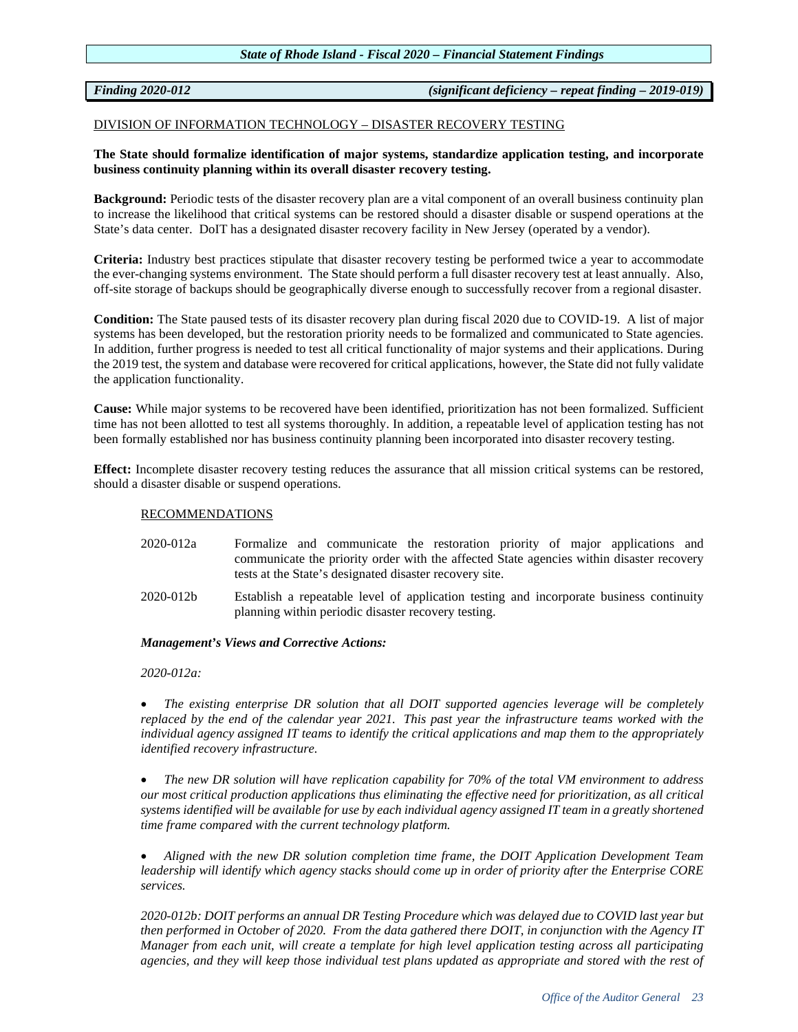**Finding 2020-012** *(significant deficiency – repeat finding – 2019-019)*

DIVISION OF INFORMATION TECHNOLOGY – DISASTER RECOVERY TESTING

**The State should formalize identification of major systems, standardize application testing, and incorporate business continuity planning within its overall disaster recovery testing.**

**Background:** Periodic tests of the disaster recovery plan are a vital component of an overall business continuity plan to increase the likelihood that critical systems can be restored should a disaster disable or suspend operations at the State's data center. DoIT has a designated disaster recovery facility in New Jersey (operated by a vendor).

**Criteria:** Industry best practices stipulate that disaster recovery testing be performed twice a year to accommodate the ever-changing systems environment. The State should perform a full disaster recovery test at least annually. Also, off-site storage of backups should be geographically diverse enough to successfully recover from a regional disaster.

**Condition:** The State paused tests of its disaster recovery plan during fiscal 2020 due to COVID-19. A list of major systems has been developed, but the restoration priority needs to be formalized and communicated to State agencies. In addition, further progress is needed to test all critical functionality of major systems and their applications. During the 2019 test, the system and database were recovered for critical applications, however, the State did not fully validate the application functionality.

**Cause:** While major systems to be recovered have been identified, prioritization has not been formalized. Sufficient time has not been allotted to test all systems thoroughly. In addition, a repeatable level of application testing has not been formally established nor has business continuity planning been incorporated into disaster recovery testing.

**Effect:** Incomplete disaster recovery testing reduces the assurance that all mission critical systems can be restored, should a disaster disable or suspend operations.

RECOMMENDATIONS

2020-012a Formalize and communicate the restoration priority of major applications and communicate the priority order with the affected State agencies within disaster recovery tests at the State's designated disaster recovery site.

2020-012b Establish a repeatable level of application testing and incorporate business continuity planning within periodic disaster recovery testing.

***Management's Views and Corrective Actions:***

*2020-012a:*

- *The existing enterprise DR solution that all DOIT supported agencies leverage will be completely replaced by the end of the calendar year 2021. This past year the infrastructure teams worked with the individual agency assigned IT teams to identify the critical applications and map them to the appropriately identified recovery infrastructure.*

- *The new DR solution will have replication capability for 70% of the total VM environment to address our most critical production applications thus eliminating the effective need for prioritization, as all critical systems identified will be available for use by each individual agency assigned IT team in a greatly shortened time frame compared with the current technology platform.*

- *Aligned with the new DR solution completion time frame, the DOIT Application Development Team leadership will identify which agency stacks should come up in order of priority after the Enterprise CORE services.*

*2020-012b: DOIT performs an annual DR Testing Procedure which was delayed due to COVID last year but then performed in October of 2020. From the data gathered there DOIT, in conjunction with the Agency IT Manager from each unit, will create a template for high level application testing across all participating agencies, and they will keep those individual test plans updated as appropriate and stored with the rest of*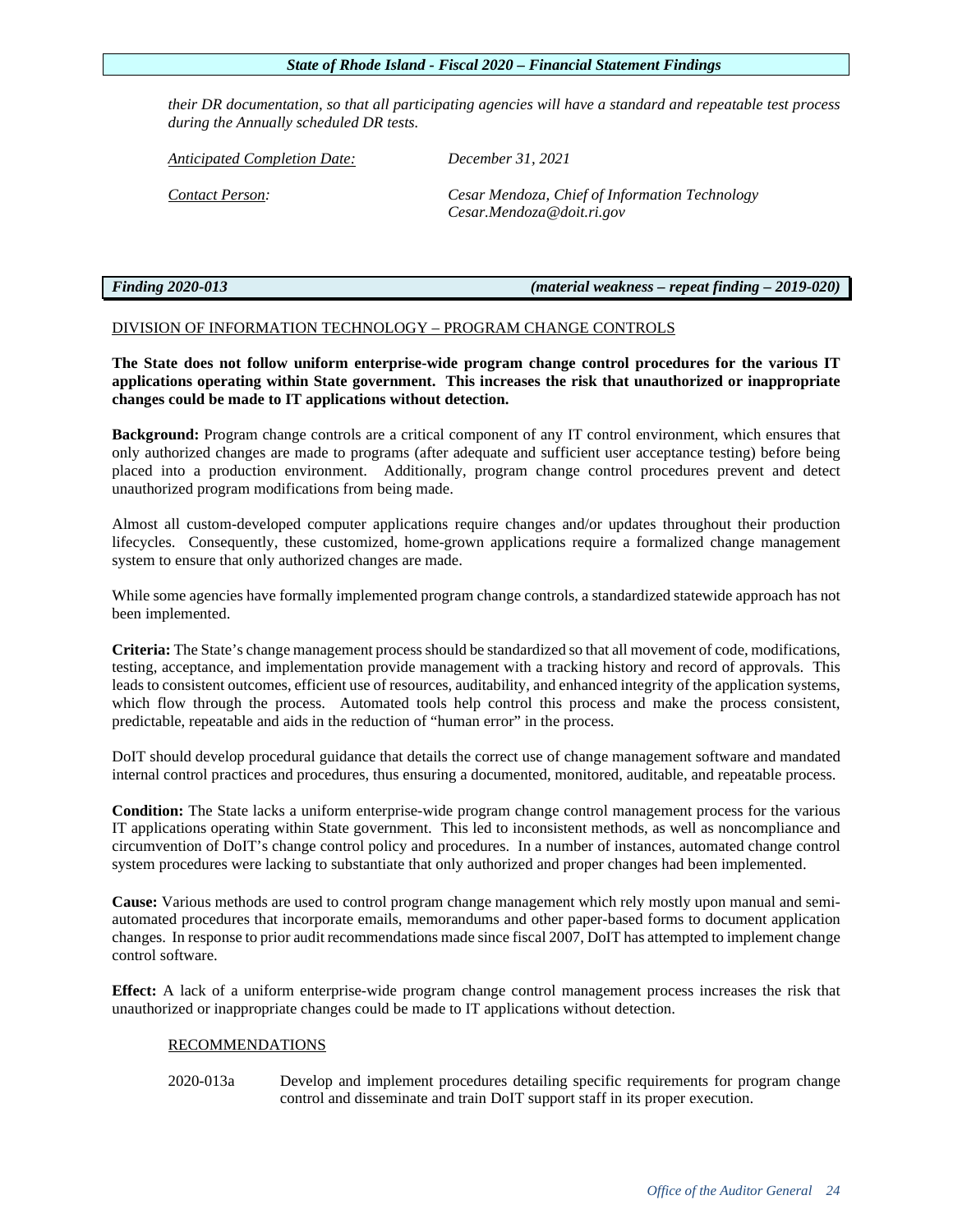*their DR documentation, so that all participating agencies will have a standard and repeatable test process during the Annually scheduled DR tests.*

| | |
|---|---|
| *Anticipated Completion Date:* | *December 31, 2021* |
| *Contact Person:* | *Cesar Mendoza, Chief of Information Technology Cesar.Mendoza@doit.ri.gov* |

***Finding 2020-013*** ***(material weakness – repeat finding – 2019-020)***

DIVISION OF INFORMATION TECHNOLOGY – PROGRAM CHANGE CONTROLS

**The State does not follow uniform enterprise-wide program change control procedures for the various IT applications operating within State government. This increases the risk that unauthorized or inappropriate changes could be made to IT applications without detection.**

**Background:** Program change controls are a critical component of any IT control environment, which ensures that only authorized changes are made to programs (after adequate and sufficient user acceptance testing) before being placed into a production environment. Additionally, program change control procedures prevent and detect unauthorized program modifications from being made.

Almost all custom-developed computer applications require changes and/or updates throughout their production lifecycles. Consequently, these customized, home-grown applications require a formalized change management system to ensure that only authorized changes are made.

While some agencies have formally implemented program change controls, a standardized statewide approach has not been implemented.

**Criteria:** The State's change management process should be standardized so that all movement of code, modifications, testing, acceptance, and implementation provide management with a tracking history and record of approvals. This leads to consistent outcomes, efficient use of resources, auditability, and enhanced integrity of the application systems, which flow through the process. Automated tools help control this process and make the process consistent, predictable, repeatable and aids in the reduction of "human error" in the process.

DoIT should develop procedural guidance that details the correct use of change management software and mandated internal control practices and procedures, thus ensuring a documented, monitored, auditable, and repeatable process.

**Condition:** The State lacks a uniform enterprise-wide program change control management process for the various IT applications operating within State government. This led to inconsistent methods, as well as noncompliance and circumvention of DoIT's change control policy and procedures. In a number of instances, automated change control system procedures were lacking to substantiate that only authorized and proper changes had been implemented.

**Cause:** Various methods are used to control program change management which rely mostly upon manual and semi-automated procedures that incorporate emails, memorandums and other paper-based forms to document application changes. In response to prior audit recommendations made since fiscal 2007, DoIT has attempted to implement change control software.

**Effect:** A lack of a uniform enterprise-wide program change control management process increases the risk that unauthorized or inappropriate changes could be made to IT applications without detection.

RECOMMENDATIONS

2020-013a Develop and implement procedures detailing specific requirements for program change control and disseminate and train DoIT support staff in its proper execution.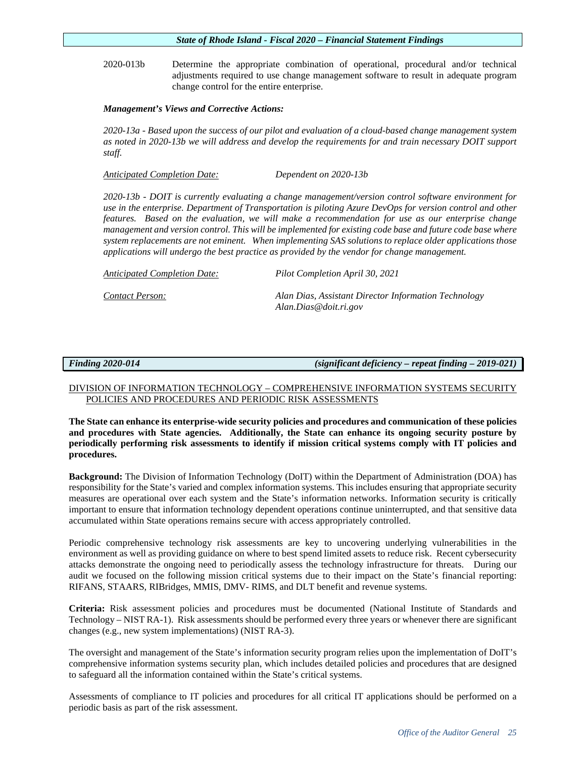2020-013b Determine the appropriate combination of operational, procedural and/or technical adjustments required to use change management software to result in adequate program change control for the entire enterprise.

***Management's Views and Corrective Actions:***

*2020-13a - Based upon the success of our pilot and evaluation of a cloud-based change management system as noted in 2020-13b we will address and develop the requirements for and train necessary DOIT support staff.*

*Anticipated Completion Date:* *Dependent on 2020-13b*

*2020-13b - DOIT is currently evaluating a change management/version control software environment for use in the enterprise. Department of Transportation is piloting Azure DevOps for version control and other features. Based on the evaluation, we will make a recommendation for use as our enterprise change management and version control. This will be implemented for existing code base and future code base where system replacements are not eminent. When implementing SAS solutions to replace older applications those applications will undergo the best practice as provided by the vendor for change management.*

*Anticipated Completion Date:* *Pilot Completion April 30, 2021*

*Contact Person:* *Alan Dias, Assistant Director Information Technology*
*Alan.Dias@doit.ri.gov*

***Finding 2020-014*** ***(significant deficiency – repeat finding – 2019-021)***

DIVISION OF INFORMATION TECHNOLOGY – COMPREHENSIVE INFORMATION SYSTEMS SECURITY POLICIES AND PROCEDURES AND PERIODIC RISK ASSESSMENTS

**The State can enhance its enterprise-wide security policies and procedures and communication of these policies and procedures with State agencies. Additionally, the State can enhance its ongoing security posture by periodically performing risk assessments to identify if mission critical systems comply with IT policies and procedures.**

**Background:** The Division of Information Technology (DoIT) within the Department of Administration (DOA) has responsibility for the State's varied and complex information systems. This includes ensuring that appropriate security measures are operational over each system and the State's information networks. Information security is critically important to ensure that information technology dependent operations continue uninterrupted, and that sensitive data accumulated within State operations remains secure with access appropriately controlled.

Periodic comprehensive technology risk assessments are key to uncovering underlying vulnerabilities in the environment as well as providing guidance on where to best spend limited assets to reduce risk. Recent cybersecurity attacks demonstrate the ongoing need to periodically assess the technology infrastructure for threats. During our audit we focused on the following mission critical systems due to their impact on the State's financial reporting: RIFANS, STAARS, RIBridges, MMIS, DMV- RIMS, and DLT benefit and revenue systems.

**Criteria:** Risk assessment policies and procedures must be documented (National Institute of Standards and Technology – NIST RA-1). Risk assessments should be performed every three years or whenever there are significant changes (e.g., new system implementations) (NIST RA-3).

The oversight and management of the State's information security program relies upon the implementation of DoIT's comprehensive information systems security plan, which includes detailed policies and procedures that are designed to safeguard all the information contained within the State's critical systems.

Assessments of compliance to IT policies and procedures for all critical IT applications should be performed on a periodic basis as part of the risk assessment.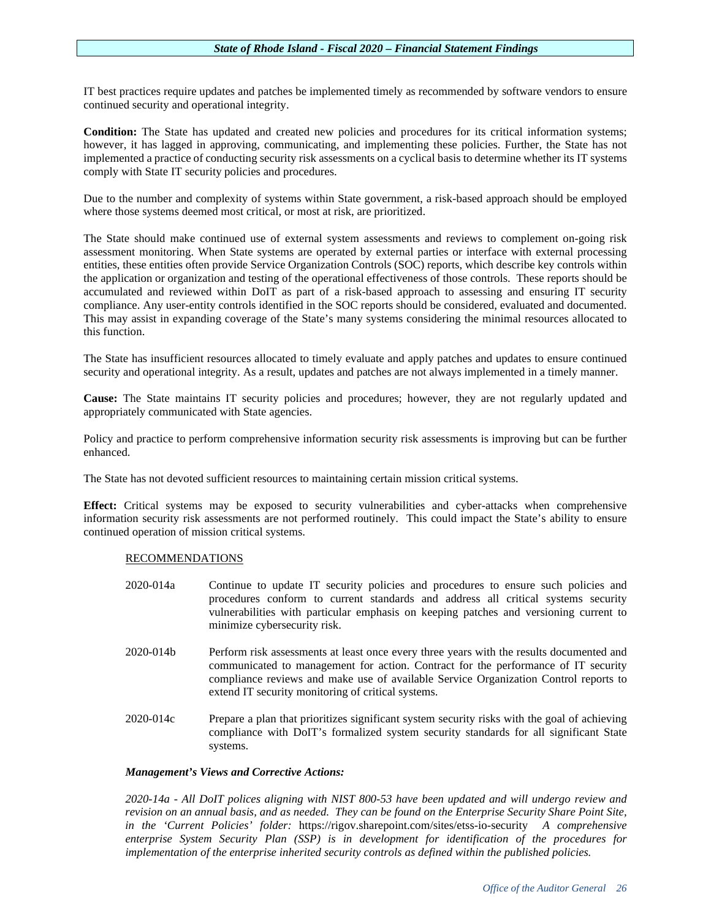IT best practices require updates and patches be implemented timely as recommended by software vendors to ensure continued security and operational integrity.

**Condition:** The State has updated and created new policies and procedures for its critical information systems; however, it has lagged in approving, communicating, and implementing these policies. Further, the State has not implemented a practice of conducting security risk assessments on a cyclical basis to determine whether its IT systems comply with State IT security policies and procedures.

Due to the number and complexity of systems within State government, a risk-based approach should be employed where those systems deemed most critical, or most at risk, are prioritized.

The State should make continued use of external system assessments and reviews to complement on-going risk assessment monitoring. When State systems are operated by external parties or interface with external processing entities, these entities often provide Service Organization Controls (SOC) reports, which describe key controls within the application or organization and testing of the operational effectiveness of those controls. These reports should be accumulated and reviewed within DoIT as part of a risk-based approach to assessing and ensuring IT security compliance. Any user-entity controls identified in the SOC reports should be considered, evaluated and documented. This may assist in expanding coverage of the State's many systems considering the minimal resources allocated to this function.

The State has insufficient resources allocated to timely evaluate and apply patches and updates to ensure continued security and operational integrity. As a result, updates and patches are not always implemented in a timely manner.

**Cause:** The State maintains IT security policies and procedures; however, they are not regularly updated and appropriately communicated with State agencies.

Policy and practice to perform comprehensive information security risk assessments is improving but can be further enhanced.

The State has not devoted sufficient resources to maintaining certain mission critical systems.

**Effect:** Critical systems may be exposed to security vulnerabilities and cyber-attacks when comprehensive information security risk assessments are not performed routinely. This could impact the State's ability to ensure continued operation of mission critical systems.

RECOMMENDATIONS

2020-014a Continue to update IT security policies and procedures to ensure such policies and procedures conform to current standards and address all critical systems security vulnerabilities with particular emphasis on keeping patches and versioning current to minimize cybersecurity risk.

2020-014b Perform risk assessments at least once every three years with the results documented and communicated to management for action. Contract for the performance of IT security compliance reviews and make use of available Service Organization Control reports to extend IT security monitoring of critical systems.

2020-014c Prepare a plan that prioritizes significant system security risks with the goal of achieving compliance with DoIT's formalized system security standards for all significant State systems.

***Management's Views and Corrective Actions:***

*2020-14a - All DoIT polices aligning with NIST 800-53 have been updated and will undergo review and revision on an annual basis, and as needed. They can be found on the Enterprise Security Share Point Site, in the 'Current Policies' folder:* https://rigov.sharepoint.com/sites/etss-io-security *A comprehensive enterprise System Security Plan (SSP) is in development for identification of the procedures for implementation of the enterprise inherited security controls as defined within the published policies.*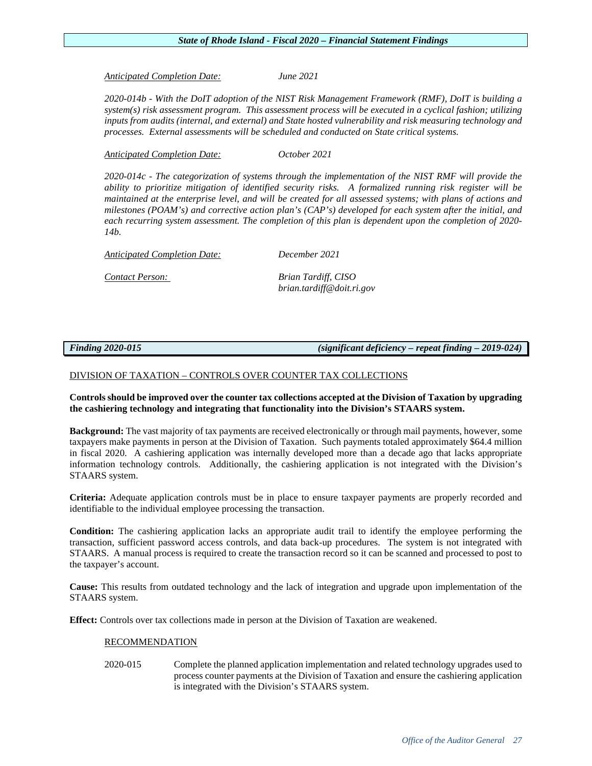*<u>Anticipated Completion Date:</u>* *June 2021*

*2020-014b - With the DoIT adoption of the NIST Risk Management Framework (RMF), DoIT is building a system(s) risk assessment program. This assessment process will be executed in a cyclical fashion; utilizing inputs from audits (internal, and external) and State hosted vulnerability and risk measuring technology and processes. External assessments will be scheduled and conducted on State critical systems.*

*<u>Anticipated Completion Date:</u>* *October 2021*

*2020-014c - The categorization of systems through the implementation of the NIST RMF will provide the ability to prioritize mitigation of identified security risks. A formalized running risk register will be maintained at the enterprise level, and will be created for all assessed systems; with plans of actions and milestones (POAM's) and corrective action plan's (CAP's) developed for each system after the initial, and each recurring system assessment. The completion of this plan is dependent upon the completion of 2020-14b.*

*<u>Anticipated Completion Date:</u>* *December 2021*

*<u>Contact Person:</u>* *Brian Tardiff, CISO*
*brian.tardiff@doit.ri.gov*

***Finding 2020-015*** ***(significant deficiency – repeat finding – 2019-024)***

<u>DIVISION OF TAXATION – CONTROLS OVER COUNTER TAX COLLECTIONS</u>

**Controls should be improved over the counter tax collections accepted at the Division of Taxation by upgrading the cashiering technology and integrating that functionality into the Division's STAARS system.**

**Background:** The vast majority of tax payments are received electronically or through mail payments, however, some taxpayers make payments in person at the Division of Taxation. Such payments totaled approximately $64.4 million in fiscal 2020. A cashiering application was internally developed more than a decade ago that lacks appropriate information technology controls. Additionally, the cashiering application is not integrated with the Division's STAARS system.

**Criteria:** Adequate application controls must be in place to ensure taxpayer payments are properly recorded and identifiable to the individual employee processing the transaction.

**Condition:** The cashiering application lacks an appropriate audit trail to identify the employee performing the transaction, sufficient password access controls, and data back-up procedures. The system is not integrated with STAARS. A manual process is required to create the transaction record so it can be scanned and processed to post to the taxpayer's account.

**Cause:** This results from outdated technology and the lack of integration and upgrade upon implementation of the STAARS system.

**Effect:** Controls over tax collections made in person at the Division of Taxation are weakened.

<u>RECOMMENDATION</u>

2020-015 Complete the planned application implementation and related technology upgrades used to process counter payments at the Division of Taxation and ensure the cashiering application is integrated with the Division's STAARS system.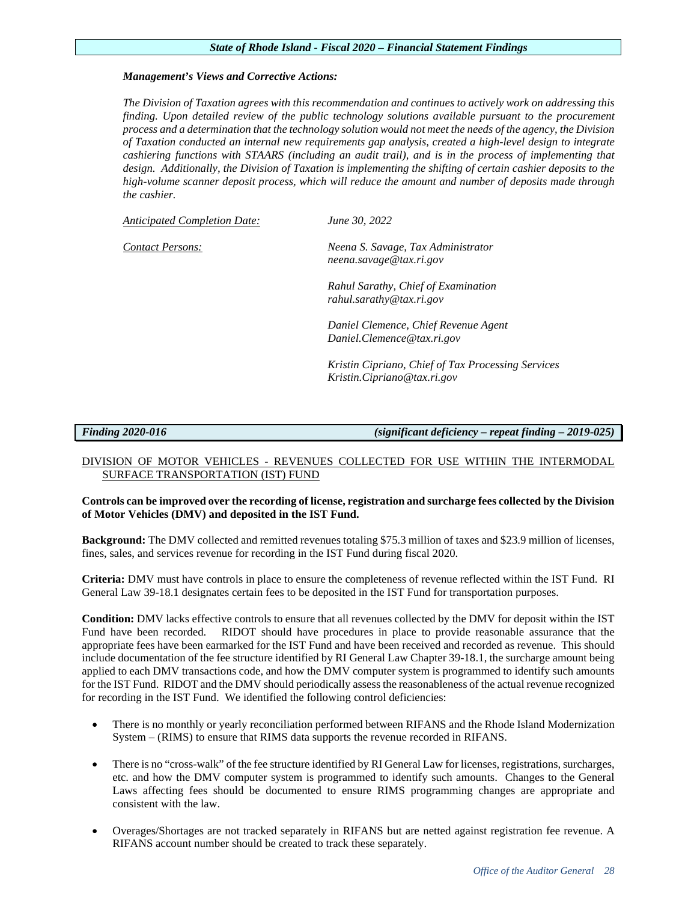***Management's Views and Corrective Actions:***

*The Division of Taxation agrees with this recommendation and continues to actively work on addressing this finding. Upon detailed review of the public technology solutions available pursuant to the procurement process and a determination that the technology solution would not meet the needs of the agency, the Division of Taxation conducted an internal new requirements gap analysis, created a high-level design to integrate cashiering functions with STAARS (including an audit trail), and is in the process of implementing that design. Additionally, the Division of Taxation is implementing the shifting of certain cashier deposits to the high-volume scanner deposit process, which will reduce the amount and number of deposits made through the cashier.*

*Anticipated Completion Date:* *June 30, 2022*

*Contact Persons:*

*Neena S. Savage, Tax Administrator*
*neena.savage@tax.ri.gov*

*Rahul Sarathy, Chief of Examination*
*rahul.sarathy@tax.ri.gov*

*Daniel Clemence, Chief Revenue Agent*
*Daniel.Clemence@tax.ri.gov*

*Kristin Cipriano, Chief of Tax Processing Services*
*Kristin.Cipriano@tax.ri.gov*

***Finding 2020-016*** ***(significant deficiency – repeat finding – 2019-025)***

DIVISION OF MOTOR VEHICLES - REVENUES COLLECTED FOR USE WITHIN THE INTERMODAL SURFACE TRANSPORTATION (IST) FUND

**Controls can be improved over the recording of license, registration and surcharge fees collected by the Division of Motor Vehicles (DMV) and deposited in the IST Fund.**

**Background:** The DMV collected and remitted revenues totaling $75.3 million of taxes and $23.9 million of licenses, fines, sales, and services revenue for recording in the IST Fund during fiscal 2020.

**Criteria:** DMV must have controls in place to ensure the completeness of revenue reflected within the IST Fund. RI General Law 39-18.1 designates certain fees to be deposited in the IST Fund for transportation purposes.

**Condition:** DMV lacks effective controls to ensure that all revenues collected by the DMV for deposit within the IST Fund have been recorded. RIDOT should have procedures in place to provide reasonable assurance that the appropriate fees have been earmarked for the IST Fund and have been received and recorded as revenue. This should include documentation of the fee structure identified by RI General Law Chapter 39-18.1, the surcharge amount being applied to each DMV transactions code, and how the DMV computer system is programmed to identify such amounts for the IST Fund. RIDOT and the DMV should periodically assess the reasonableness of the actual revenue recognized for recording in the IST Fund. We identified the following control deficiencies:

- There is no monthly or yearly reconciliation performed between RIFANS and the Rhode Island Modernization System – (RIMS) to ensure that RIMS data supports the revenue recorded in RIFANS.
- There is no "cross-walk" of the fee structure identified by RI General Law for licenses, registrations, surcharges, etc. and how the DMV computer system is programmed to identify such amounts. Changes to the General Laws affecting fees should be documented to ensure RIMS programming changes are appropriate and consistent with the law.
- Overages/Shortages are not tracked separately in RIFANS but are netted against registration fee revenue. A RIFANS account number should be created to track these separately.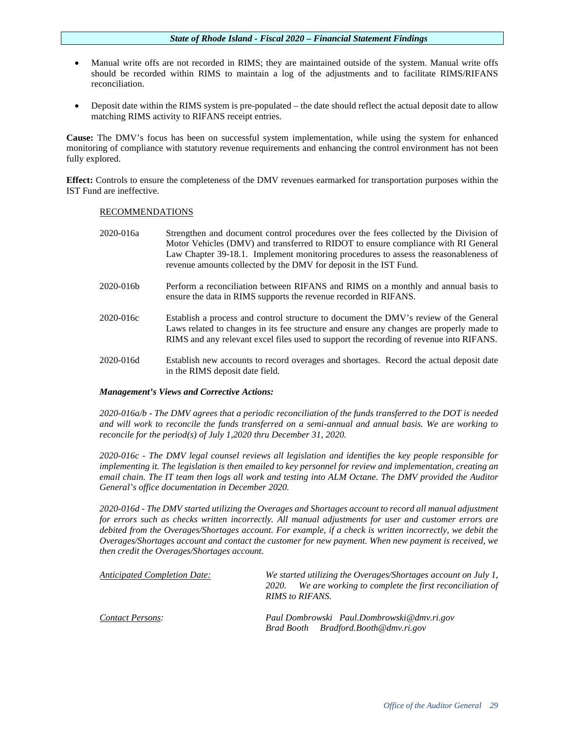- Manual write offs are not recorded in RIMS; they are maintained outside of the system. Manual write offs should be recorded within RIMS to maintain a log of the adjustments and to facilitate RIMS/RIFANS reconciliation.

- Deposit date within the RIMS system is pre-populated – the date should reflect the actual deposit date to allow matching RIMS activity to RIFANS receipt entries.

**Cause:** The DMV's focus has been on successful system implementation, while using the system for enhanced monitoring of compliance with statutory revenue requirements and enhancing the control environment has not been fully explored.

**Effect:** Controls to ensure the completeness of the DMV revenues earmarked for transportation purposes within the IST Fund are ineffective.

RECOMMENDATIONS

2020-016a Strengthen and document control procedures over the fees collected by the Division of Motor Vehicles (DMV) and transferred to RIDOT to ensure compliance with RI General Law Chapter 39-18.1. Implement monitoring procedures to assess the reasonableness of revenue amounts collected by the DMV for deposit in the IST Fund.

2020-016b Perform a reconciliation between RIFANS and RIMS on a monthly and annual basis to ensure the data in RIMS supports the revenue recorded in RIFANS.

2020-016c Establish a process and control structure to document the DMV's review of the General Laws related to changes in its fee structure and ensure any changes are properly made to RIMS and any relevant excel files used to support the recording of revenue into RIFANS.

2020-016d Establish new accounts to record overages and shortages. Record the actual deposit date in the RIMS deposit date field.

***Management's Views and Corrective Actions:***

*2020-016a/b - The DMV agrees that a periodic reconciliation of the funds transferred to the DOT is needed and will work to reconcile the funds transferred on a semi-annual and annual basis. We are working to reconcile for the period(s) of July 1,2020 thru December 31, 2020.*

*2020-016c - The DMV legal counsel reviews all legislation and identifies the key people responsible for implementing it. The legislation is then emailed to key personnel for review and implementation, creating an email chain. The IT team then logs all work and testing into ALM Octane. The DMV provided the Auditor General's office documentation in December 2020.*

*2020-016d - The DMV started utilizing the Overages and Shortages account to record all manual adjustment for errors such as checks written incorrectly. All manual adjustments for user and customer errors are debited from the Overages/Shortages account. For example, if a check is written incorrectly, we debit the Overages/Shortages account and contact the customer for new payment. When new payment is received, we then credit the Overages/Shortages account.*

*Anticipated Completion Date:* *We started utilizing the Overages/Shortages account on July 1, 2020. We are working to complete the first reconciliation of RIMS to RIFANS.*

*Contact Persons:* *Paul Dombrowski Paul.Dombrowski@dmv.ri.gov*
*Brad Booth Bradford.Booth@dmv.ri.gov*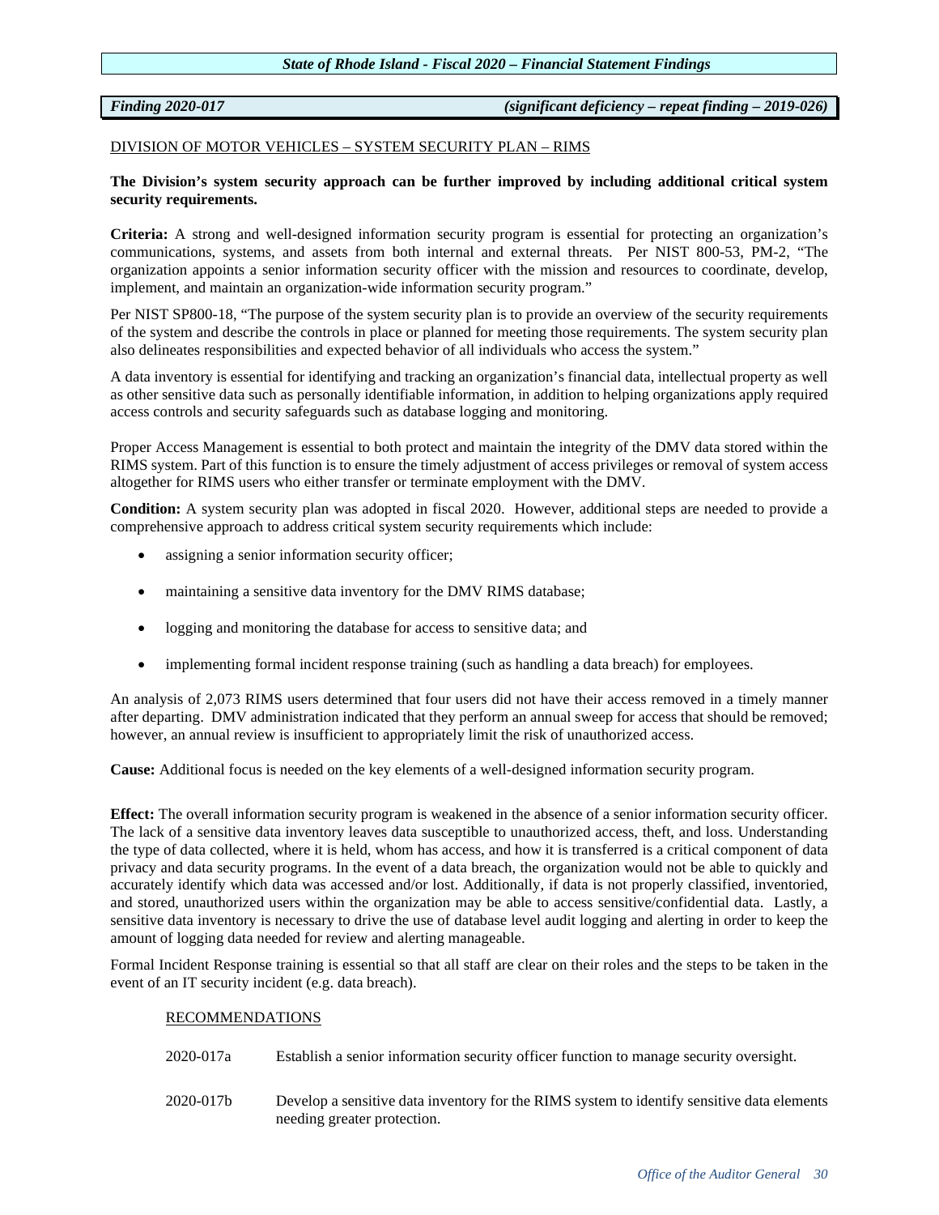**Finding 2020-017** **(significant deficiency – repeat finding – 2019-026)**

DIVISION OF MOTOR VEHICLES – SYSTEM SECURITY PLAN – RIMS

**The Division's system security approach can be further improved by including additional critical system security requirements.**

**Criteria:** A strong and well-designed information security program is essential for protecting an organization's communications, systems, and assets from both internal and external threats. Per NIST 800-53, PM-2, "The organization appoints a senior information security officer with the mission and resources to coordinate, develop, implement, and maintain an organization-wide information security program."

Per NIST SP800-18, "The purpose of the system security plan is to provide an overview of the security requirements of the system and describe the controls in place or planned for meeting those requirements. The system security plan also delineates responsibilities and expected behavior of all individuals who access the system."

A data inventory is essential for identifying and tracking an organization's financial data, intellectual property as well as other sensitive data such as personally identifiable information, in addition to helping organizations apply required access controls and security safeguards such as database logging and monitoring.

Proper Access Management is essential to both protect and maintain the integrity of the DMV data stored within the RIMS system. Part of this function is to ensure the timely adjustment of access privileges or removal of system access altogether for RIMS users who either transfer or terminate employment with the DMV.

**Condition:** A system security plan was adopted in fiscal 2020. However, additional steps are needed to provide a comprehensive approach to address critical system security requirements which include:

- assigning a senior information security officer;
- maintaining a sensitive data inventory for the DMV RIMS database;
- logging and monitoring the database for access to sensitive data; and
- implementing formal incident response training (such as handling a data breach) for employees.

An analysis of 2,073 RIMS users determined that four users did not have their access removed in a timely manner after departing. DMV administration indicated that they perform an annual sweep for access that should be removed; however, an annual review is insufficient to appropriately limit the risk of unauthorized access.

**Cause:** Additional focus is needed on the key elements of a well-designed information security program.

**Effect:** The overall information security program is weakened in the absence of a senior information security officer. The lack of a sensitive data inventory leaves data susceptible to unauthorized access, theft, and loss. Understanding the type of data collected, where it is held, whom has access, and how it is transferred is a critical component of data privacy and data security programs. In the event of a data breach, the organization would not be able to quickly and accurately identify which data was accessed and/or lost. Additionally, if data is not properly classified, inventoried, and stored, unauthorized users within the organization may be able to access sensitive/confidential data. Lastly, a sensitive data inventory is necessary to drive the use of database level audit logging and alerting in order to keep the amount of logging data needed for review and alerting manageable.

Formal Incident Response training is essential so that all staff are clear on their roles and the steps to be taken in the event of an IT security incident (e.g. data breach).

RECOMMENDATIONS

2020-017a Establish a senior information security officer function to manage security oversight.

2020-017b Develop a sensitive data inventory for the RIMS system to identify sensitive data elements needing greater protection.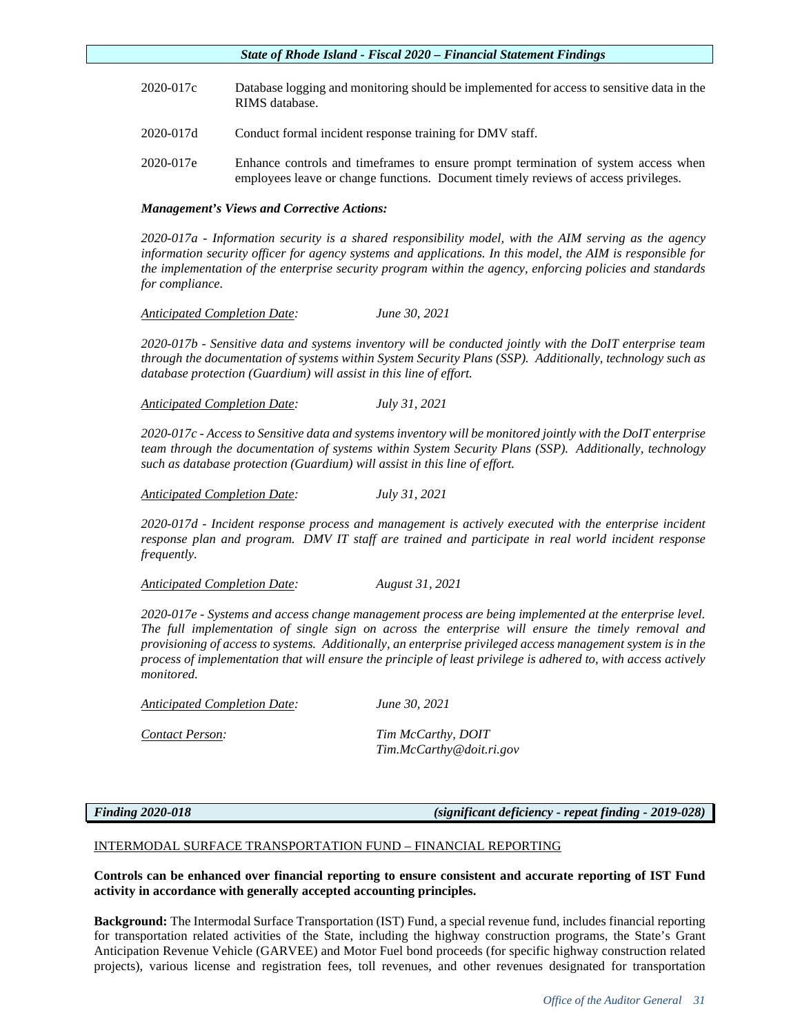| | |
|---|---|
| 2020-017c | Database logging and monitoring should be implemented for access to sensitive data in the RIMS database. |
| 2020-017d | Conduct formal incident response training for DMV staff. |
| 2020-017e | Enhance controls and timeframes to ensure prompt termination of system access when employees leave or change functions. Document timely reviews of access privileges. |

***Management's Views and Corrective Actions:***

*2020-017a - Information security is a shared responsibility model, with the AIM serving as the agency information security officer for agency systems and applications. In this model, the AIM is responsible for the implementation of the enterprise security program within the agency, enforcing policies and standards for compliance.*

*Anticipated Completion Date:* *June 30, 2021*

*2020-017b - Sensitive data and systems inventory will be conducted jointly with the DoIT enterprise team through the documentation of systems within System Security Plans (SSP). Additionally, technology such as database protection (Guardium) will assist in this line of effort.*

*Anticipated Completion Date:* *July 31, 2021*

*2020-017c - Access to Sensitive data and systems inventory will be monitored jointly with the DoIT enterprise team through the documentation of systems within System Security Plans (SSP). Additionally, technology such as database protection (Guardium) will assist in this line of effort.*

*Anticipated Completion Date:* *July 31, 2021*

*2020-017d - Incident response process and management is actively executed with the enterprise incident response plan and program. DMV IT staff are trained and participate in real world incident response frequently.*

*Anticipated Completion Date:* *August 31, 2021*

*2020-017e - Systems and access change management process are being implemented at the enterprise level. The full implementation of single sign on across the enterprise will ensure the timely removal and provisioning of access to systems. Additionally, an enterprise privileged access management system is in the process of implementation that will ensure the principle of least privilege is adhered to, with access actively monitored.*

*Anticipated Completion Date:* *June 30, 2021*

*Contact Person:* *Tim McCarthy, DOIT*
*Tim.McCarthy@doit.ri.gov*

***Finding 2020-018*** ***(significant deficiency - repeat finding - 2019-028)***

INTERMODAL SURFACE TRANSPORTATION FUND – FINANCIAL REPORTING

**Controls can be enhanced over financial reporting to ensure consistent and accurate reporting of IST Fund activity in accordance with generally accepted accounting principles.**

**Background:** The Intermodal Surface Transportation (IST) Fund, a special revenue fund, includes financial reporting for transportation related activities of the State, including the highway construction programs, the State's Grant Anticipation Revenue Vehicle (GARVEE) and Motor Fuel bond proceeds (for specific highway construction related projects), various license and registration fees, toll revenues, and other revenues designated for transportation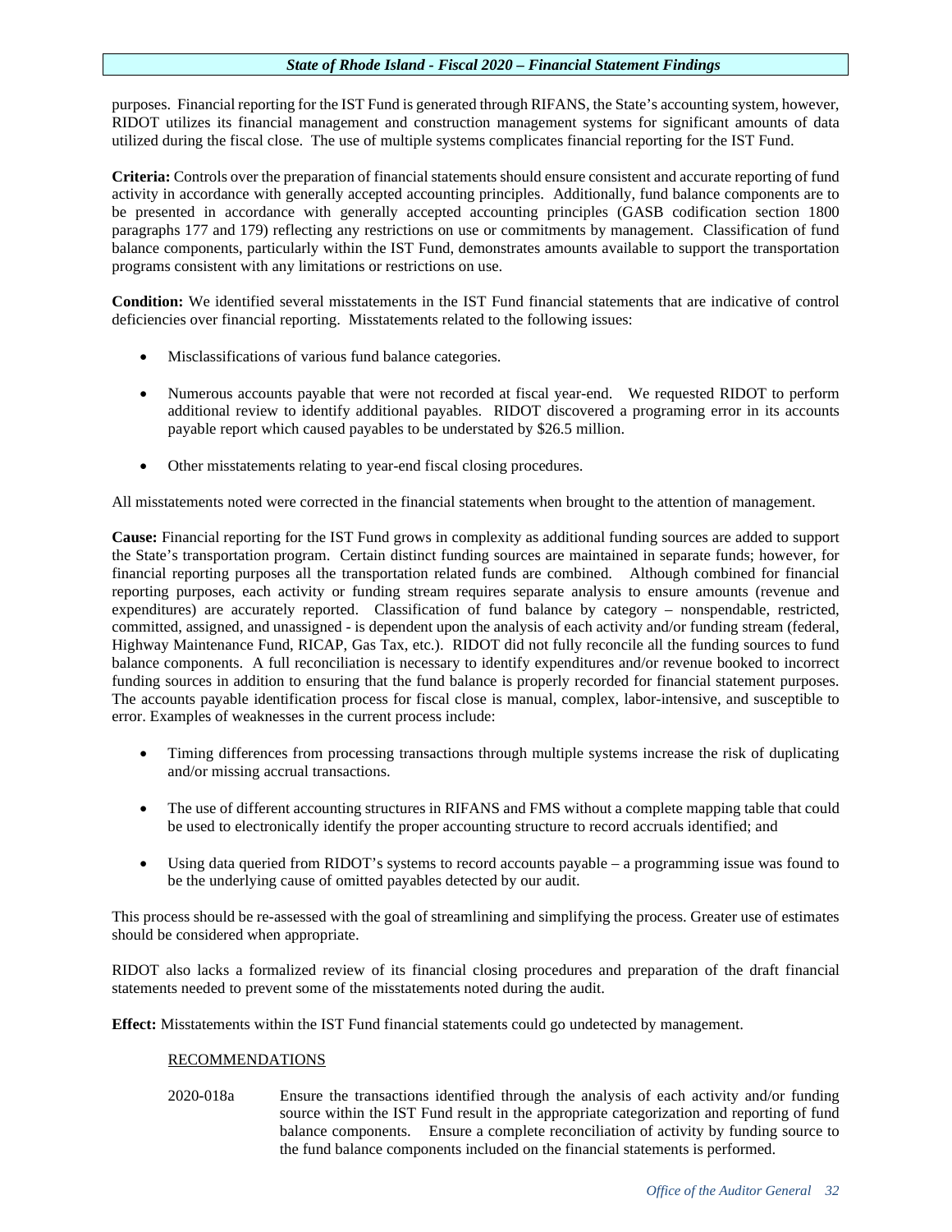purposes. Financial reporting for the IST Fund is generated through RIFANS, the State's accounting system, however, RIDOT utilizes its financial management and construction management systems for significant amounts of data utilized during the fiscal close. The use of multiple systems complicates financial reporting for the IST Fund.

**Criteria:** Controls over the preparation of financial statements should ensure consistent and accurate reporting of fund activity in accordance with generally accepted accounting principles. Additionally, fund balance components are to be presented in accordance with generally accepted accounting principles (GASB codification section 1800 paragraphs 177 and 179) reflecting any restrictions on use or commitments by management. Classification of fund balance components, particularly within the IST Fund, demonstrates amounts available to support the transportation programs consistent with any limitations or restrictions on use.

**Condition:** We identified several misstatements in the IST Fund financial statements that are indicative of control deficiencies over financial reporting. Misstatements related to the following issues:

- Misclassifications of various fund balance categories.
- Numerous accounts payable that were not recorded at fiscal year-end. We requested RIDOT to perform additional review to identify additional payables. RIDOT discovered a programing error in its accounts payable report which caused payables to be understated by $26.5 million.
- Other misstatements relating to year-end fiscal closing procedures.

All misstatements noted were corrected in the financial statements when brought to the attention of management.

**Cause:** Financial reporting for the IST Fund grows in complexity as additional funding sources are added to support the State's transportation program. Certain distinct funding sources are maintained in separate funds; however, for financial reporting purposes all the transportation related funds are combined. Although combined for financial reporting purposes, each activity or funding stream requires separate analysis to ensure amounts (revenue and expenditures) are accurately reported. Classification of fund balance by category – nonspendable, restricted, committed, assigned, and unassigned - is dependent upon the analysis of each activity and/or funding stream (federal, Highway Maintenance Fund, RICAP, Gas Tax, etc.). RIDOT did not fully reconcile all the funding sources to fund balance components. A full reconciliation is necessary to identify expenditures and/or revenue booked to incorrect funding sources in addition to ensuring that the fund balance is properly recorded for financial statement purposes. The accounts payable identification process for fiscal close is manual, complex, labor-intensive, and susceptible to error. Examples of weaknesses in the current process include:

- Timing differences from processing transactions through multiple systems increase the risk of duplicating and/or missing accrual transactions.
- The use of different accounting structures in RIFANS and FMS without a complete mapping table that could be used to electronically identify the proper accounting structure to record accruals identified; and
- Using data queried from RIDOT's systems to record accounts payable – a programming issue was found to be the underlying cause of omitted payables detected by our audit.

This process should be re-assessed with the goal of streamlining and simplifying the process. Greater use of estimates should be considered when appropriate.

RIDOT also lacks a formalized review of its financial closing procedures and preparation of the draft financial statements needed to prevent some of the misstatements noted during the audit.

**Effect:** Misstatements within the IST Fund financial statements could go undetected by management.

RECOMMENDATIONS

2020-018a Ensure the transactions identified through the analysis of each activity and/or funding source within the IST Fund result in the appropriate categorization and reporting of fund balance components. Ensure a complete reconciliation of activity by funding source to the fund balance components included on the financial statements is performed.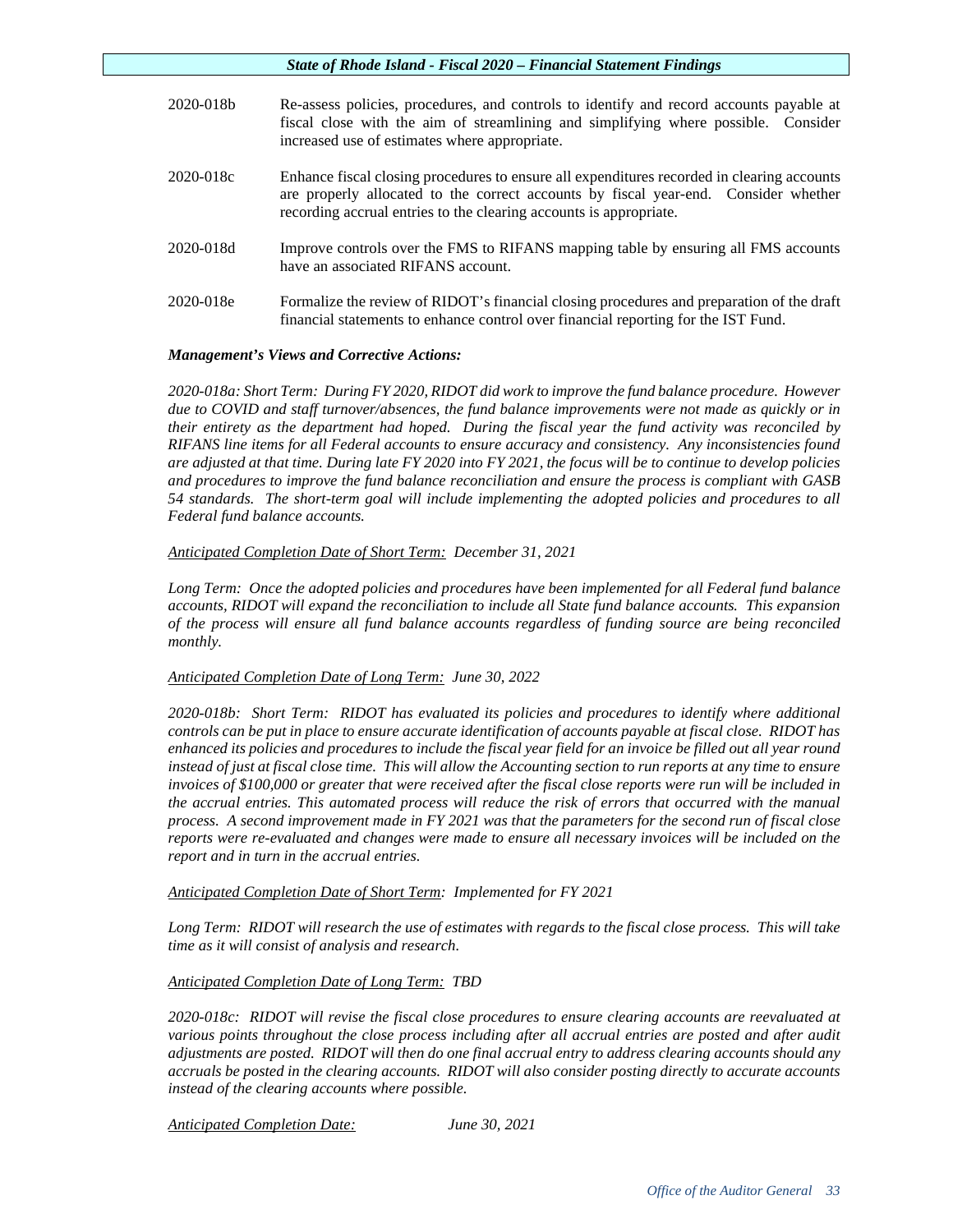2020-018b Re-assess policies, procedures, and controls to identify and record accounts payable at fiscal close with the aim of streamlining and simplifying where possible. Consider increased use of estimates where appropriate.

2020-018c Enhance fiscal closing procedures to ensure all expenditures recorded in clearing accounts are properly allocated to the correct accounts by fiscal year-end. Consider whether recording accrual entries to the clearing accounts is appropriate.

2020-018d Improve controls over the FMS to RIFANS mapping table by ensuring all FMS accounts have an associated RIFANS account.

2020-018e Formalize the review of RIDOT's financial closing procedures and preparation of the draft financial statements to enhance control over financial reporting for the IST Fund.

***Management's Views and Corrective Actions:***

*2020-018a: Short Term: During FY 2020, RIDOT did work to improve the fund balance procedure. However due to COVID and staff turnover/absences, the fund balance improvements were not made as quickly or in their entirety as the department had hoped. During the fiscal year the fund activity was reconciled by RIFANS line items for all Federal accounts to ensure accuracy and consistency. Any inconsistencies found are adjusted at that time. During late FY 2020 into FY 2021, the focus will be to continue to develop policies and procedures to improve the fund balance reconciliation and ensure the process is compliant with GASB 54 standards. The short-term goal will include implementing the adopted policies and procedures to all Federal fund balance accounts.*

*<u>Anticipated Completion Date of Short Term:</u> December 31, 2021*

*Long Term: Once the adopted policies and procedures have been implemented for all Federal fund balance accounts, RIDOT will expand the reconciliation to include all State fund balance accounts. This expansion of the process will ensure all fund balance accounts regardless of funding source are being reconciled monthly.*

*<u>Anticipated Completion Date of Long Term:</u> June 30, 2022*

*2020-018b: Short Term: RIDOT has evaluated its policies and procedures to identify where additional controls can be put in place to ensure accurate identification of accounts payable at fiscal close. RIDOT has enhanced its policies and procedures to include the fiscal year field for an invoice be filled out all year round instead of just at fiscal close time. This will allow the Accounting section to run reports at any time to ensure invoices of $100,000 or greater that were received after the fiscal close reports were run will be included in the accrual entries. This automated process will reduce the risk of errors that occurred with the manual process. A second improvement made in FY 2021 was that the parameters for the second run of fiscal close reports were re-evaluated and changes were made to ensure all necessary invoices will be included on the report and in turn in the accrual entries.*

*<u>Anticipated Completion Date of Short Term</u>: Implemented for FY 2021*

*Long Term: RIDOT will research the use of estimates with regards to the fiscal close process. This will take time as it will consist of analysis and research.*

*<u>Anticipated Completion Date of Long Term:</u> TBD*

*2020-018c: RIDOT will revise the fiscal close procedures to ensure clearing accounts are reevaluated at various points throughout the close process including after all accrual entries are posted and after audit adjustments are posted. RIDOT will then do one final accrual entry to address clearing accounts should any accruals be posted in the clearing accounts. RIDOT will also consider posting directly to accurate accounts instead of the clearing accounts where possible.*

*<u>Anticipated Completion Date:</u> June 30, 2021*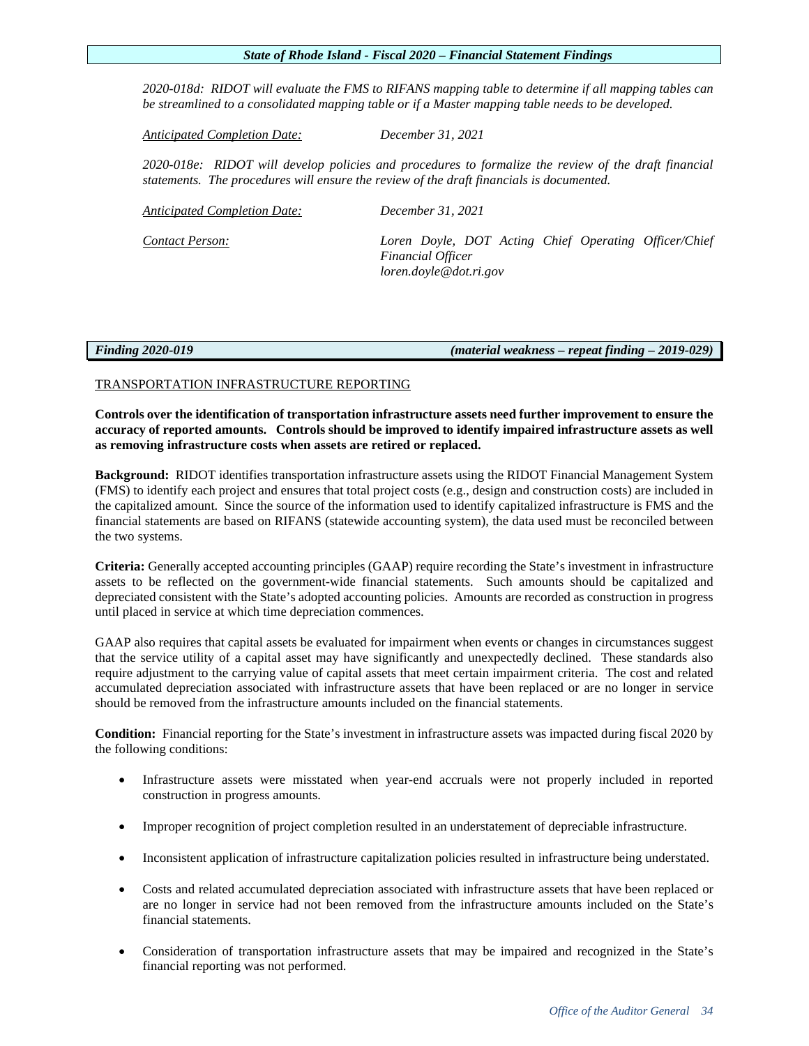*2020-018d: RIDOT will evaluate the FMS to RIFANS mapping table to determine if all mapping tables can be streamlined to a consolidated mapping table or if a Master mapping table needs to be developed.*

*Anticipated Completion Date:* *December 31, 2021*

*2020-018e: RIDOT will develop policies and procedures to formalize the review of the draft financial statements. The procedures will ensure the review of the draft financials is documented.*

*Anticipated Completion Date:* *December 31, 2021*

*Contact Person:* *Loren Doyle, DOT Acting Chief Operating Officer/Chief Financial Officer*
*loren.doyle@dot.ri.gov*

***Finding 2020-019*** ***(material weakness – repeat finding – 2019-029)***

TRANSPORTATION INFRASTRUCTURE REPORTING

**Controls over the identification of transportation infrastructure assets need further improvement to ensure the accuracy of reported amounts. Controls should be improved to identify impaired infrastructure assets as well as removing infrastructure costs when assets are retired or replaced.**

**Background:** RIDOT identifies transportation infrastructure assets using the RIDOT Financial Management System (FMS) to identify each project and ensures that total project costs (e.g., design and construction costs) are included in the capitalized amount. Since the source of the information used to identify capitalized infrastructure is FMS and the financial statements are based on RIFANS (statewide accounting system), the data used must be reconciled between the two systems.

**Criteria:** Generally accepted accounting principles (GAAP) require recording the State's investment in infrastructure assets to be reflected on the government-wide financial statements. Such amounts should be capitalized and depreciated consistent with the State's adopted accounting policies. Amounts are recorded as construction in progress until placed in service at which time depreciation commences.

GAAP also requires that capital assets be evaluated for impairment when events or changes in circumstances suggest that the service utility of a capital asset may have significantly and unexpectedly declined. These standards also require adjustment to the carrying value of capital assets that meet certain impairment criteria. The cost and related accumulated depreciation associated with infrastructure assets that have been replaced or are no longer in service should be removed from the infrastructure amounts included on the financial statements.

**Condition:** Financial reporting for the State's investment in infrastructure assets was impacted during fiscal 2020 by the following conditions:

- Infrastructure assets were misstated when year-end accruals were not properly included in reported construction in progress amounts.
- Improper recognition of project completion resulted in an understatement of depreciable infrastructure.
- Inconsistent application of infrastructure capitalization policies resulted in infrastructure being understated.
- Costs and related accumulated depreciation associated with infrastructure assets that have been replaced or are no longer in service had not been removed from the infrastructure amounts included on the State's financial statements.
- Consideration of transportation infrastructure assets that may be impaired and recognized in the State's financial reporting was not performed.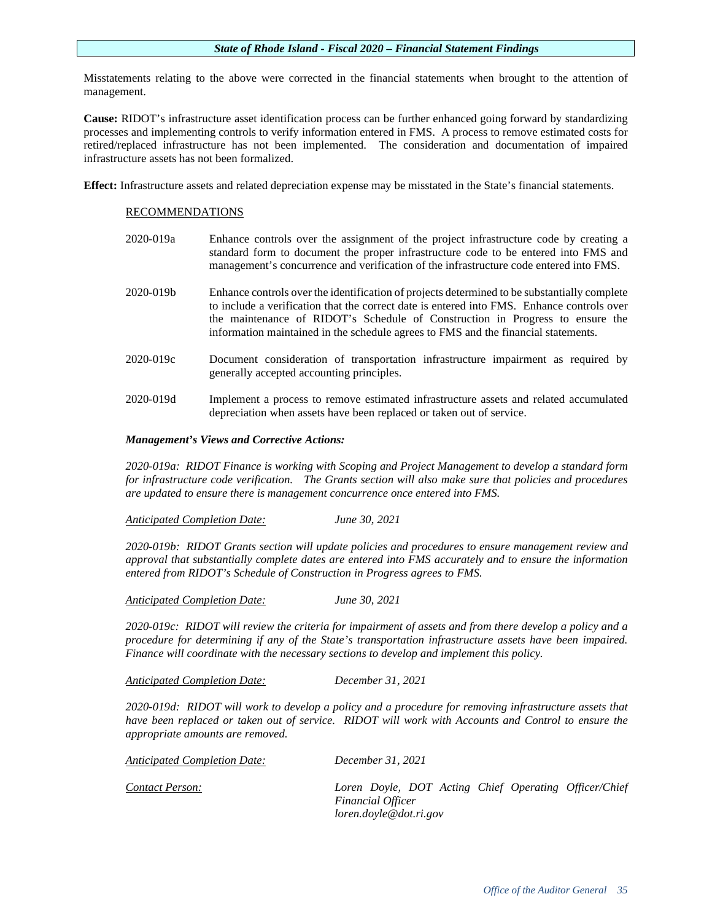Misstatements relating to the above were corrected in the financial statements when brought to the attention of management.

**Cause:** RIDOT's infrastructure asset identification process can be further enhanced going forward by standardizing processes and implementing controls to verify information entered in FMS. A process to remove estimated costs for retired/replaced infrastructure has not been implemented. The consideration and documentation of impaired infrastructure assets has not been formalized.

**Effect:** Infrastructure assets and related depreciation expense may be misstated in the State's financial statements.

RECOMMENDATIONS

2020-019a Enhance controls over the assignment of the project infrastructure code by creating a standard form to document the proper infrastructure code to be entered into FMS and management's concurrence and verification of the infrastructure code entered into FMS.

2020-019b Enhance controls over the identification of projects determined to be substantially complete to include a verification that the correct date is entered into FMS. Enhance controls over the maintenance of RIDOT's Schedule of Construction in Progress to ensure the information maintained in the schedule agrees to FMS and the financial statements.

2020-019c Document consideration of transportation infrastructure impairment as required by generally accepted accounting principles.

2020-019d Implement a process to remove estimated infrastructure assets and related accumulated depreciation when assets have been replaced or taken out of service.

***Management's Views and Corrective Actions:***

*2020-019a: RIDOT Finance is working with Scoping and Project Management to develop a standard form for infrastructure code verification. The Grants section will also make sure that policies and procedures are updated to ensure there is management concurrence once entered into FMS.*

*Anticipated Completion Date:* *June 30, 2021*

*2020-019b: RIDOT Grants section will update policies and procedures to ensure management review and approval that substantially complete dates are entered into FMS accurately and to ensure the information entered from RIDOT's Schedule of Construction in Progress agrees to FMS.*

*Anticipated Completion Date:* *June 30, 2021*

*2020-019c: RIDOT will review the criteria for impairment of assets and from there develop a policy and a procedure for determining if any of the State's transportation infrastructure assets have been impaired. Finance will coordinate with the necessary sections to develop and implement this policy.*

*Anticipated Completion Date:* *December 31, 2021*

*2020-019d: RIDOT will work to develop a policy and a procedure for removing infrastructure assets that have been replaced or taken out of service. RIDOT will work with Accounts and Control to ensure the appropriate amounts are removed.*

*Anticipated Completion Date:* *December 31, 2021*

*Contact Person:* *Loren Doyle, DOT Acting Chief Operating Officer/Chief Financial Officer*
*loren.doyle@dot.ri.gov*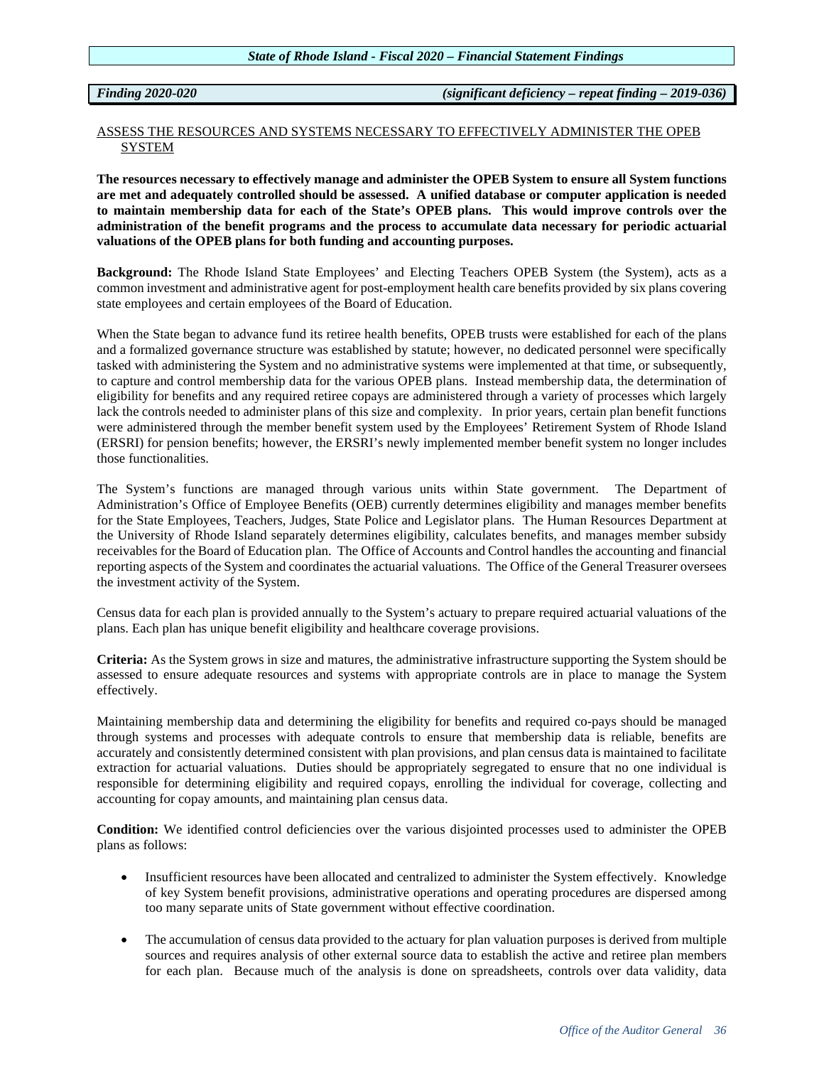***Finding 2020-020*** ***(significant deficiency – repeat finding – 2019-036)***

ASSESS THE RESOURCES AND SYSTEMS NECESSARY TO EFFECTIVELY ADMINISTER THE OPEB SYSTEM

**The resources necessary to effectively manage and administer the OPEB System to ensure all System functions are met and adequately controlled should be assessed. A unified database or computer application is needed to maintain membership data for each of the State's OPEB plans. This would improve controls over the administration of the benefit programs and the process to accumulate data necessary for periodic actuarial valuations of the OPEB plans for both funding and accounting purposes.**

**Background:** The Rhode Island State Employees' and Electing Teachers OPEB System (the System), acts as a common investment and administrative agent for post-employment health care benefits provided by six plans covering state employees and certain employees of the Board of Education.

When the State began to advance fund its retiree health benefits, OPEB trusts were established for each of the plans and a formalized governance structure was established by statute; however, no dedicated personnel were specifically tasked with administering the System and no administrative systems were implemented at that time, or subsequently, to capture and control membership data for the various OPEB plans. Instead membership data, the determination of eligibility for benefits and any required retiree copays are administered through a variety of processes which largely lack the controls needed to administer plans of this size and complexity. In prior years, certain plan benefit functions were administered through the member benefit system used by the Employees' Retirement System of Rhode Island (ERSRI) for pension benefits; however, the ERSRI's newly implemented member benefit system no longer includes those functionalities.

The System's functions are managed through various units within State government. The Department of Administration's Office of Employee Benefits (OEB) currently determines eligibility and manages member benefits for the State Employees, Teachers, Judges, State Police and Legislator plans. The Human Resources Department at the University of Rhode Island separately determines eligibility, calculates benefits, and manages member subsidy receivables for the Board of Education plan. The Office of Accounts and Control handles the accounting and financial reporting aspects of the System and coordinates the actuarial valuations. The Office of the General Treasurer oversees the investment activity of the System.

Census data for each plan is provided annually to the System's actuary to prepare required actuarial valuations of the plans. Each plan has unique benefit eligibility and healthcare coverage provisions.

**Criteria:** As the System grows in size and matures, the administrative infrastructure supporting the System should be assessed to ensure adequate resources and systems with appropriate controls are in place to manage the System effectively.

Maintaining membership data and determining the eligibility for benefits and required co-pays should be managed through systems and processes with adequate controls to ensure that membership data is reliable, benefits are accurately and consistently determined consistent with plan provisions, and plan census data is maintained to facilitate extraction for actuarial valuations. Duties should be appropriately segregated to ensure that no one individual is responsible for determining eligibility and required copays, enrolling the individual for coverage, collecting and accounting for copay amounts, and maintaining plan census data.

**Condition:** We identified control deficiencies over the various disjointed processes used to administer the OPEB plans as follows:

- Insufficient resources have been allocated and centralized to administer the System effectively. Knowledge of key System benefit provisions, administrative operations and operating procedures are dispersed among too many separate units of State government without effective coordination.

- The accumulation of census data provided to the actuary for plan valuation purposes is derived from multiple sources and requires analysis of other external source data to establish the active and retiree plan members for each plan. Because much of the analysis is done on spreadsheets, controls over data validity, data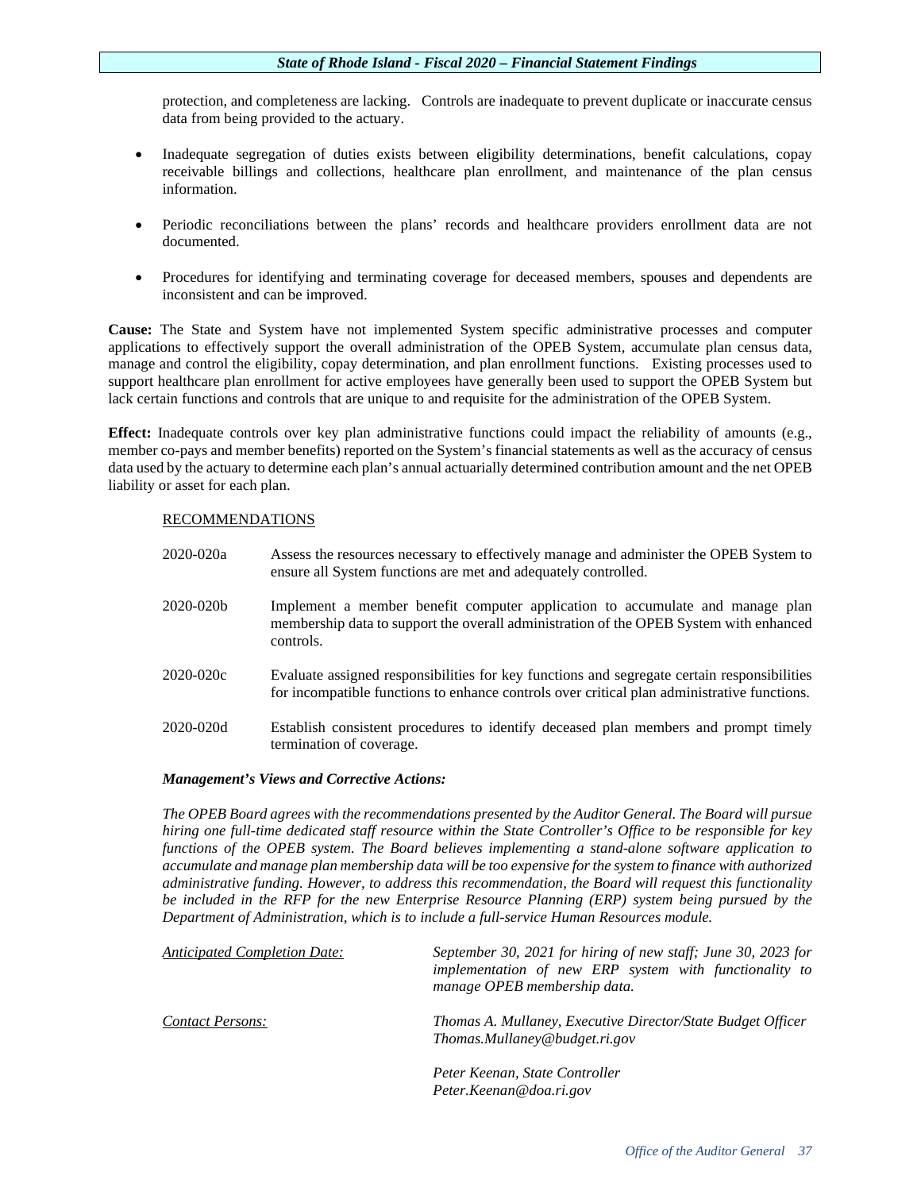protection, and completeness are lacking. Controls are inadequate to prevent duplicate or inaccurate census data from being provided to the actuary.

- Inadequate segregation of duties exists between eligibility determinations, benefit calculations, copay receivable billings and collections, healthcare plan enrollment, and maintenance of the plan census information.
- Periodic reconciliations between the plans' records and healthcare providers enrollment data are not documented.
- Procedures for identifying and terminating coverage for deceased members, spouses and dependents are inconsistent and can be improved.

**Cause:** The State and System have not implemented System specific administrative processes and computer applications to effectively support the overall administration of the OPEB System, accumulate plan census data, manage and control the eligibility, copay determination, and plan enrollment functions. Existing processes used to support healthcare plan enrollment for active employees have generally been used to support the OPEB System but lack certain functions and controls that are unique to and requisite for the administration of the OPEB System.

**Effect:** Inadequate controls over key plan administrative functions could impact the reliability of amounts (e.g., member co-pays and member benefits) reported on the System's financial statements as well as the accuracy of census data used by the actuary to determine each plan's annual actuarially determined contribution amount and the net OPEB liability or asset for each plan.

RECOMMENDATIONS

2020-020a Assess the resources necessary to effectively manage and administer the OPEB System to ensure all System functions are met and adequately controlled.

2020-020b Implement a member benefit computer application to accumulate and manage plan membership data to support the overall administration of the OPEB System with enhanced controls.

2020-020c Evaluate assigned responsibilities for key functions and segregate certain responsibilities for incompatible functions to enhance controls over critical plan administrative functions.

2020-020d Establish consistent procedures to identify deceased plan members and prompt timely termination of coverage.

***Management's Views and Corrective Actions:***

*The OPEB Board agrees with the recommendations presented by the Auditor General. The Board will pursue hiring one full-time dedicated staff resource within the State Controller's Office to be responsible for key functions of the OPEB system. The Board believes implementing a stand-alone software application to accumulate and manage plan membership data will be too expensive for the system to finance with authorized administrative funding. However, to address this recommendation, the Board will request this functionality be included in the RFP for the new Enterprise Resource Planning (ERP) system being pursued by the Department of Administration, which is to include a full-service Human Resources module.*

*Anticipated Completion Date:* *September 30, 2021 for hiring of new staff; June 30, 2023 for implementation of new ERP system with functionality to manage OPEB membership data.*

*Contact Persons:* *Thomas A. Mullaney, Executive Director/State Budget Officer*
*Thomas.Mullaney@budget.ri.gov*

*Peter Keenan, State Controller*
*Peter.Keenan@doa.ri.gov*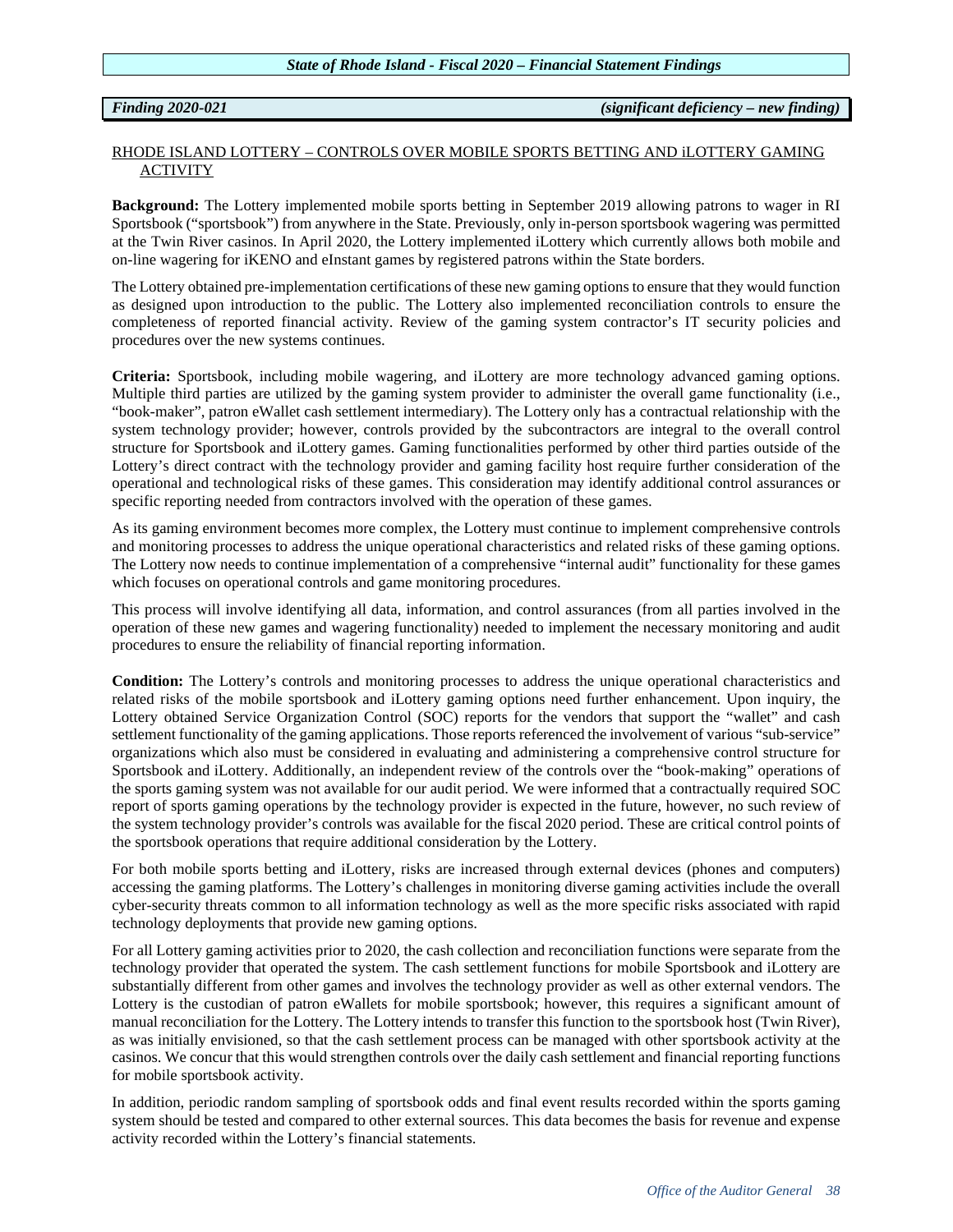***Finding 2020-021*** ***(significant deficiency – new finding)***

RHODE ISLAND LOTTERY – CONTROLS OVER MOBILE SPORTS BETTING AND iLOTTERY GAMING ACTIVITY

**Background:** The Lottery implemented mobile sports betting in September 2019 allowing patrons to wager in RI Sportsbook ("sportsbook") from anywhere in the State. Previously, only in-person sportsbook wagering was permitted at the Twin River casinos. In April 2020, the Lottery implemented iLottery which currently allows both mobile and on-line wagering for iKENO and eInstant games by registered patrons within the State borders.

The Lottery obtained pre-implementation certifications of these new gaming options to ensure that they would function as designed upon introduction to the public. The Lottery also implemented reconciliation controls to ensure the completeness of reported financial activity. Review of the gaming system contractor's IT security policies and procedures over the new systems continues.

**Criteria:** Sportsbook, including mobile wagering, and iLottery are more technology advanced gaming options. Multiple third parties are utilized by the gaming system provider to administer the overall game functionality (i.e., "book-maker", patron eWallet cash settlement intermediary). The Lottery only has a contractual relationship with the system technology provider; however, controls provided by the subcontractors are integral to the overall control structure for Sportsbook and iLottery games. Gaming functionalities performed by other third parties outside of the Lottery's direct contract with the technology provider and gaming facility host require further consideration of the operational and technological risks of these games. This consideration may identify additional control assurances or specific reporting needed from contractors involved with the operation of these games.

As its gaming environment becomes more complex, the Lottery must continue to implement comprehensive controls and monitoring processes to address the unique operational characteristics and related risks of these gaming options. The Lottery now needs to continue implementation of a comprehensive "internal audit" functionality for these games which focuses on operational controls and game monitoring procedures.

This process will involve identifying all data, information, and control assurances (from all parties involved in the operation of these new games and wagering functionality) needed to implement the necessary monitoring and audit procedures to ensure the reliability of financial reporting information.

**Condition:** The Lottery's controls and monitoring processes to address the unique operational characteristics and related risks of the mobile sportsbook and iLottery gaming options need further enhancement. Upon inquiry, the Lottery obtained Service Organization Control (SOC) reports for the vendors that support the "wallet" and cash settlement functionality of the gaming applications. Those reports referenced the involvement of various "sub-service" organizations which also must be considered in evaluating and administering a comprehensive control structure for Sportsbook and iLottery. Additionally, an independent review of the controls over the "book-making" operations of the sports gaming system was not available for our audit period. We were informed that a contractually required SOC report of sports gaming operations by the technology provider is expected in the future, however, no such review of the system technology provider's controls was available for the fiscal 2020 period. These are critical control points of the sportsbook operations that require additional consideration by the Lottery.

For both mobile sports betting and iLottery, risks are increased through external devices (phones and computers) accessing the gaming platforms. The Lottery's challenges in monitoring diverse gaming activities include the overall cyber-security threats common to all information technology as well as the more specific risks associated with rapid technology deployments that provide new gaming options.

For all Lottery gaming activities prior to 2020, the cash collection and reconciliation functions were separate from the technology provider that operated the system. The cash settlement functions for mobile Sportsbook and iLottery are substantially different from other games and involves the technology provider as well as other external vendors. The Lottery is the custodian of patron eWallets for mobile sportsbook; however, this requires a significant amount of manual reconciliation for the Lottery. The Lottery intends to transfer this function to the sportsbook host (Twin River), as was initially envisioned, so that the cash settlement process can be managed with other sportsbook activity at the casinos. We concur that this would strengthen controls over the daily cash settlement and financial reporting functions for mobile sportsbook activity.

In addition, periodic random sampling of sportsbook odds and final event results recorded within the sports gaming system should be tested and compared to other external sources. This data becomes the basis for revenue and expense activity recorded within the Lottery's financial statements.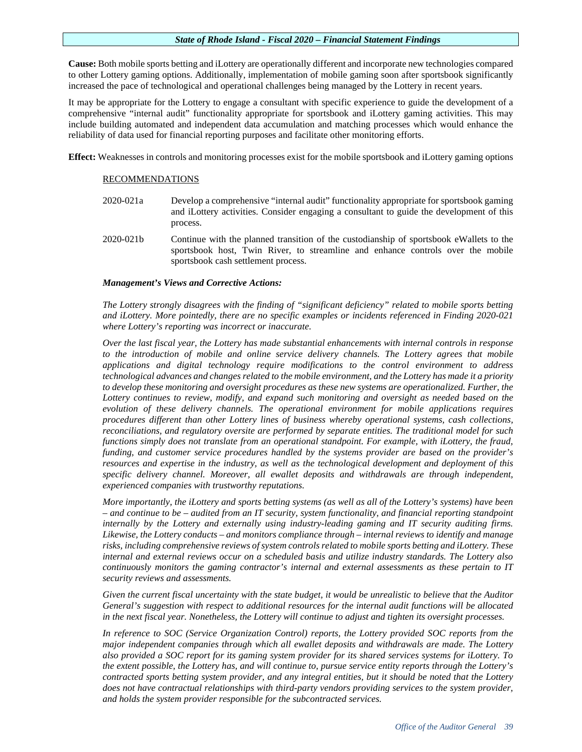**Cause:** Both mobile sports betting and iLottery are operationally different and incorporate new technologies compared to other Lottery gaming options. Additionally, implementation of mobile gaming soon after sportsbook significantly increased the pace of technological and operational challenges being managed by the Lottery in recent years.

It may be appropriate for the Lottery to engage a consultant with specific experience to guide the development of a comprehensive "internal audit" functionality appropriate for sportsbook and iLottery gaming activities. This may include building automated and independent data accumulation and matching processes which would enhance the reliability of data used for financial reporting purposes and facilitate other monitoring efforts.

**Effect:** Weaknesses in controls and monitoring processes exist for the mobile sportsbook and iLottery gaming options

RECOMMENDATIONS

2020-021a Develop a comprehensive "internal audit" functionality appropriate for sportsbook gaming and iLottery activities. Consider engaging a consultant to guide the development of this process.

2020-021b Continue with the planned transition of the custodianship of sportsbook eWallets to the sportsbook host, Twin River, to streamline and enhance controls over the mobile sportsbook cash settlement process.

***Management's Views and Corrective Actions:***

*The Lottery strongly disagrees with the finding of "significant deficiency" related to mobile sports betting and iLottery. More pointedly, there are no specific examples or incidents referenced in Finding 2020-021 where Lottery's reporting was incorrect or inaccurate.*

*Over the last fiscal year, the Lottery has made substantial enhancements with internal controls in response to the introduction of mobile and online service delivery channels. The Lottery agrees that mobile applications and digital technology require modifications to the control environment to address technological advances and changes related to the mobile environment, and the Lottery has made it a priority to develop these monitoring and oversight procedures as these new systems are operationalized. Further, the Lottery continues to review, modify, and expand such monitoring and oversight as needed based on the evolution of these delivery channels. The operational environment for mobile applications requires procedures different than other Lottery lines of business whereby operational systems, cash collections, reconciliations, and regulatory oversite are performed by separate entities. The traditional model for such functions simply does not translate from an operational standpoint. For example, with iLottery, the fraud, funding, and customer service procedures handled by the systems provider are based on the provider's resources and expertise in the industry, as well as the technological development and deployment of this specific delivery channel. Moreover, all ewallet deposits and withdrawals are through independent, experienced companies with trustworthy reputations.*

*More importantly, the iLottery and sports betting systems (as well as all of the Lottery's systems) have been – and continue to be – audited from an IT security, system functionality, and financial reporting standpoint internally by the Lottery and externally using industry-leading gaming and IT security auditing firms. Likewise, the Lottery conducts – and monitors compliance through – internal reviews to identify and manage risks, including comprehensive reviews of system controls related to mobile sports betting and iLottery. These internal and external reviews occur on a scheduled basis and utilize industry standards. The Lottery also continuously monitors the gaming contractor's internal and external assessments as these pertain to IT security reviews and assessments.*

*Given the current fiscal uncertainty with the state budget, it would be unrealistic to believe that the Auditor General's suggestion with respect to additional resources for the internal audit functions will be allocated in the next fiscal year. Nonetheless, the Lottery will continue to adjust and tighten its oversight processes.*

*In reference to SOC (Service Organization Control) reports, the Lottery provided SOC reports from the major independent companies through which all ewallet deposits and withdrawals are made. The Lottery also provided a SOC report for its gaming system provider for its shared services systems for iLottery. To the extent possible, the Lottery has, and will continue to, pursue service entity reports through the Lottery's contracted sports betting system provider, and any integral entities, but it should be noted that the Lottery does not have contractual relationships with third-party vendors providing services to the system provider, and holds the system provider responsible for the subcontracted services.*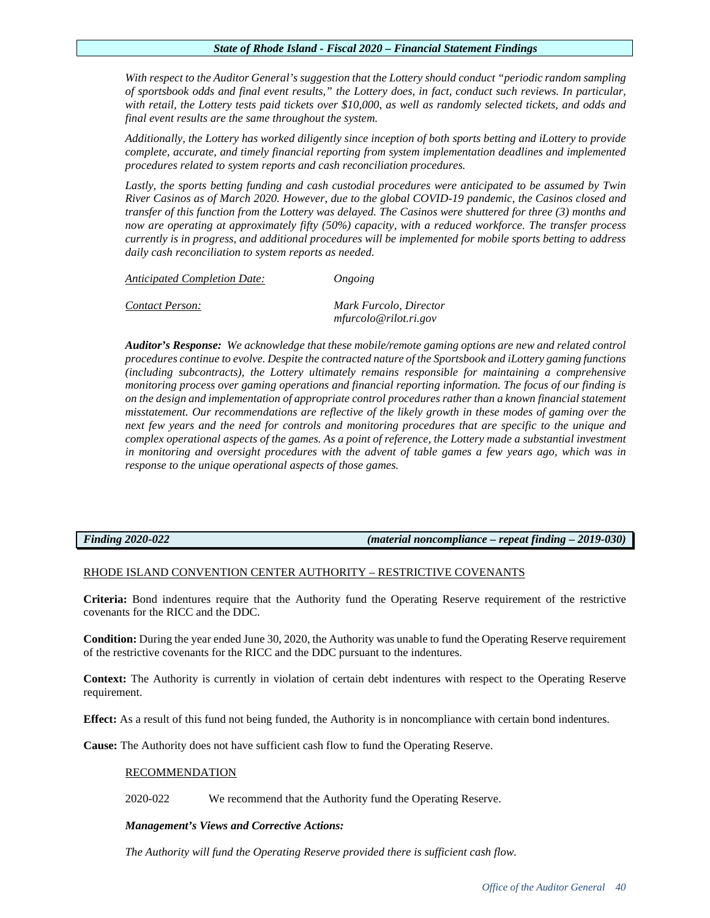*With respect to the Auditor General's suggestion that the Lottery should conduct "periodic random sampling of sportsbook odds and final event results," the Lottery does, in fact, conduct such reviews. In particular, with retail, the Lottery tests paid tickets over $10,000, as well as randomly selected tickets, and odds and final event results are the same throughout the system.*

*Additionally, the Lottery has worked diligently since inception of both sports betting and iLottery to provide complete, accurate, and timely financial reporting from system implementation deadlines and implemented procedures related to system reports and cash reconciliation procedures.*

*Lastly, the sports betting funding and cash custodial procedures were anticipated to be assumed by Twin River Casinos as of March 2020. However, due to the global COVID-19 pandemic, the Casinos closed and transfer of this function from the Lottery was delayed. The Casinos were shuttered for three (3) months and now are operating at approximately fifty (50%) capacity, with a reduced workforce. The transfer process currently is in progress, and additional procedures will be implemented for mobile sports betting to address daily cash reconciliation to system reports as needed.*

*Anticipated Completion Date:* *Ongoing*

*Contact Person:* *Mark Furcolo, Director*
*mfurcolo@rilot.ri.gov*

***Auditor's Response:*** *We acknowledge that these mobile/remote gaming options are new and related control procedures continue to evolve. Despite the contracted nature of the Sportsbook and iLottery gaming functions (including subcontracts), the Lottery ultimately remains responsible for maintaining a comprehensive monitoring process over gaming operations and financial reporting information. The focus of our finding is on the design and implementation of appropriate control procedures rather than a known financial statement misstatement. Our recommendations are reflective of the likely growth in these modes of gaming over the next few years and the need for controls and monitoring procedures that are specific to the unique and complex operational aspects of the games. As a point of reference, the Lottery made a substantial investment in monitoring and oversight procedures with the advent of table games a few years ago, which was in response to the unique operational aspects of those games.*

***Finding 2020-022*** ***(material noncompliance – repeat finding – 2019-030)***

RHODE ISLAND CONVENTION CENTER AUTHORITY – RESTRICTIVE COVENANTS

**Criteria:** Bond indentures require that the Authority fund the Operating Reserve requirement of the restrictive covenants for the RICC and the DDC.

**Condition:** During the year ended June 30, 2020, the Authority was unable to fund the Operating Reserve requirement of the restrictive covenants for the RICC and the DDC pursuant to the indentures.

**Context:** The Authority is currently in violation of certain debt indentures with respect to the Operating Reserve requirement.

**Effect:** As a result of this fund not being funded, the Authority is in noncompliance with certain bond indentures.

**Cause:** The Authority does not have sufficient cash flow to fund the Operating Reserve.

RECOMMENDATION

2020-022 We recommend that the Authority fund the Operating Reserve.

***Management's Views and Corrective Actions:***

*The Authority will fund the Operating Reserve provided there is sufficient cash flow.*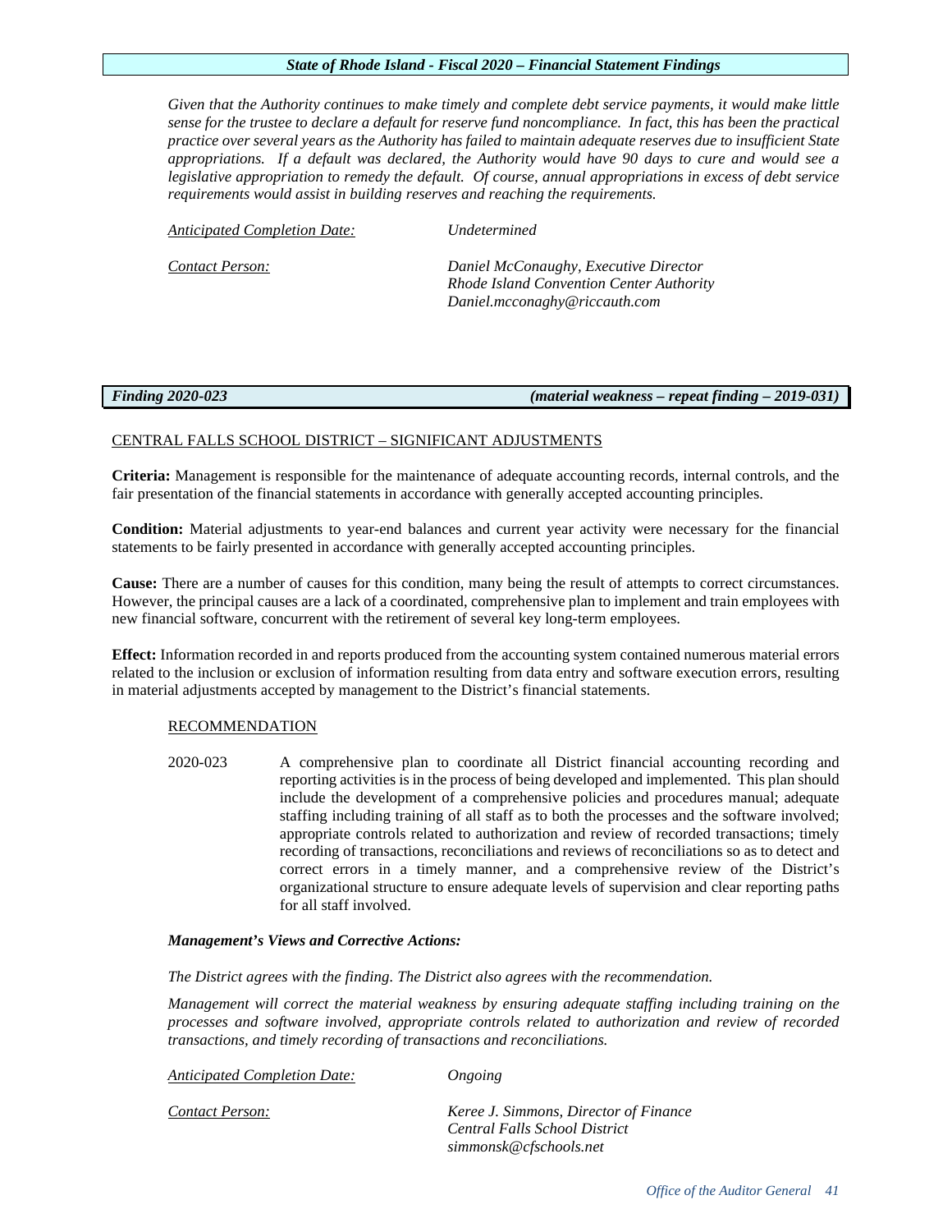*Given that the Authority continues to make timely and complete debt service payments, it would make little sense for the trustee to declare a default for reserve fund noncompliance. In fact, this has been the practical practice over several years as the Authority has failed to maintain adequate reserves due to insufficient State appropriations. If a default was declared, the Authority would have 90 days to cure and would see a legislative appropriation to remedy the default. Of course, annual appropriations in excess of debt service requirements would assist in building reserves and reaching the requirements.*

*Anticipated Completion Date:* *Undetermined*

*Contact Person:* *Daniel McConaughy, Executive Director*
*Rhode Island Convention Center Authority*
*Daniel.mcconaghy@riccauth.com*

**Finding 2020-023** **(material weakness – repeat finding – 2019-031)**

CENTRAL FALLS SCHOOL DISTRICT – SIGNIFICANT ADJUSTMENTS

**Criteria:** Management is responsible for the maintenance of adequate accounting records, internal controls, and the fair presentation of the financial statements in accordance with generally accepted accounting principles.

**Condition:** Material adjustments to year-end balances and current year activity were necessary for the financial statements to be fairly presented in accordance with generally accepted accounting principles.

**Cause:** There are a number of causes for this condition, many being the result of attempts to correct circumstances. However, the principal causes are a lack of a coordinated, comprehensive plan to implement and train employees with new financial software, concurrent with the retirement of several key long-term employees.

**Effect:** Information recorded in and reports produced from the accounting system contained numerous material errors related to the inclusion or exclusion of information resulting from data entry and software execution errors, resulting in material adjustments accepted by management to the District's financial statements.

RECOMMENDATION

2020-023 A comprehensive plan to coordinate all District financial accounting recording and reporting activities is in the process of being developed and implemented. This plan should include the development of a comprehensive policies and procedures manual; adequate staffing including training of all staff as to both the processes and the software involved; appropriate controls related to authorization and review of recorded transactions; timely recording of transactions, reconciliations and reviews of reconciliations so as to detect and correct errors in a timely manner, and a comprehensive review of the District's organizational structure to ensure adequate levels of supervision and clear reporting paths for all staff involved.

***Management's Views and Corrective Actions:***

*The District agrees with the finding. The District also agrees with the recommendation.*

*Management will correct the material weakness by ensuring adequate staffing including training on the processes and software involved, appropriate controls related to authorization and review of recorded transactions, and timely recording of transactions and reconciliations.*

*Anticipated Completion Date:* *Ongoing*

*Contact Person:* *Keree J. Simmons, Director of Finance*
*Central Falls School District*
*simmonsk@cfschools.net*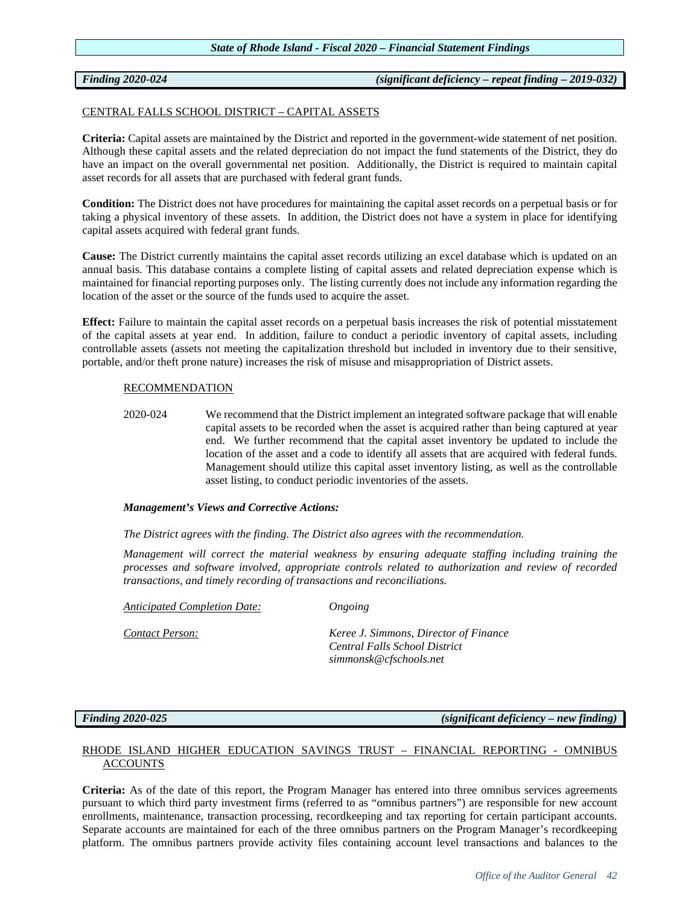***Finding 2020-024*** ***(significant deficiency – repeat finding – 2019-032)***

CENTRAL FALLS SCHOOL DISTRICT – CAPITAL ASSETS

**Criteria:** Capital assets are maintained by the District and reported in the government-wide statement of net position. Although these capital assets and the related depreciation do not impact the fund statements of the District, they do have an impact on the overall governmental net position. Additionally, the District is required to maintain capital asset records for all assets that are purchased with federal grant funds.

**Condition:** The District does not have procedures for maintaining the capital asset records on a perpetual basis or for taking a physical inventory of these assets. In addition, the District does not have a system in place for identifying capital assets acquired with federal grant funds.

**Cause:** The District currently maintains the capital asset records utilizing an excel database which is updated on an annual basis. This database contains a complete listing of capital assets and related depreciation expense which is maintained for financial reporting purposes only. The listing currently does not include any information regarding the location of the asset or the source of the funds used to acquire the asset.

**Effect:** Failure to maintain the capital asset records on a perpetual basis increases the risk of potential misstatement of the capital assets at year end. In addition, failure to conduct a periodic inventory of capital assets, including controllable assets (assets not meeting the capitalization threshold but included in inventory due to their sensitive, portable, and/or theft prone nature) increases the risk of misuse and misappropriation of District assets.

RECOMMENDATION

2020-024 We recommend that the District implement an integrated software package that will enable capital assets to be recorded when the asset is acquired rather than being captured at year end. We further recommend that the capital asset inventory be updated to include the location of the asset and a code to identify all assets that are acquired with federal funds. Management should utilize this capital asset inventory listing, as well as the controllable asset listing, to conduct periodic inventories of the assets.

***Management's Views and Corrective Actions:***

*The District agrees with the finding. The District also agrees with the recommendation.*

*Management will correct the material weakness by ensuring adequate staffing including training the processes and software involved, appropriate controls related to authorization and review of recorded transactions, and timely recording of transactions and reconciliations.*

*Anticipated Completion Date:* *Ongoing*

*Contact Person:* *Keree J. Simmons, Director of Finance*
*Central Falls School District*
*simmonsk@cfschools.net*

***Finding 2020-025*** ***(significant deficiency – new finding)***

RHODE ISLAND HIGHER EDUCATION SAVINGS TRUST – FINANCIAL REPORTING - OMNIBUS ACCOUNTS

**Criteria:** As of the date of this report, the Program Manager has entered into three omnibus services agreements pursuant to which third party investment firms (referred to as "omnibus partners") are responsible for new account enrollments, maintenance, transaction processing, recordkeeping and tax reporting for certain participant accounts. Separate accounts are maintained for each of the three omnibus partners on the Program Manager's recordkeeping platform. The omnibus partners provide activity files containing account level transactions and balances to the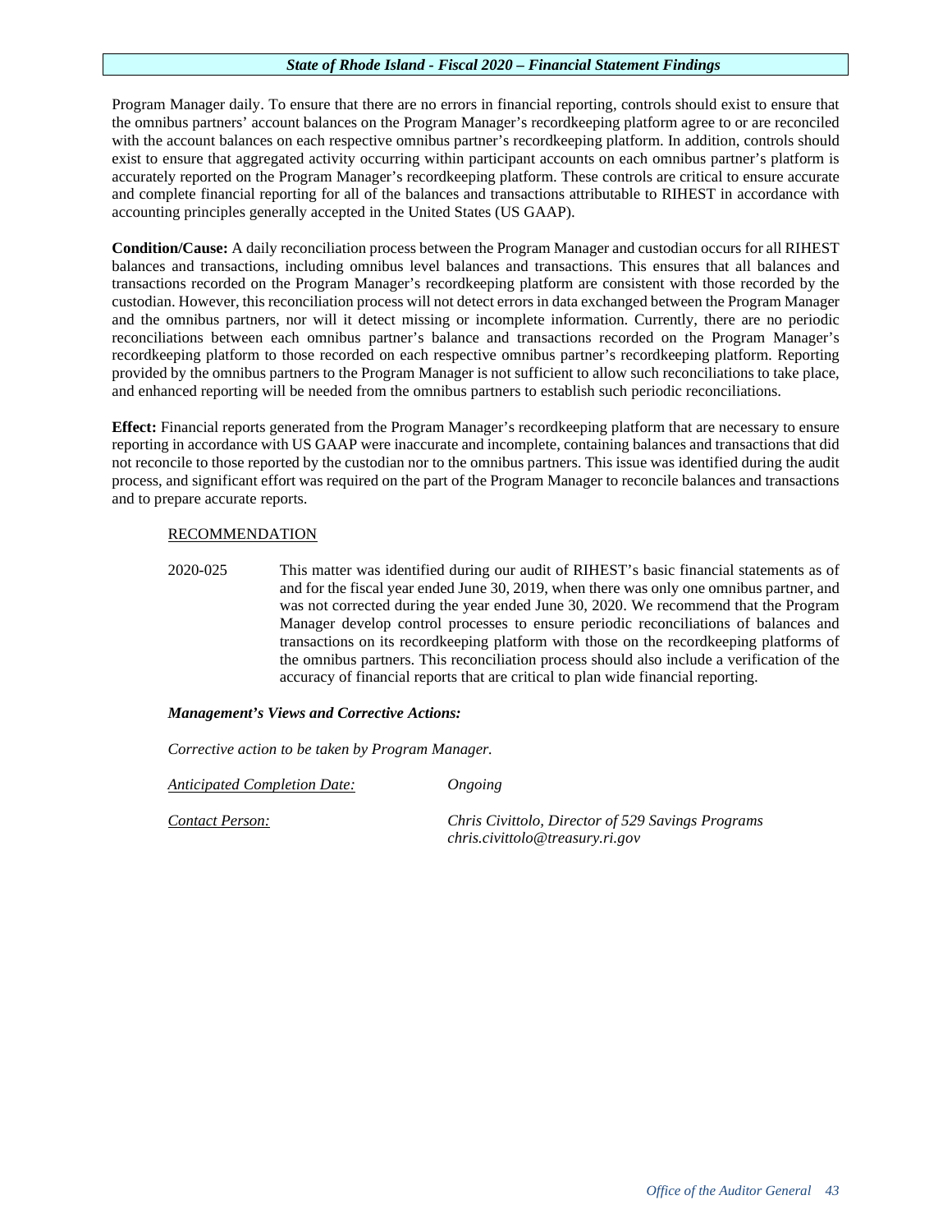Program Manager daily. To ensure that there are no errors in financial reporting, controls should exist to ensure that the omnibus partners' account balances on the Program Manager's recordkeeping platform agree to or are reconciled with the account balances on each respective omnibus partner's recordkeeping platform. In addition, controls should exist to ensure that aggregated activity occurring within participant accounts on each omnibus partner's platform is accurately reported on the Program Manager's recordkeeping platform. These controls are critical to ensure accurate and complete financial reporting for all of the balances and transactions attributable to RIHEST in accordance with accounting principles generally accepted in the United States (US GAAP).

**Condition/Cause:** A daily reconciliation process between the Program Manager and custodian occurs for all RIHEST balances and transactions, including omnibus level balances and transactions. This ensures that all balances and transactions recorded on the Program Manager's recordkeeping platform are consistent with those recorded by the custodian. However, this reconciliation process will not detect errors in data exchanged between the Program Manager and the omnibus partners, nor will it detect missing or incomplete information. Currently, there are no periodic reconciliations between each omnibus partner's balance and transactions recorded on the Program Manager's recordkeeping platform to those recorded on each respective omnibus partner's recordkeeping platform. Reporting provided by the omnibus partners to the Program Manager is not sufficient to allow such reconciliations to take place, and enhanced reporting will be needed from the omnibus partners to establish such periodic reconciliations.

**Effect:** Financial reports generated from the Program Manager's recordkeeping platform that are necessary to ensure reporting in accordance with US GAAP were inaccurate and incomplete, containing balances and transactions that did not reconcile to those reported by the custodian nor to the omnibus partners. This issue was identified during the audit process, and significant effort was required on the part of the Program Manager to reconcile balances and transactions and to prepare accurate reports.

RECOMMENDATION

2020-025 This matter was identified during our audit of RIHEST's basic financial statements as of and for the fiscal year ended June 30, 2019, when there was only one omnibus partner, and was not corrected during the year ended June 30, 2020. We recommend that the Program Manager develop control processes to ensure periodic reconciliations of balances and transactions on its recordkeeping platform with those on the recordkeeping platforms of the omnibus partners. This reconciliation process should also include a verification of the accuracy of financial reports that are critical to plan wide financial reporting.

***Management's Views and Corrective Actions:***

*Corrective action to be taken by Program Manager.*

*Anticipated Completion Date:* *Ongoing*

*Contact Person:* *Chris Civittolo, Director of 529 Savings Programs*
*chris.civittolo@treasury.ri.gov*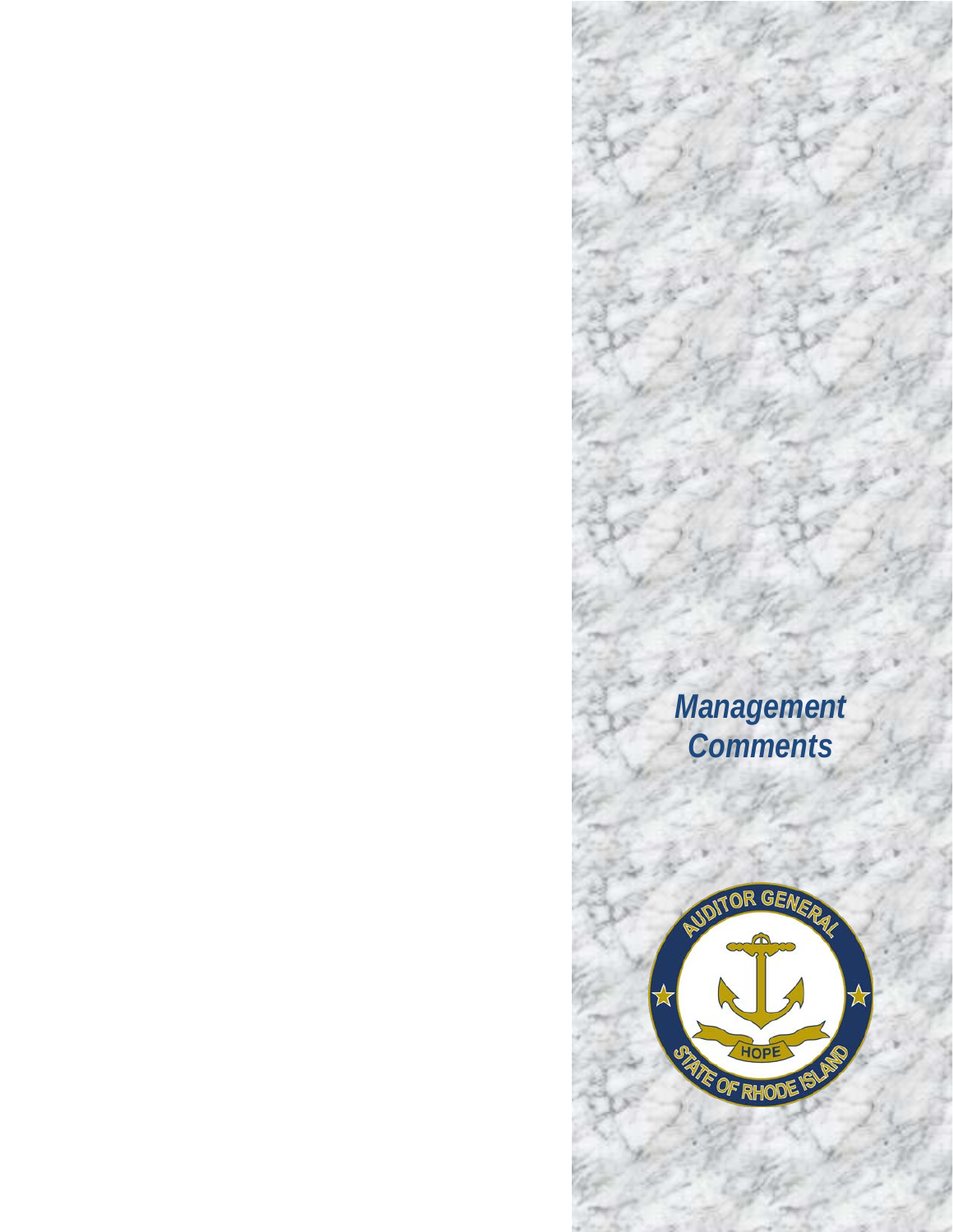# *Management Comments*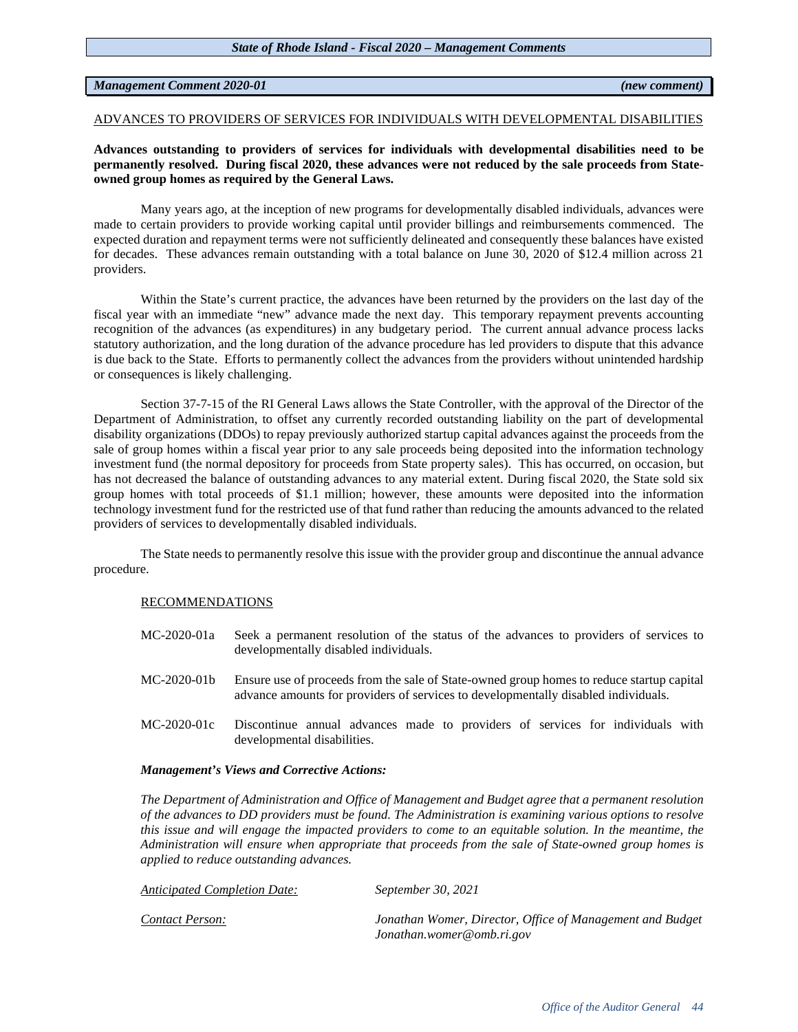***Management Comment 2020-01*** ***(new comment)***

ADVANCES TO PROVIDERS OF SERVICES FOR INDIVIDUALS WITH DEVELOPMENTAL DISABILITIES

**Advances outstanding to providers of services for individuals with developmental disabilities need to be permanently resolved. During fiscal 2020, these advances were not reduced by the sale proceeds from State-owned group homes as required by the General Laws.**

Many years ago, at the inception of new programs for developmentally disabled individuals, advances were made to certain providers to provide working capital until provider billings and reimbursements commenced. The expected duration and repayment terms were not sufficiently delineated and consequently these balances have existed for decades. These advances remain outstanding with a total balance on June 30, 2020 of $12.4 million across 21 providers.

Within the State's current practice, the advances have been returned by the providers on the last day of the fiscal year with an immediate "new" advance made the next day. This temporary repayment prevents accounting recognition of the advances (as expenditures) in any budgetary period. The current annual advance process lacks statutory authorization, and the long duration of the advance procedure has led providers to dispute that this advance is due back to the State. Efforts to permanently collect the advances from the providers without unintended hardship or consequences is likely challenging.

Section 37-7-15 of the RI General Laws allows the State Controller, with the approval of the Director of the Department of Administration, to offset any currently recorded outstanding liability on the part of developmental disability organizations (DDOs) to repay previously authorized startup capital advances against the proceeds from the sale of group homes within a fiscal year prior to any sale proceeds being deposited into the information technology investment fund (the normal depository for proceeds from State property sales). This has occurred, on occasion, but has not decreased the balance of outstanding advances to any material extent. During fiscal 2020, the State sold six group homes with total proceeds of $1.1 million; however, these amounts were deposited into the information technology investment fund for the restricted use of that fund rather than reducing the amounts advanced to the related providers of services to developmentally disabled individuals.

The State needs to permanently resolve this issue with the provider group and discontinue the annual advance procedure.

RECOMMENDATIONS

MC-2020-01a Seek a permanent resolution of the status of the advances to providers of services to developmentally disabled individuals.

MC-2020-01b Ensure use of proceeds from the sale of State-owned group homes to reduce startup capital advance amounts for providers of services to developmentally disabled individuals.

MC-2020-01c Discontinue annual advances made to providers of services for individuals with developmental disabilities.

***Management's Views and Corrective Actions:***

*The Department of Administration and Office of Management and Budget agree that a permanent resolution of the advances to DD providers must be found. The Administration is examining various options to resolve this issue and will engage the impacted providers to come to an equitable solution. In the meantime, the Administration will ensure when appropriate that proceeds from the sale of State-owned group homes is applied to reduce outstanding advances.*

*Anticipated Completion Date:* *September 30, 2021*

*Contact Person:* *Jonathan Womer, Director, Office of Management and Budget*
*Jonathan.womer@omb.ri.gov*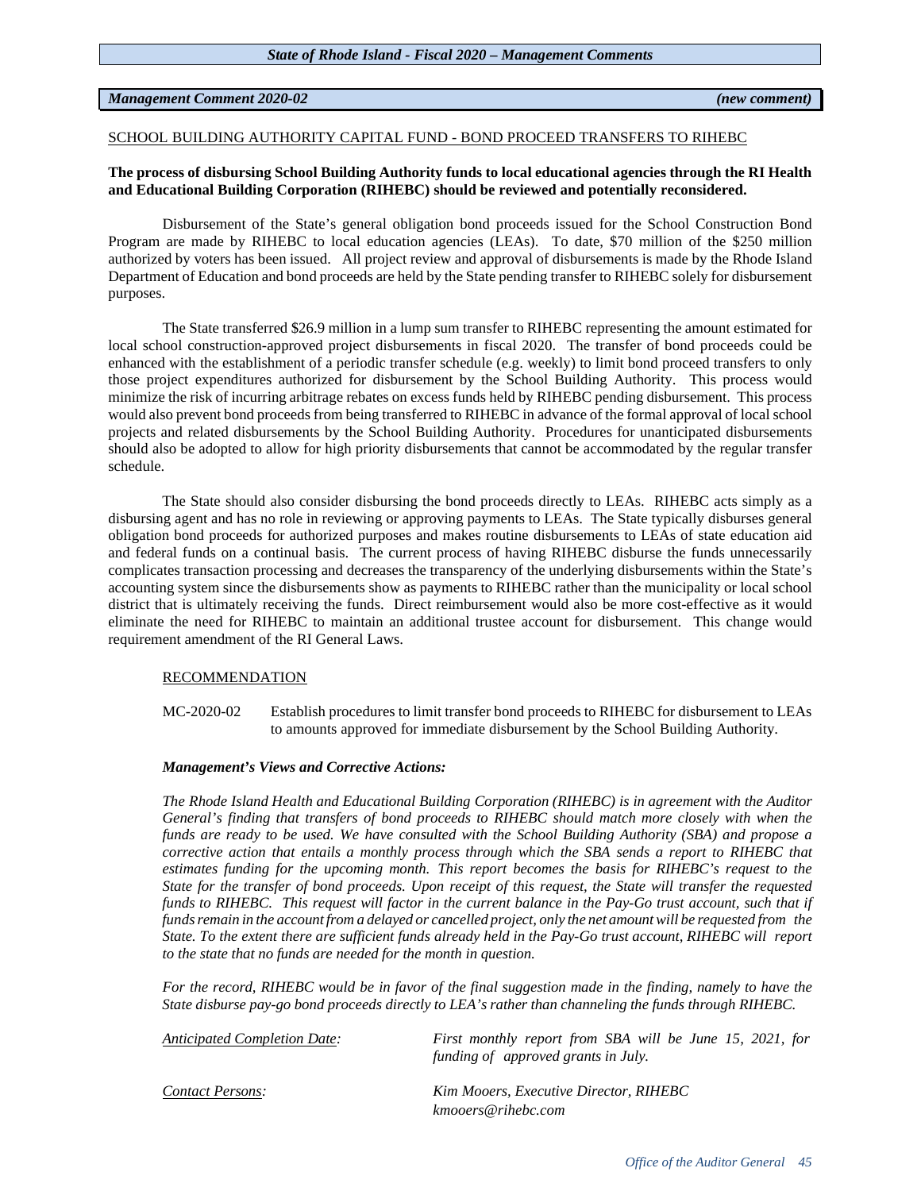*Management Comment 2020-02* *(new comment)*

SCHOOL BUILDING AUTHORITY CAPITAL FUND - BOND PROCEED TRANSFERS TO RIHEBC

**The process of disbursing School Building Authority funds to local educational agencies through the RI Health and Educational Building Corporation (RIHEBC) should be reviewed and potentially reconsidered.**

Disbursement of the State's general obligation bond proceeds issued for the School Construction Bond Program are made by RIHEBC to local education agencies (LEAs). To date, $70 million of the $250 million authorized by voters has been issued. All project review and approval of disbursements is made by the Rhode Island Department of Education and bond proceeds are held by the State pending transfer to RIHEBC solely for disbursement purposes.

The State transferred $26.9 million in a lump sum transfer to RIHEBC representing the amount estimated for local school construction-approved project disbursements in fiscal 2020. The transfer of bond proceeds could be enhanced with the establishment of a periodic transfer schedule (e.g. weekly) to limit bond proceed transfers to only those project expenditures authorized for disbursement by the School Building Authority. This process would minimize the risk of incurring arbitrage rebates on excess funds held by RIHEBC pending disbursement. This process would also prevent bond proceeds from being transferred to RIHEBC in advance of the formal approval of local school projects and related disbursements by the School Building Authority. Procedures for unanticipated disbursements should also be adopted to allow for high priority disbursements that cannot be accommodated by the regular transfer schedule.

The State should also consider disbursing the bond proceeds directly to LEAs. RIHEBC acts simply as a disbursing agent and has no role in reviewing or approving payments to LEAs. The State typically disburses general obligation bond proceeds for authorized purposes and makes routine disbursements to LEAs of state education aid and federal funds on a continual basis. The current process of having RIHEBC disburse the funds unnecessarily complicates transaction processing and decreases the transparency of the underlying disbursements within the State's accounting system since the disbursements show as payments to RIHEBC rather than the municipality or local school district that is ultimately receiving the funds. Direct reimbursement would also be more cost-effective as it would eliminate the need for RIHEBC to maintain an additional trustee account for disbursement. This change would requirement amendment of the RI General Laws.

RECOMMENDATION

MC-2020-02 Establish procedures to limit transfer bond proceeds to RIHEBC for disbursement to LEAs to amounts approved for immediate disbursement by the School Building Authority.

***Management's Views and Corrective Actions:***

*The Rhode Island Health and Educational Building Corporation (RIHEBC) is in agreement with the Auditor General's finding that transfers of bond proceeds to RIHEBC should match more closely with when the funds are ready to be used. We have consulted with the School Building Authority (SBA) and propose a corrective action that entails a monthly process through which the SBA sends a report to RIHEBC that estimates funding for the upcoming month. This report becomes the basis for RIHEBC's request to the State for the transfer of bond proceeds. Upon receipt of this request, the State will transfer the requested funds to RIHEBC. This request will factor in the current balance in the Pay-Go trust account, such that if funds remain in the account from a delayed or cancelled project, only the net amount will be requested from the State. To the extent there are sufficient funds already held in the Pay-Go trust account, RIHEBC will report to the state that no funds are needed for the month in question.*

*For the record, RIHEBC would be in favor of the final suggestion made in the finding, namely to have the State disburse pay-go bond proceeds directly to LEA's rather than channeling the funds through RIHEBC.*

| | |
|---|---|
| *Anticipated Completion Date:* | *First monthly report from SBA will be June 15, 2021, for funding of approved grants in July.* |
| *Contact Persons:* | *Kim Mooers, Executive Director, RIHEBC*<br>*kmooers@rihebc.com* |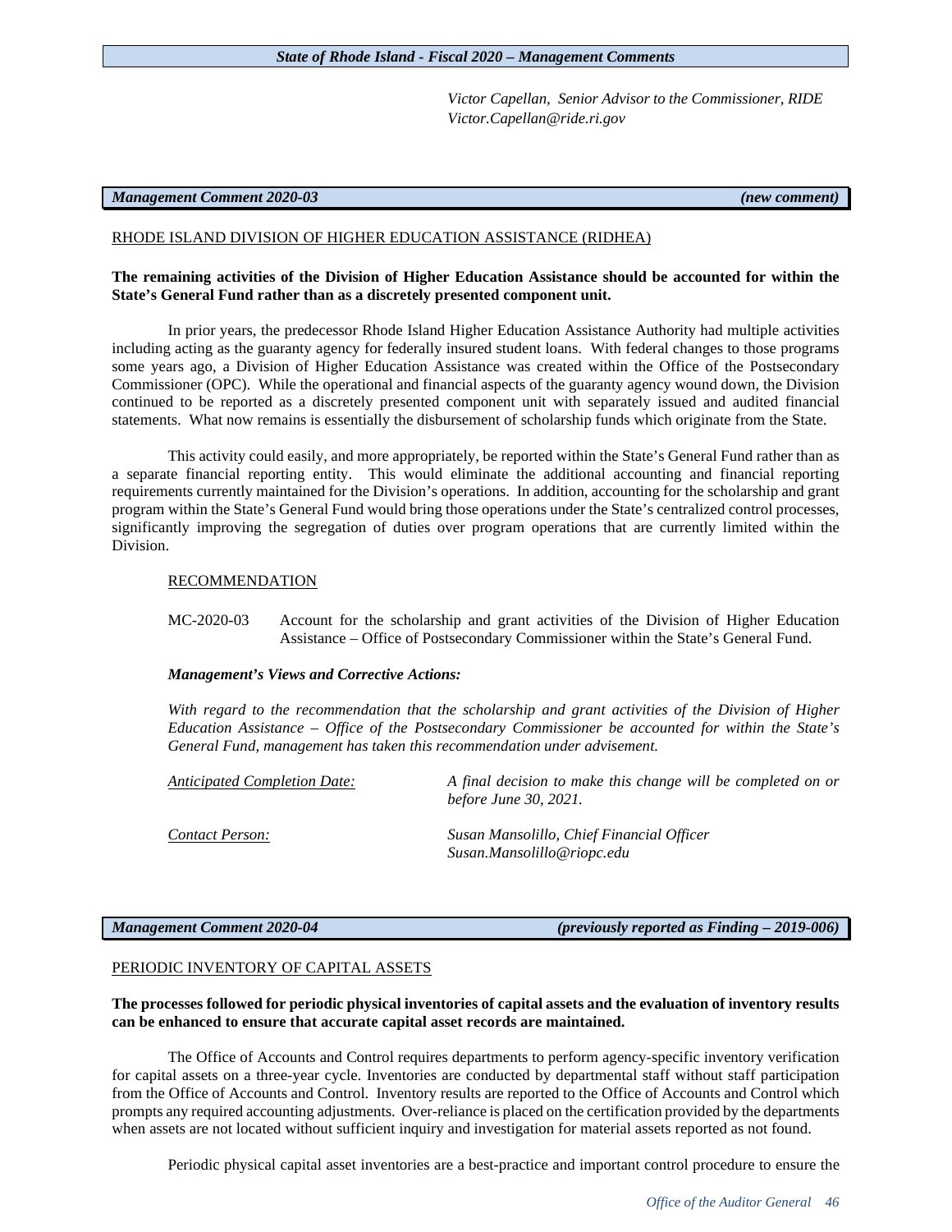*Victor Capellan, Senior Advisor to the Commissioner, RIDE*
*Victor.Capellan@ride.ri.gov*

| ***Management Comment 2020-03*** | ***(new comment)*** |
|---|---|

RHODE ISLAND DIVISION OF HIGHER EDUCATION ASSISTANCE (RIDHEA)

**The remaining activities of the Division of Higher Education Assistance should be accounted for within the State's General Fund rather than as a discretely presented component unit.**

In prior years, the predecessor Rhode Island Higher Education Assistance Authority had multiple activities including acting as the guaranty agency for federally insured student loans. With federal changes to those programs some years ago, a Division of Higher Education Assistance was created within the Office of the Postsecondary Commissioner (OPC). While the operational and financial aspects of the guaranty agency wound down, the Division continued to be reported as a discretely presented component unit with separately issued and audited financial statements. What now remains is essentially the disbursement of scholarship funds which originate from the State.

This activity could easily, and more appropriately, be reported within the State's General Fund rather than as a separate financial reporting entity. This would eliminate the additional accounting and financial reporting requirements currently maintained for the Division's operations. In addition, accounting for the scholarship and grant program within the State's General Fund would bring those operations under the State's centralized control processes, significantly improving the segregation of duties over program operations that are currently limited within the Division.

RECOMMENDATION

MC-2020-03 Account for the scholarship and grant activities of the Division of Higher Education Assistance – Office of Postsecondary Commissioner within the State's General Fund.

***Management's Views and Corrective Actions:***

*With regard to the recommendation that the scholarship and grant activities of the Division of Higher Education Assistance – Office of the Postsecondary Commissioner be accounted for within the State's General Fund, management has taken this recommendation under advisement.*

*Anticipated Completion Date:* *A final decision to make this change will be completed on or before June 30, 2021.*

*Contact Person:* *Susan Mansolillo, Chief Financial Officer*
*Susan.Mansolillo@riopc.edu*

| ***Management Comment 2020-04*** | ***(previously reported as Finding – 2019-006)*** |
|---|---|

PERIODIC INVENTORY OF CAPITAL ASSETS

**The processes followed for periodic physical inventories of capital assets and the evaluation of inventory results can be enhanced to ensure that accurate capital asset records are maintained.**

The Office of Accounts and Control requires departments to perform agency-specific inventory verification for capital assets on a three-year cycle. Inventories are conducted by departmental staff without staff participation from the Office of Accounts and Control. Inventory results are reported to the Office of Accounts and Control which prompts any required accounting adjustments. Over-reliance is placed on the certification provided by the departments when assets are not located without sufficient inquiry and investigation for material assets reported as not found.

Periodic physical capital asset inventories are a best-practice and important control procedure to ensure the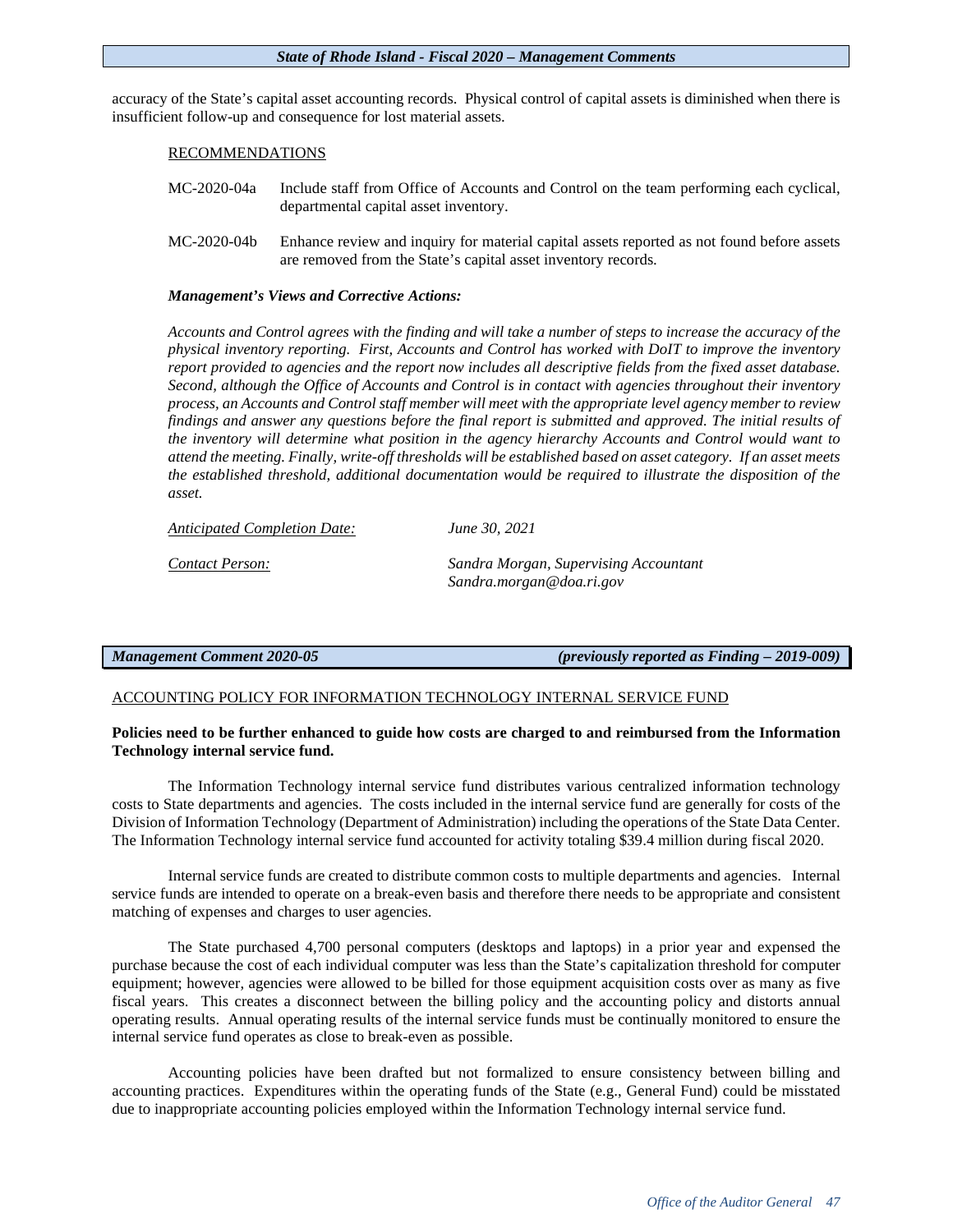accuracy of the State's capital asset accounting records. Physical control of capital assets is diminished when there is insufficient follow-up and consequence for lost material assets.

RECOMMENDATIONS

MC-2020-04a Include staff from Office of Accounts and Control on the team performing each cyclical, departmental capital asset inventory.

MC-2020-04b Enhance review and inquiry for material capital assets reported as not found before assets are removed from the State's capital asset inventory records.

***Management's Views and Corrective Actions:***

*Accounts and Control agrees with the finding and will take a number of steps to increase the accuracy of the physical inventory reporting. First, Accounts and Control has worked with DoIT to improve the inventory report provided to agencies and the report now includes all descriptive fields from the fixed asset database. Second, although the Office of Accounts and Control is in contact with agencies throughout their inventory process, an Accounts and Control staff member will meet with the appropriate level agency member to review findings and answer any questions before the final report is submitted and approved. The initial results of the inventory will determine what position in the agency hierarchy Accounts and Control would want to attend the meeting. Finally, write-off thresholds will be established based on asset category. If an asset meets the established threshold, additional documentation would be required to illustrate the disposition of the asset.*

*Anticipated Completion Date:* *June 30, 2021*

*Contact Person:* *Sandra Morgan, Supervising Accountant*
*Sandra.morgan@doa.ri.gov*

***Management Comment 2020-05*** ***(previously reported as Finding – 2019-009)***

ACCOUNTING POLICY FOR INFORMATION TECHNOLOGY INTERNAL SERVICE FUND

**Policies need to be further enhanced to guide how costs are charged to and reimbursed from the Information Technology internal service fund.**

The Information Technology internal service fund distributes various centralized information technology costs to State departments and agencies. The costs included in the internal service fund are generally for costs of the Division of Information Technology (Department of Administration) including the operations of the State Data Center. The Information Technology internal service fund accounted for activity totaling $39.4 million during fiscal 2020.

Internal service funds are created to distribute common costs to multiple departments and agencies. Internal service funds are intended to operate on a break-even basis and therefore there needs to be appropriate and consistent matching of expenses and charges to user agencies.

The State purchased 4,700 personal computers (desktops and laptops) in a prior year and expensed the purchase because the cost of each individual computer was less than the State's capitalization threshold for computer equipment; however, agencies were allowed to be billed for those equipment acquisition costs over as many as five fiscal years. This creates a disconnect between the billing policy and the accounting policy and distorts annual operating results. Annual operating results of the internal service funds must be continually monitored to ensure the internal service fund operates as close to break-even as possible.

Accounting policies have been drafted but not formalized to ensure consistency between billing and accounting practices. Expenditures within the operating funds of the State (e.g., General Fund) could be misstated due to inappropriate accounting policies employed within the Information Technology internal service fund.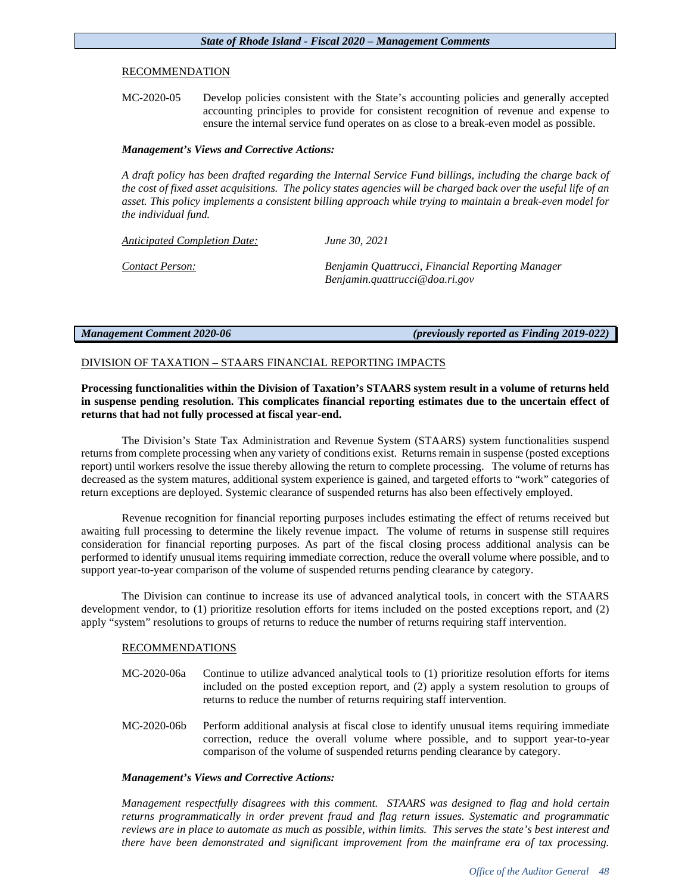RECOMMENDATION

MC-2020-05 Develop policies consistent with the State's accounting policies and generally accepted accounting principles to provide for consistent recognition of revenue and expense to ensure the internal service fund operates on as close to a break-even model as possible.

***Management's Views and Corrective Actions:***

*A draft policy has been drafted regarding the Internal Service Fund billings, including the charge back of the cost of fixed asset acquisitions. The policy states agencies will be charged back over the useful life of an asset. This policy implements a consistent billing approach while trying to maintain a break-even model for the individual fund.*

*Anticipated Completion Date:* *June 30, 2021*

*Contact Person:* *Benjamin Quattrucci, Financial Reporting Manager*
*Benjamin.quattrucci@doa.ri.gov*

***Management Comment 2020-06*** ***(previously reported as Finding 2019-022)***

DIVISION OF TAXATION – STAARS FINANCIAL REPORTING IMPACTS

**Processing functionalities within the Division of Taxation's STAARS system result in a volume of returns held in suspense pending resolution. This complicates financial reporting estimates due to the uncertain effect of returns that had not fully processed at fiscal year-end.**

The Division's State Tax Administration and Revenue System (STAARS) system functionalities suspend returns from complete processing when any variety of conditions exist. Returns remain in suspense (posted exceptions report) until workers resolve the issue thereby allowing the return to complete processing. The volume of returns has decreased as the system matures, additional system experience is gained, and targeted efforts to "work" categories of return exceptions are deployed. Systemic clearance of suspended returns has also been effectively employed.

Revenue recognition for financial reporting purposes includes estimating the effect of returns received but awaiting full processing to determine the likely revenue impact. The volume of returns in suspense still requires consideration for financial reporting purposes. As part of the fiscal closing process additional analysis can be performed to identify unusual items requiring immediate correction, reduce the overall volume where possible, and to support year-to-year comparison of the volume of suspended returns pending clearance by category.

The Division can continue to increase its use of advanced analytical tools, in concert with the STAARS development vendor, to (1) prioritize resolution efforts for items included on the posted exceptions report, and (2) apply "system" resolutions to groups of returns to reduce the number of returns requiring staff intervention.

RECOMMENDATIONS

MC-2020-06a Continue to utilize advanced analytical tools to (1) prioritize resolution efforts for items included on the posted exception report, and (2) apply a system resolution to groups of returns to reduce the number of returns requiring staff intervention.

MC-2020-06b Perform additional analysis at fiscal close to identify unusual items requiring immediate correction, reduce the overall volume where possible, and to support year-to-year comparison of the volume of suspended returns pending clearance by category.

***Management's Views and Corrective Actions:***

*Management respectfully disagrees with this comment. STAARS was designed to flag and hold certain returns programmatically in order prevent fraud and flag return issues. Systematic and programmatic reviews are in place to automate as much as possible, within limits. This serves the state's best interest and there have been demonstrated and significant improvement from the mainframe era of tax processing.*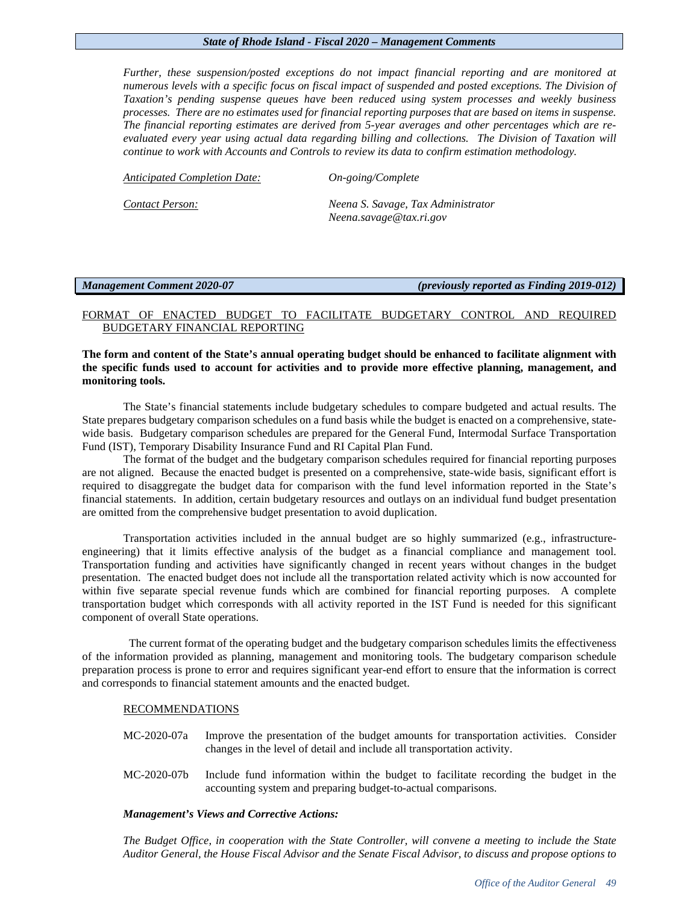*Further, these suspension/posted exceptions do not impact financial reporting and are monitored at numerous levels with a specific focus on fiscal impact of suspended and posted exceptions. The Division of Taxation's pending suspense queues have been reduced using system processes and weekly business processes. There are no estimates used for financial reporting purposes that are based on items in suspense. The financial reporting estimates are derived from 5-year averages and other percentages which are re-evaluated every year using actual data regarding billing and collections. The Division of Taxation will continue to work with Accounts and Controls to review its data to confirm estimation methodology.*

*Anticipated Completion Date:* *On-going/Complete*

*Contact Person:* *Neena S. Savage, Tax Administrator*
*Neena.savage@tax.ri.gov*

***Management Comment 2020-07*** ***(previously reported as Finding 2019-012)***

## FORMAT OF ENACTED BUDGET TO FACILITATE BUDGETARY CONTROL AND REQUIRED BUDGETARY FINANCIAL REPORTING

**The form and content of the State's annual operating budget should be enhanced to facilitate alignment with the specific funds used to account for activities and to provide more effective planning, management, and monitoring tools.**

The State's financial statements include budgetary schedules to compare budgeted and actual results. The State prepares budgetary comparison schedules on a fund basis while the budget is enacted on a comprehensive, state-wide basis. Budgetary comparison schedules are prepared for the General Fund, Intermodal Surface Transportation Fund (IST), Temporary Disability Insurance Fund and RI Capital Plan Fund.

The format of the budget and the budgetary comparison schedules required for financial reporting purposes are not aligned. Because the enacted budget is presented on a comprehensive, state-wide basis, significant effort is required to disaggregate the budget data for comparison with the fund level information reported in the State's financial statements. In addition, certain budgetary resources and outlays on an individual fund budget presentation are omitted from the comprehensive budget presentation to avoid duplication.

Transportation activities included in the annual budget are so highly summarized (e.g., infrastructure-engineering) that it limits effective analysis of the budget as a financial compliance and management tool. Transportation funding and activities have significantly changed in recent years without changes in the budget presentation. The enacted budget does not include all the transportation related activity which is now accounted for within five separate special revenue funds which are combined for financial reporting purposes. A complete transportation budget which corresponds with all activity reported in the IST Fund is needed for this significant component of overall State operations.

The current format of the operating budget and the budgetary comparison schedules limits the effectiveness of the information provided as planning, management and monitoring tools. The budgetary comparison schedule preparation process is prone to error and requires significant year-end effort to ensure that the information is correct and corresponds to financial statement amounts and the enacted budget.

RECOMMENDATIONS

MC-2020-07a Improve the presentation of the budget amounts for transportation activities. Consider changes in the level of detail and include all transportation activity.

MC-2020-07b Include fund information within the budget to facilitate recording the budget in the accounting system and preparing budget-to-actual comparisons.

***Management's Views and Corrective Actions:***

*The Budget Office, in cooperation with the State Controller, will convene a meeting to include the State Auditor General, the House Fiscal Advisor and the Senate Fiscal Advisor, to discuss and propose options to*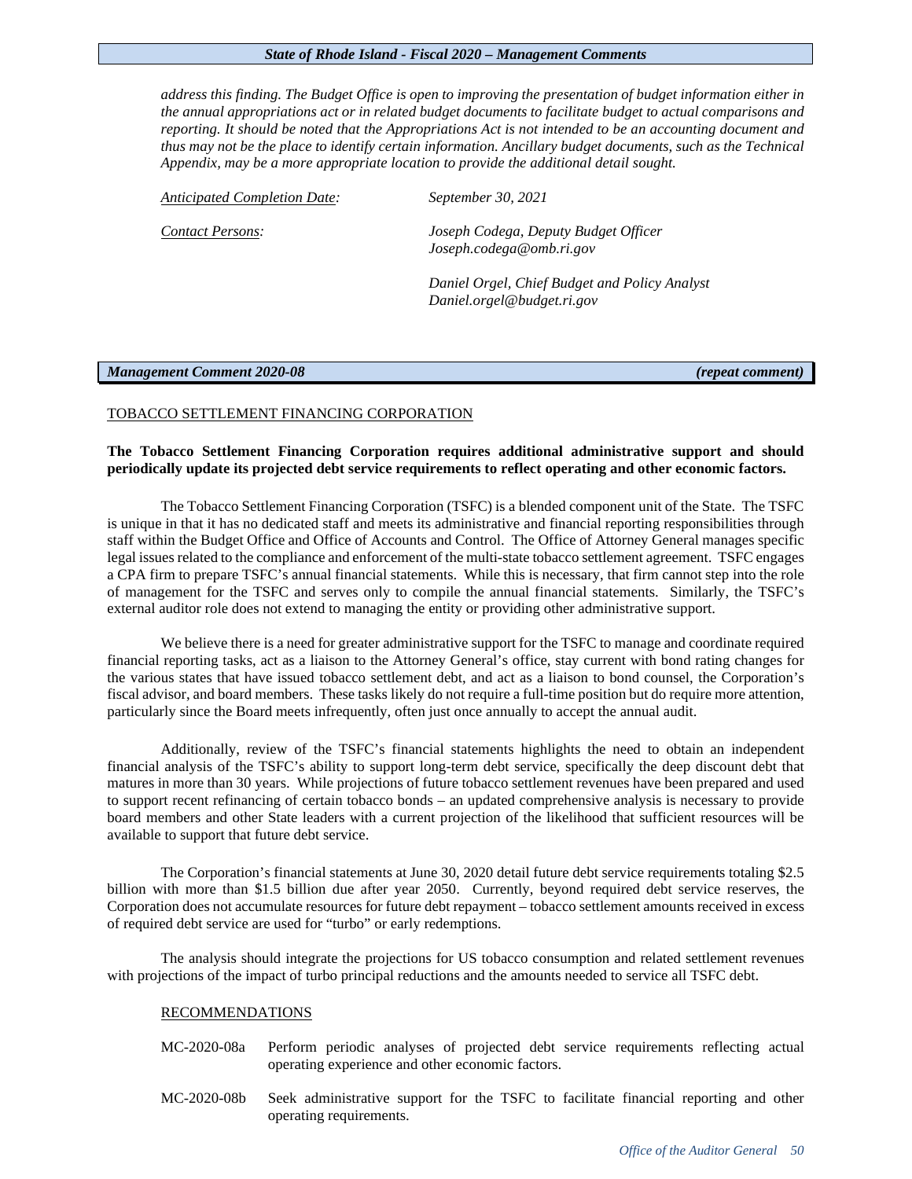*address this finding. The Budget Office is open to improving the presentation of budget information either in the annual appropriations act or in related budget documents to facilitate budget to actual comparisons and reporting. It should be noted that the Appropriations Act is not intended to be an accounting document and thus may not be the place to identify certain information. Ancillary budget documents, such as the Technical Appendix, may be a more appropriate location to provide the additional detail sought.*

*Anticipated Completion Date:* *September 30, 2021*

*Contact Persons:* *Joseph Codega, Deputy Budget Officer*
*Joseph.codega@omb.ri.gov*

*Daniel Orgel, Chief Budget and Policy Analyst*
*Daniel.orgel@budget.ri.gov*

## *Management Comment 2020-08* *(repeat comment)*

TOBACCO SETTLEMENT FINANCING CORPORATION

**The Tobacco Settlement Financing Corporation requires additional administrative support and should periodically update its projected debt service requirements to reflect operating and other economic factors.**

The Tobacco Settlement Financing Corporation (TSFC) is a blended component unit of the State. The TSFC is unique in that it has no dedicated staff and meets its administrative and financial reporting responsibilities through staff within the Budget Office and Office of Accounts and Control. The Office of Attorney General manages specific legal issues related to the compliance and enforcement of the multi-state tobacco settlement agreement. TSFC engages a CPA firm to prepare TSFC's annual financial statements. While this is necessary, that firm cannot step into the role of management for the TSFC and serves only to compile the annual financial statements. Similarly, the TSFC's external auditor role does not extend to managing the entity or providing other administrative support.

We believe there is a need for greater administrative support for the TSFC to manage and coordinate required financial reporting tasks, act as a liaison to the Attorney General's office, stay current with bond rating changes for the various states that have issued tobacco settlement debt, and act as a liaison to bond counsel, the Corporation's fiscal advisor, and board members. These tasks likely do not require a full-time position but do require more attention, particularly since the Board meets infrequently, often just once annually to accept the annual audit.

Additionally, review of the TSFC's financial statements highlights the need to obtain an independent financial analysis of the TSFC's ability to support long-term debt service, specifically the deep discount debt that matures in more than 30 years. While projections of future tobacco settlement revenues have been prepared and used to support recent refinancing of certain tobacco bonds – an updated comprehensive analysis is necessary to provide board members and other State leaders with a current projection of the likelihood that sufficient resources will be available to support that future debt service.

The Corporation's financial statements at June 30, 2020 detail future debt service requirements totaling $2.5 billion with more than $1.5 billion due after year 2050. Currently, beyond required debt service reserves, the Corporation does not accumulate resources for future debt repayment – tobacco settlement amounts received in excess of required debt service are used for "turbo" or early redemptions.

The analysis should integrate the projections for US tobacco consumption and related settlement revenues with projections of the impact of turbo principal reductions and the amounts needed to service all TSFC debt.

RECOMMENDATIONS

MC-2020-08a Perform periodic analyses of projected debt service requirements reflecting actual operating experience and other economic factors.

MC-2020-08b Seek administrative support for the TSFC to facilitate financial reporting and other operating requirements.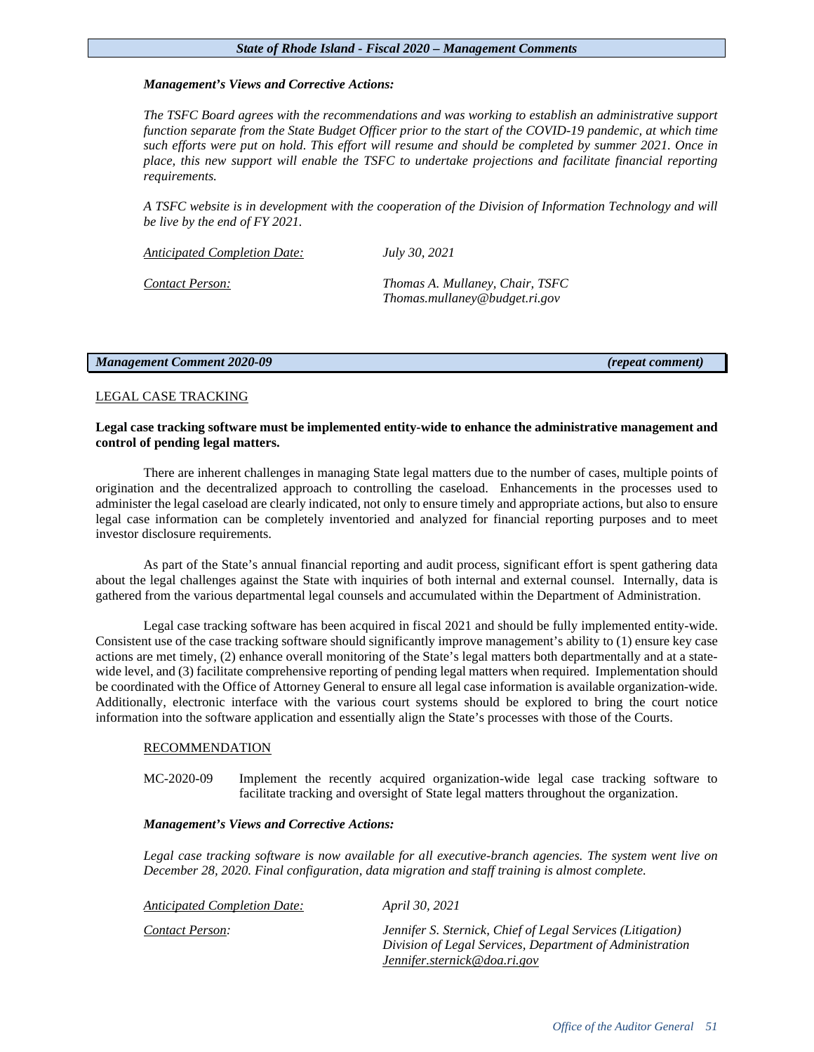***Management's Views and Corrective Actions:***

*The TSFC Board agrees with the recommendations and was working to establish an administrative support function separate from the State Budget Officer prior to the start of the COVID-19 pandemic, at which time such efforts were put on hold. This effort will resume and should be completed by summer 2021. Once in place, this new support will enable the TSFC to undertake projections and facilitate financial reporting requirements.*

*A TSFC website is in development with the cooperation of the Division of Information Technology and will be live by the end of FY 2021.*

| | |
|---|---|
| *Anticipated Completion Date:* | *July 30, 2021* |
| *Contact Person:* | *Thomas A. Mullaney, Chair, TSFC*<br>*Thomas.mullaney@budget.ri.gov* |

## *Management Comment 2020-09* *(repeat comment)*

LEGAL CASE TRACKING

**Legal case tracking software must be implemented entity-wide to enhance the administrative management and control of pending legal matters.**

There are inherent challenges in managing State legal matters due to the number of cases, multiple points of origination and the decentralized approach to controlling the caseload. Enhancements in the processes used to administer the legal caseload are clearly indicated, not only to ensure timely and appropriate actions, but also to ensure legal case information can be completely inventoried and analyzed for financial reporting purposes and to meet investor disclosure requirements.

As part of the State's annual financial reporting and audit process, significant effort is spent gathering data about the legal challenges against the State with inquiries of both internal and external counsel. Internally, data is gathered from the various departmental legal counsels and accumulated within the Department of Administration.

Legal case tracking software has been acquired in fiscal 2021 and should be fully implemented entity-wide. Consistent use of the case tracking software should significantly improve management's ability to (1) ensure key case actions are met timely, (2) enhance overall monitoring of the State's legal matters both departmentally and at a statewide level, and (3) facilitate comprehensive reporting of pending legal matters when required. Implementation should be coordinated with the Office of Attorney General to ensure all legal case information is available organization-wide. Additionally, electronic interface with the various court systems should be explored to bring the court notice information into the software application and essentially align the State's processes with those of the Courts.

RECOMMENDATION

MC-2020-09 Implement the recently acquired organization-wide legal case tracking software to facilitate tracking and oversight of State legal matters throughout the organization.

***Management's Views and Corrective Actions:***

*Legal case tracking software is now available for all executive-branch agencies. The system went live on December 28, 2020. Final configuration, data migration and staff training is almost complete.*

| | |
|---|---|
| *Anticipated Completion Date:* | *April 30, 2021* |
| *Contact Person:* | *Jennifer S. Sternick, Chief of Legal Services (Litigation)*<br>*Division of Legal Services, Department of Administration*<br>*Jennifer.sternick@doa.ri.gov* |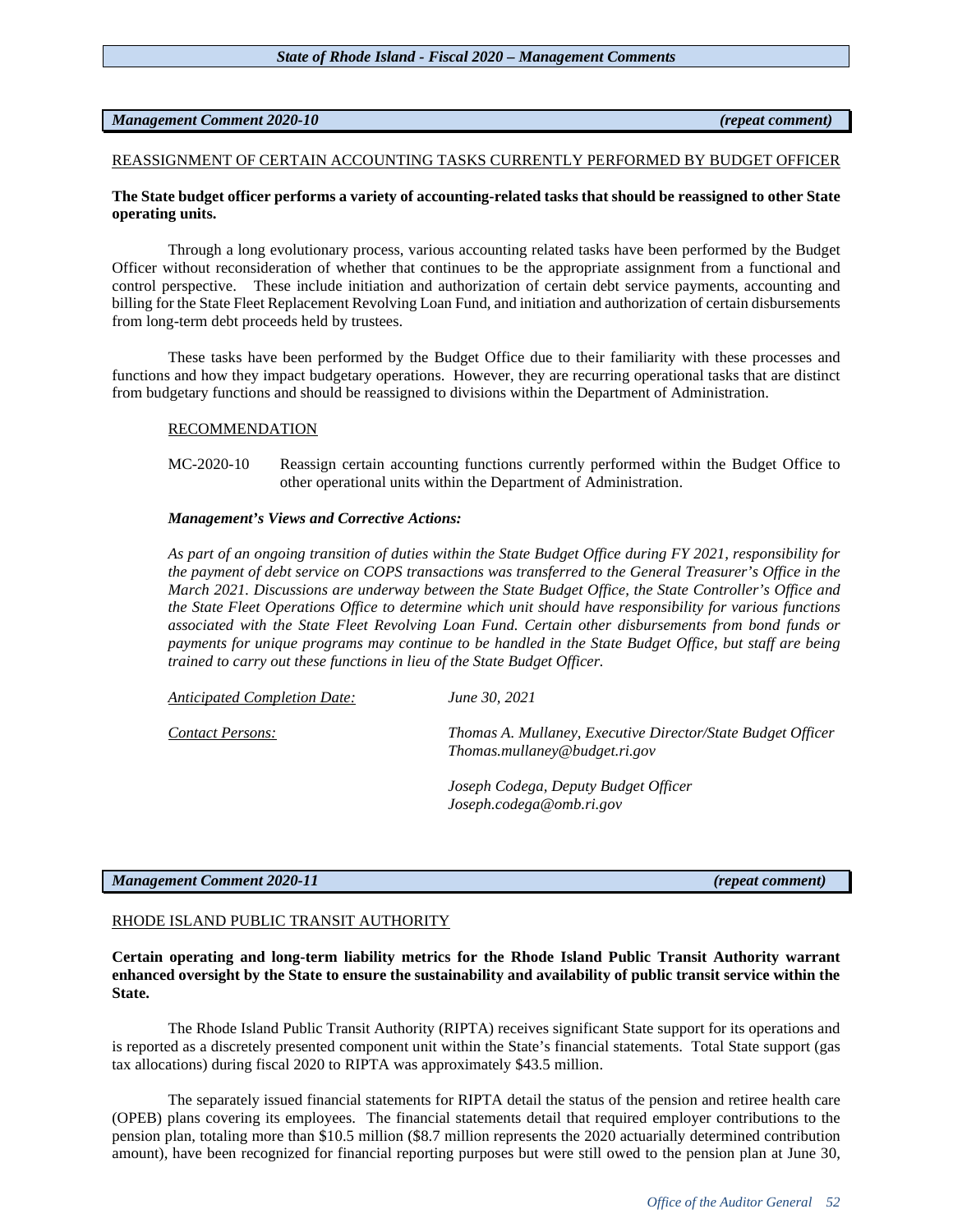## *Management Comment 2020-10* *(repeat comment)*

REASSIGNMENT OF CERTAIN ACCOUNTING TASKS CURRENTLY PERFORMED BY BUDGET OFFICER

**The State budget officer performs a variety of accounting-related tasks that should be reassigned to other State operating units.**

Through a long evolutionary process, various accounting related tasks have been performed by the Budget Officer without reconsideration of whether that continues to be the appropriate assignment from a functional and control perspective. These include initiation and authorization of certain debt service payments, accounting and billing for the State Fleet Replacement Revolving Loan Fund, and initiation and authorization of certain disbursements from long-term debt proceeds held by trustees.

These tasks have been performed by the Budget Office due to their familiarity with these processes and functions and how they impact budgetary operations. However, they are recurring operational tasks that are distinct from budgetary functions and should be reassigned to divisions within the Department of Administration.

RECOMMENDATION

MC-2020-10 Reassign certain accounting functions currently performed within the Budget Office to other operational units within the Department of Administration.

***Management's Views and Corrective Actions:***

*As part of an ongoing transition of duties within the State Budget Office during FY 2021, responsibility for the payment of debt service on COPS transactions was transferred to the General Treasurer's Office in the March 2021. Discussions are underway between the State Budget Office, the State Controller's Office and the State Fleet Operations Office to determine which unit should have responsibility for various functions associated with the State Fleet Revolving Loan Fund. Certain other disbursements from bond funds or payments for unique programs may continue to be handled in the State Budget Office, but staff are being trained to carry out these functions in lieu of the State Budget Officer.*

*Anticipated Completion Date:* *June 30, 2021*

*Contact Persons:* *Thomas A. Mullaney, Executive Director/State Budget Officer*
*Thomas.mullaney@budget.ri.gov*

*Joseph Codega, Deputy Budget Officer*
*Joseph.codega@omb.ri.gov*

## *Management Comment 2020-11* *(repeat comment)*

RHODE ISLAND PUBLIC TRANSIT AUTHORITY

**Certain operating and long-term liability metrics for the Rhode Island Public Transit Authority warrant enhanced oversight by the State to ensure the sustainability and availability of public transit service within the State.**

The Rhode Island Public Transit Authority (RIPTA) receives significant State support for its operations and is reported as a discretely presented component unit within the State's financial statements. Total State support (gas tax allocations) during fiscal 2020 to RIPTA was approximately $43.5 million.

The separately issued financial statements for RIPTA detail the status of the pension and retiree health care (OPEB) plans covering its employees. The financial statements detail that required employer contributions to the pension plan, totaling more than $10.5 million ($8.7 million represents the 2020 actuarially determined contribution amount), have been recognized for financial reporting purposes but were still owed to the pension plan at June 30,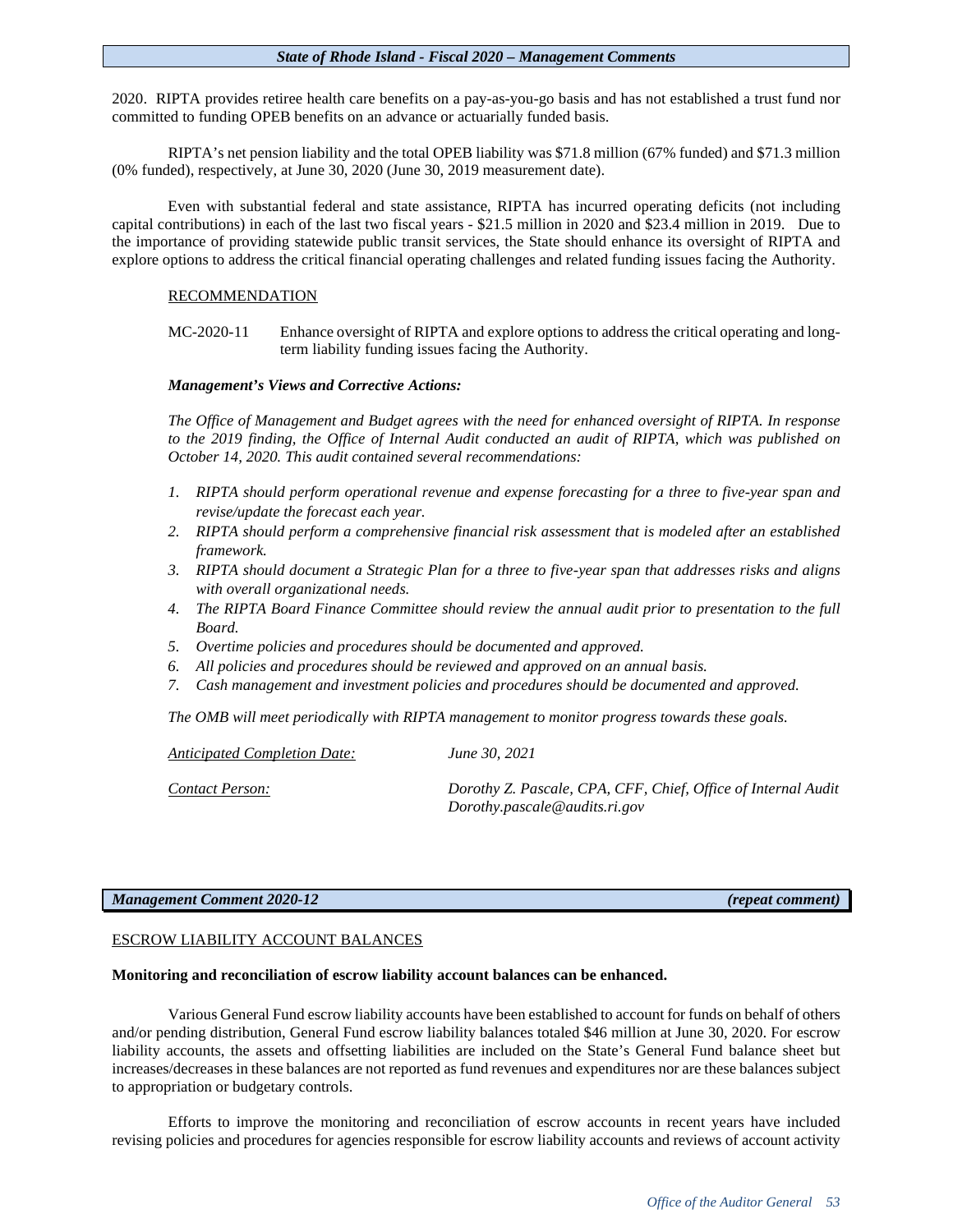2020. RIPTA provides retiree health care benefits on a pay-as-you-go basis and has not established a trust fund nor committed to funding OPEB benefits on an advance or actuarially funded basis.

RIPTA's net pension liability and the total OPEB liability was $71.8 million (67% funded) and $71.3 million (0% funded), respectively, at June 30, 2020 (June 30, 2019 measurement date).

Even with substantial federal and state assistance, RIPTA has incurred operating deficits (not including capital contributions) in each of the last two fiscal years - $21.5 million in 2020 and $23.4 million in 2019. Due to the importance of providing statewide public transit services, the State should enhance its oversight of RIPTA and explore options to address the critical financial operating challenges and related funding issues facing the Authority.

RECOMMENDATION

MC-2020-11 Enhance oversight of RIPTA and explore options to address the critical operating and long-term liability funding issues facing the Authority.

***Management's Views and Corrective Actions:***

*The Office of Management and Budget agrees with the need for enhanced oversight of RIPTA. In response to the 2019 finding, the Office of Internal Audit conducted an audit of RIPTA, which was published on October 14, 2020. This audit contained several recommendations:*

1. *RIPTA should perform operational revenue and expense forecasting for a three to five-year span and revise/update the forecast each year.*
2. *RIPTA should perform a comprehensive financial risk assessment that is modeled after an established framework.*
3. *RIPTA should document a Strategic Plan for a three to five-year span that addresses risks and aligns with overall organizational needs.*
4. *The RIPTA Board Finance Committee should review the annual audit prior to presentation to the full Board.*
5. *Overtime policies and procedures should be documented and approved.*
6. *All policies and procedures should be reviewed and approved on an annual basis.*
7. *Cash management and investment policies and procedures should be documented and approved.*

*The OMB will meet periodically with RIPTA management to monitor progress towards these goals.*

*Anticipated Completion Date:* *June 30, 2021*

*Contact Person:* *Dorothy Z. Pascale, CPA, CFF, Chief, Office of Internal Audit*
*Dorothy.pascale@audits.ri.gov*

## *Management Comment 2020-12* *(repeat comment)*

ESCROW LIABILITY ACCOUNT BALANCES

**Monitoring and reconciliation of escrow liability account balances can be enhanced.**

Various General Fund escrow liability accounts have been established to account for funds on behalf of others and/or pending distribution, General Fund escrow liability balances totaled $46 million at June 30, 2020. For escrow liability accounts, the assets and offsetting liabilities are included on the State's General Fund balance sheet but increases/decreases in these balances are not reported as fund revenues and expenditures nor are these balances subject to appropriation or budgetary controls.

Efforts to improve the monitoring and reconciliation of escrow accounts in recent years have included revising policies and procedures for agencies responsible for escrow liability accounts and reviews of account activity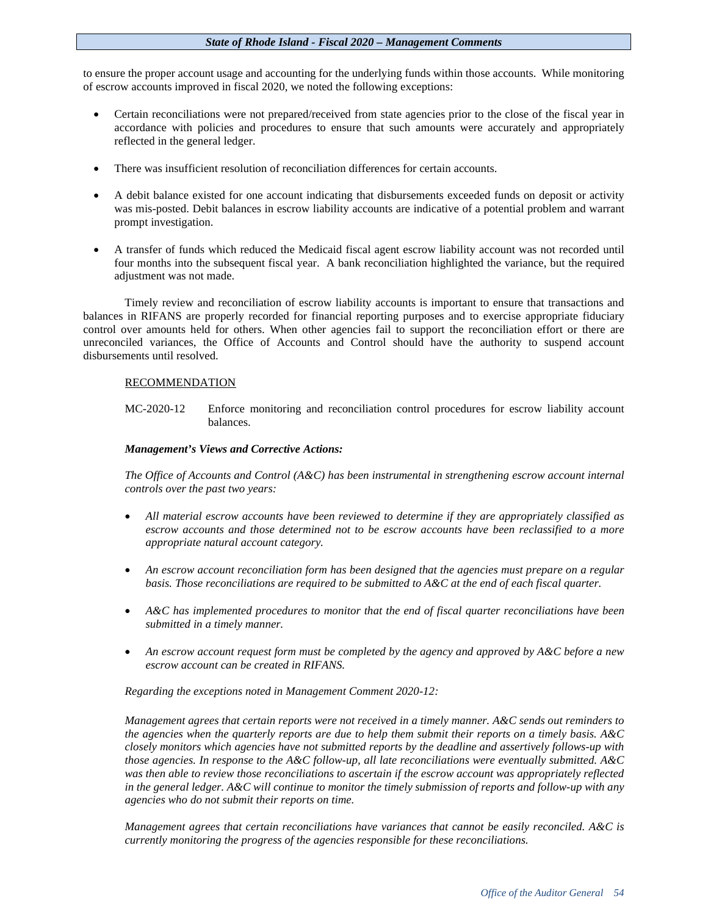to ensure the proper account usage and accounting for the underlying funds within those accounts. While monitoring of escrow accounts improved in fiscal 2020, we noted the following exceptions:

- Certain reconciliations were not prepared/received from state agencies prior to the close of the fiscal year in accordance with policies and procedures to ensure that such amounts were accurately and appropriately reflected in the general ledger.

- There was insufficient resolution of reconciliation differences for certain accounts.

- A debit balance existed for one account indicating that disbursements exceeded funds on deposit or activity was mis-posted. Debit balances in escrow liability accounts are indicative of a potential problem and warrant prompt investigation.

- A transfer of funds which reduced the Medicaid fiscal agent escrow liability account was not recorded until four months into the subsequent fiscal year. A bank reconciliation highlighted the variance, but the required adjustment was not made.

Timely review and reconciliation of escrow liability accounts is important to ensure that transactions and balances in RIFANS are properly recorded for financial reporting purposes and to exercise appropriate fiduciary control over amounts held for others. When other agencies fail to support the reconciliation effort or there are unreconciled variances, the Office of Accounts and Control should have the authority to suspend account disbursements until resolved.

RECOMMENDATION

MC-2020-12 Enforce monitoring and reconciliation control procedures for escrow liability account balances.

***Management's Views and Corrective Actions:***

*The Office of Accounts and Control (A&C) has been instrumental in strengthening escrow account internal controls over the past two years:*

- *All material escrow accounts have been reviewed to determine if they are appropriately classified as escrow accounts and those determined not to be escrow accounts have been reclassified to a more appropriate natural account category.*

- *An escrow account reconciliation form has been designed that the agencies must prepare on a regular basis. Those reconciliations are required to be submitted to A&C at the end of each fiscal quarter.*

- *A&C has implemented procedures to monitor that the end of fiscal quarter reconciliations have been submitted in a timely manner.*

- *An escrow account request form must be completed by the agency and approved by A&C before a new escrow account can be created in RIFANS.*

*Regarding the exceptions noted in Management Comment 2020-12:*

*Management agrees that certain reports were not received in a timely manner. A&C sends out reminders to the agencies when the quarterly reports are due to help them submit their reports on a timely basis. A&C closely monitors which agencies have not submitted reports by the deadline and assertively follows-up with those agencies. In response to the A&C follow-up, all late reconciliations were eventually submitted. A&C was then able to review those reconciliations to ascertain if the escrow account was appropriately reflected in the general ledger. A&C will continue to monitor the timely submission of reports and follow-up with any agencies who do not submit their reports on time.*

*Management agrees that certain reconciliations have variances that cannot be easily reconciled. A&C is currently monitoring the progress of the agencies responsible for these reconciliations.*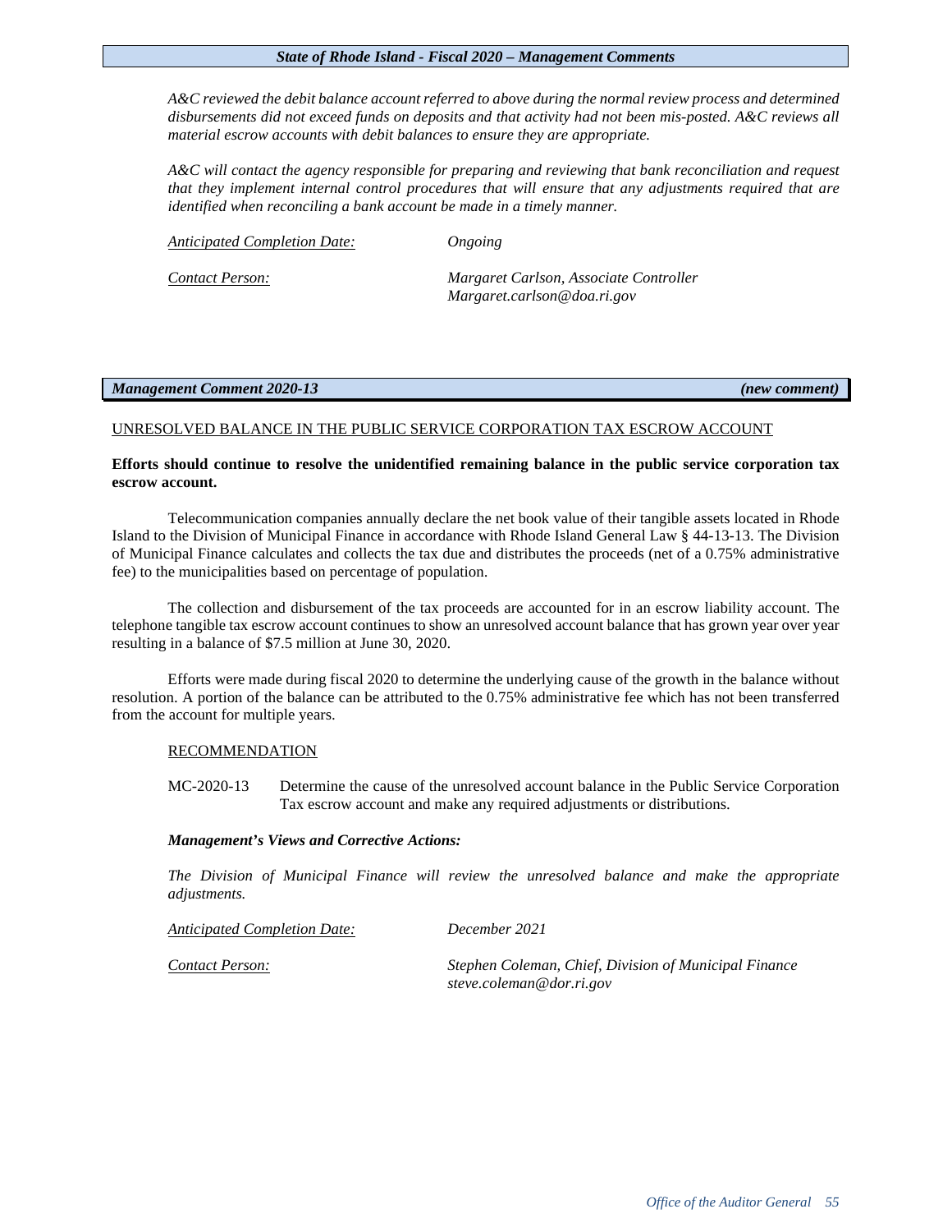*A&C reviewed the debit balance account referred to above during the normal review process and determined disbursements did not exceed funds on deposits and that activity had not been mis-posted. A&C reviews all material escrow accounts with debit balances to ensure they are appropriate.*

*A&C will contact the agency responsible for preparing and reviewing that bank reconciliation and request that they implement internal control procedures that will ensure that any adjustments required that are identified when reconciling a bank account be made in a timely manner.*

*Anticipated Completion Date:* *Ongoing*

*Contact Person:* *Margaret Carlson, Associate Controller*
*Margaret.carlson@doa.ri.gov*

## *Management Comment 2020-13* *(new comment)*

UNRESOLVED BALANCE IN THE PUBLIC SERVICE CORPORATION TAX ESCROW ACCOUNT

**Efforts should continue to resolve the unidentified remaining balance in the public service corporation tax escrow account.**

Telecommunication companies annually declare the net book value of their tangible assets located in Rhode Island to the Division of Municipal Finance in accordance with Rhode Island General Law § 44-13-13. The Division of Municipal Finance calculates and collects the tax due and distributes the proceeds (net of a 0.75% administrative fee) to the municipalities based on percentage of population.

The collection and disbursement of the tax proceeds are accounted for in an escrow liability account. The telephone tangible tax escrow account continues to show an unresolved account balance that has grown year over year resulting in a balance of $7.5 million at June 30, 2020.

Efforts were made during fiscal 2020 to determine the underlying cause of the growth in the balance without resolution. A portion of the balance can be attributed to the 0.75% administrative fee which has not been transferred from the account for multiple years.

RECOMMENDATION

MC-2020-13 Determine the cause of the unresolved account balance in the Public Service Corporation Tax escrow account and make any required adjustments or distributions.

***Management's Views and Corrective Actions:***

*The Division of Municipal Finance will review the unresolved balance and make the appropriate adjustments.*

*Anticipated Completion Date:* *December 2021*

*Contact Person:* *Stephen Coleman, Chief, Division of Municipal Finance*
*steve.coleman@dor.ri.gov*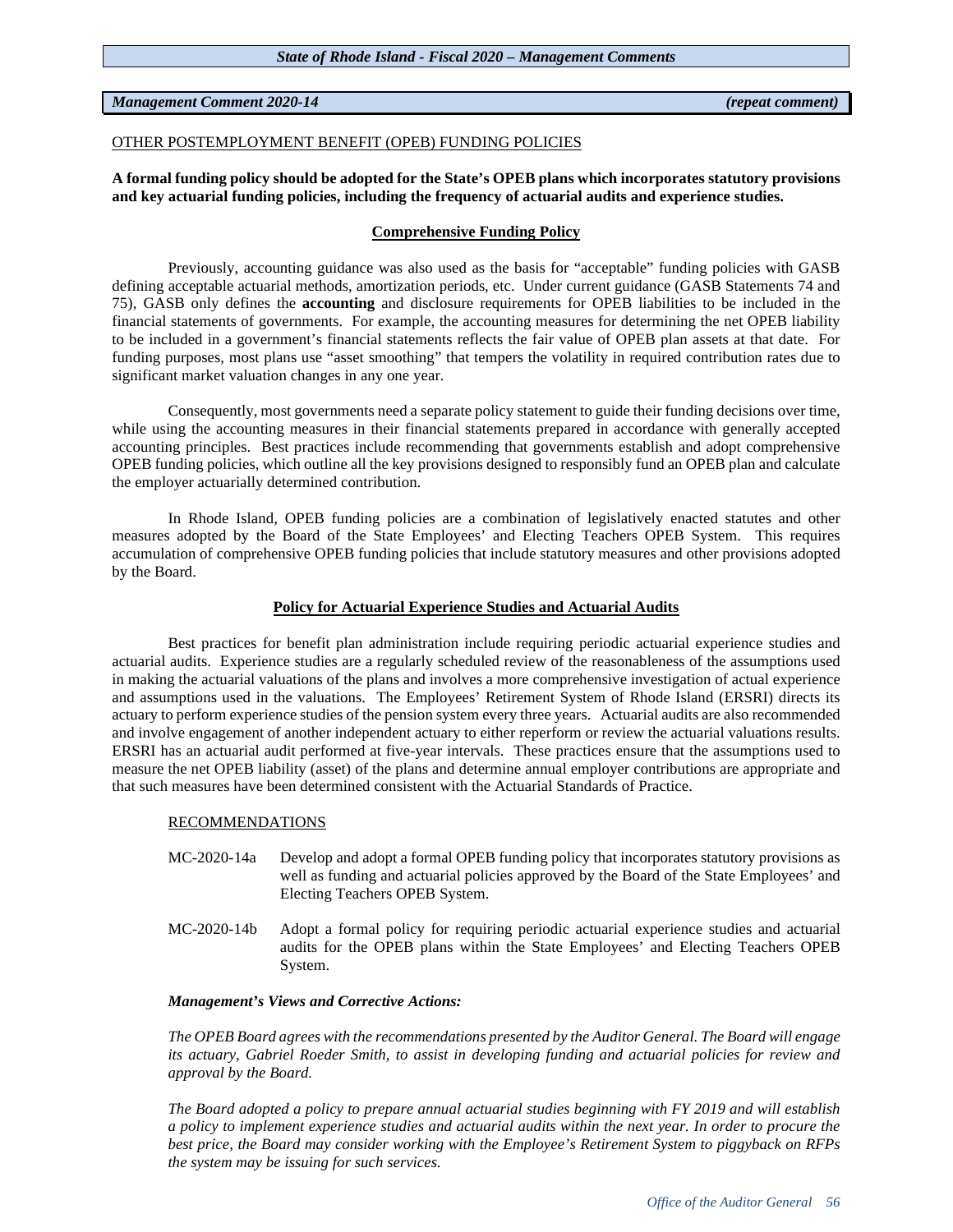## *Management Comment 2020-14* *(repeat comment)*

OTHER POSTEMPLOYMENT BENEFIT (OPEB) FUNDING POLICIES

**A formal funding policy should be adopted for the State's OPEB plans which incorporates statutory provisions and key actuarial funding policies, including the frequency of actuarial audits and experience studies.**

### Comprehensive Funding Policy

Previously, accounting guidance was also used as the basis for "acceptable" funding policies with GASB defining acceptable actuarial methods, amortization periods, etc. Under current guidance (GASB Statements 74 and 75), GASB only defines the **accounting** and disclosure requirements for OPEB liabilities to be included in the financial statements of governments. For example, the accounting measures for determining the net OPEB liability to be included in a government's financial statements reflects the fair value of OPEB plan assets at that date. For funding purposes, most plans use "asset smoothing" that tempers the volatility in required contribution rates due to significant market valuation changes in any one year.

Consequently, most governments need a separate policy statement to guide their funding decisions over time, while using the accounting measures in their financial statements prepared in accordance with generally accepted accounting principles. Best practices include recommending that governments establish and adopt comprehensive OPEB funding policies, which outline all the key provisions designed to responsibly fund an OPEB plan and calculate the employer actuarially determined contribution.

In Rhode Island, OPEB funding policies are a combination of legislatively enacted statutes and other measures adopted by the Board of the State Employees' and Electing Teachers OPEB System. This requires accumulation of comprehensive OPEB funding policies that include statutory measures and other provisions adopted by the Board.

### Policy for Actuarial Experience Studies and Actuarial Audits

Best practices for benefit plan administration include requiring periodic actuarial experience studies and actuarial audits. Experience studies are a regularly scheduled review of the reasonableness of the assumptions used in making the actuarial valuations of the plans and involves a more comprehensive investigation of actual experience and assumptions used in the valuations. The Employees' Retirement System of Rhode Island (ERSRI) directs its actuary to perform experience studies of the pension system every three years. Actuarial audits are also recommended and involve engagement of another independent actuary to either reperform or review the actuarial valuations results. ERSRI has an actuarial audit performed at five-year intervals. These practices ensure that the assumptions used to measure the net OPEB liability (asset) of the plans and determine annual employer contributions are appropriate and that such measures have been determined consistent with the Actuarial Standards of Practice.

RECOMMENDATIONS

MC-2020-14a Develop and adopt a formal OPEB funding policy that incorporates statutory provisions as well as funding and actuarial policies approved by the Board of the State Employees' and Electing Teachers OPEB System.

MC-2020-14b Adopt a formal policy for requiring periodic actuarial experience studies and actuarial audits for the OPEB plans within the State Employees' and Electing Teachers OPEB System.

***Management's Views and Corrective Actions:***

*The OPEB Board agrees with the recommendations presented by the Auditor General. The Board will engage its actuary, Gabriel Roeder Smith, to assist in developing funding and actuarial policies for review and approval by the Board.*

*The Board adopted a policy to prepare annual actuarial studies beginning with FY 2019 and will establish a policy to implement experience studies and actuarial audits within the next year. In order to procure the best price, the Board may consider working with the Employee's Retirement System to piggyback on RFPs the system may be issuing for such services.*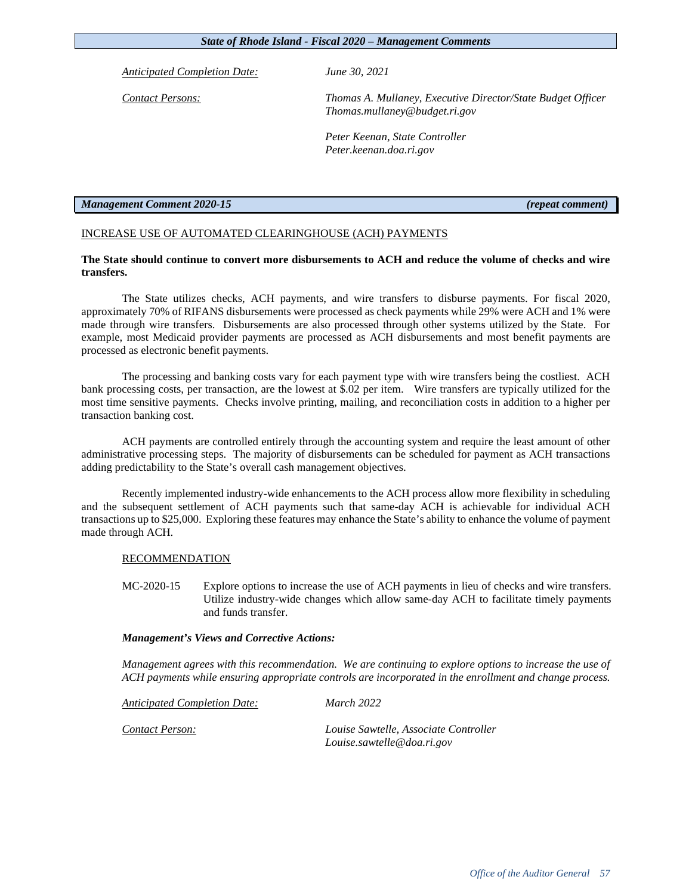*Anticipated Completion Date:* *June 30, 2021*

*Contact Persons:* *Thomas A. Mullaney, Executive Director/State Budget Officer*
*Thomas.mullaney@budget.ri.gov*

*Peter Keenan, State Controller*
*Peter.keenan.doa.ri.gov*

## *Management Comment 2020-15* *(repeat comment)*

### INCREASE USE OF AUTOMATED CLEARINGHOUSE (ACH) PAYMENTS

**The State should continue to convert more disbursements to ACH and reduce the volume of checks and wire transfers.**

The State utilizes checks, ACH payments, and wire transfers to disburse payments. For fiscal 2020, approximately 70% of RIFANS disbursements were processed as check payments while 29% were ACH and 1% were made through wire transfers. Disbursements are also processed through other systems utilized by the State. For example, most Medicaid provider payments are processed as ACH disbursements and most benefit payments are processed as electronic benefit payments.

The processing and banking costs vary for each payment type with wire transfers being the costliest. ACH bank processing costs, per transaction, are the lowest at $.02 per item. Wire transfers are typically utilized for the most time sensitive payments. Checks involve printing, mailing, and reconciliation costs in addition to a higher per transaction banking cost.

ACH payments are controlled entirely through the accounting system and require the least amount of other administrative processing steps. The majority of disbursements can be scheduled for payment as ACH transactions adding predictability to the State's overall cash management objectives.

Recently implemented industry-wide enhancements to the ACH process allow more flexibility in scheduling and the subsequent settlement of ACH payments such that same-day ACH is achievable for individual ACH transactions up to $25,000. Exploring these features may enhance the State's ability to enhance the volume of payment made through ACH.

#### RECOMMENDATION

MC-2020-15 Explore options to increase the use of ACH payments in lieu of checks and wire transfers. Utilize industry-wide changes which allow same-day ACH to facilitate timely payments and funds transfer.

***Management's Views and Corrective Actions:***

*Management agrees with this recommendation. We are continuing to explore options to increase the use of ACH payments while ensuring appropriate controls are incorporated in the enrollment and change process.*

*Anticipated Completion Date:* *March 2022*

*Contact Person:* *Louise Sawtelle, Associate Controller*
*Louise.sawtelle@doa.ri.gov*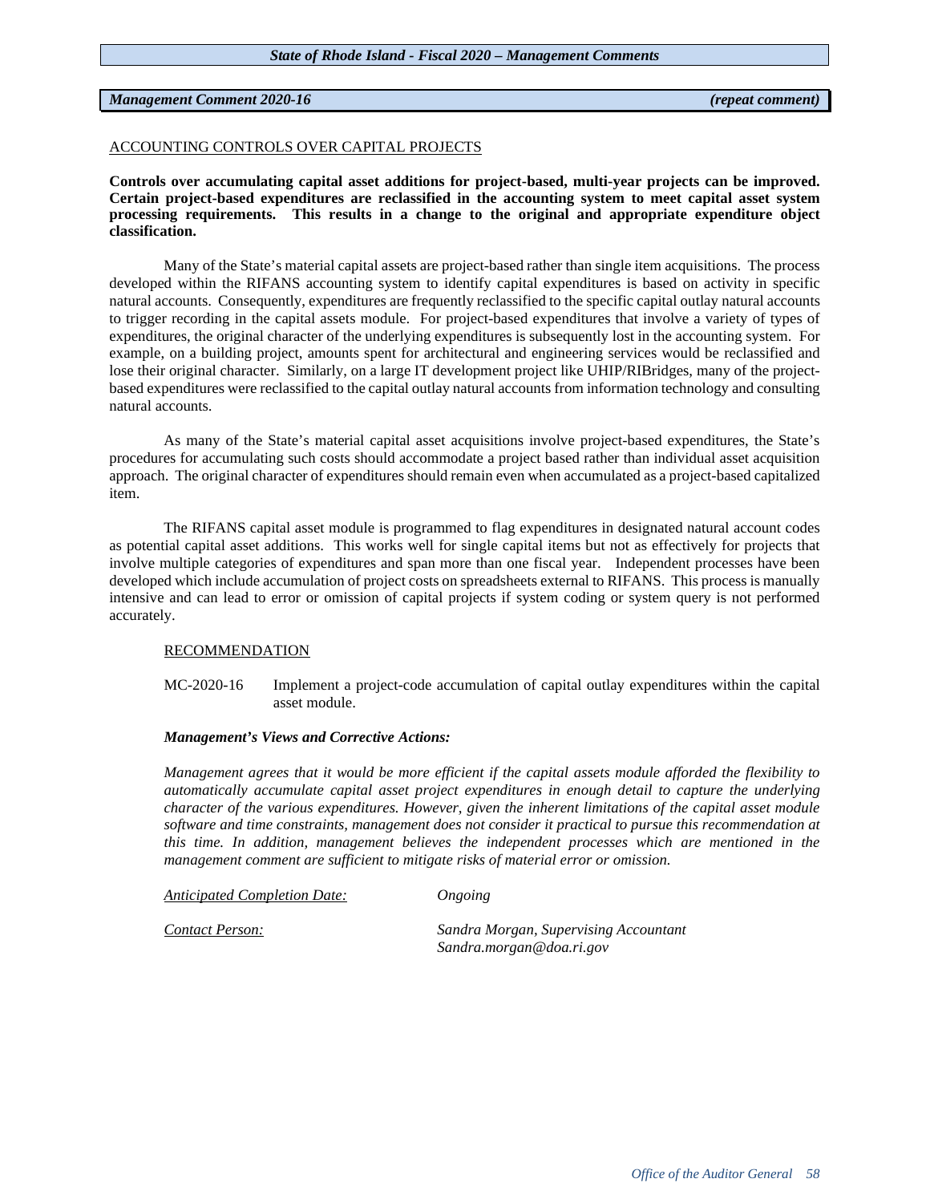***Management Comment 2020-16*** ***(repeat comment)***

ACCOUNTING CONTROLS OVER CAPITAL PROJECTS

**Controls over accumulating capital asset additions for project-based, multi-year projects can be improved. Certain project-based expenditures are reclassified in the accounting system to meet capital asset system processing requirements. This results in a change to the original and appropriate expenditure object classification.**

Many of the State's material capital assets are project-based rather than single item acquisitions. The process developed within the RIFANS accounting system to identify capital expenditures is based on activity in specific natural accounts. Consequently, expenditures are frequently reclassified to the specific capital outlay natural accounts to trigger recording in the capital assets module. For project-based expenditures that involve a variety of types of expenditures, the original character of the underlying expenditures is subsequently lost in the accounting system. For example, on a building project, amounts spent for architectural and engineering services would be reclassified and lose their original character. Similarly, on a large IT development project like UHIP/RIBridges, many of the project-based expenditures were reclassified to the capital outlay natural accounts from information technology and consulting natural accounts.

As many of the State's material capital asset acquisitions involve project-based expenditures, the State's procedures for accumulating such costs should accommodate a project based rather than individual asset acquisition approach. The original character of expenditures should remain even when accumulated as a project-based capitalized item.

The RIFANS capital asset module is programmed to flag expenditures in designated natural account codes as potential capital asset additions. This works well for single capital items but not as effectively for projects that involve multiple categories of expenditures and span more than one fiscal year. Independent processes have been developed which include accumulation of project costs on spreadsheets external to RIFANS. This process is manually intensive and can lead to error or omission of capital projects if system coding or system query is not performed accurately.

RECOMMENDATION

MC-2020-16 Implement a project-code accumulation of capital outlay expenditures within the capital asset module.

***Management's Views and Corrective Actions:***

*Management agrees that it would be more efficient if the capital assets module afforded the flexibility to automatically accumulate capital asset project expenditures in enough detail to capture the underlying character of the various expenditures. However, given the inherent limitations of the capital asset module software and time constraints, management does not consider it practical to pursue this recommendation at this time. In addition, management believes the independent processes which are mentioned in the management comment are sufficient to mitigate risks of material error or omission.*

*Anticipated Completion Date:* *Ongoing*

*Contact Person:* *Sandra Morgan, Supervising Accountant*
*Sandra.morgan@doa.ri.gov*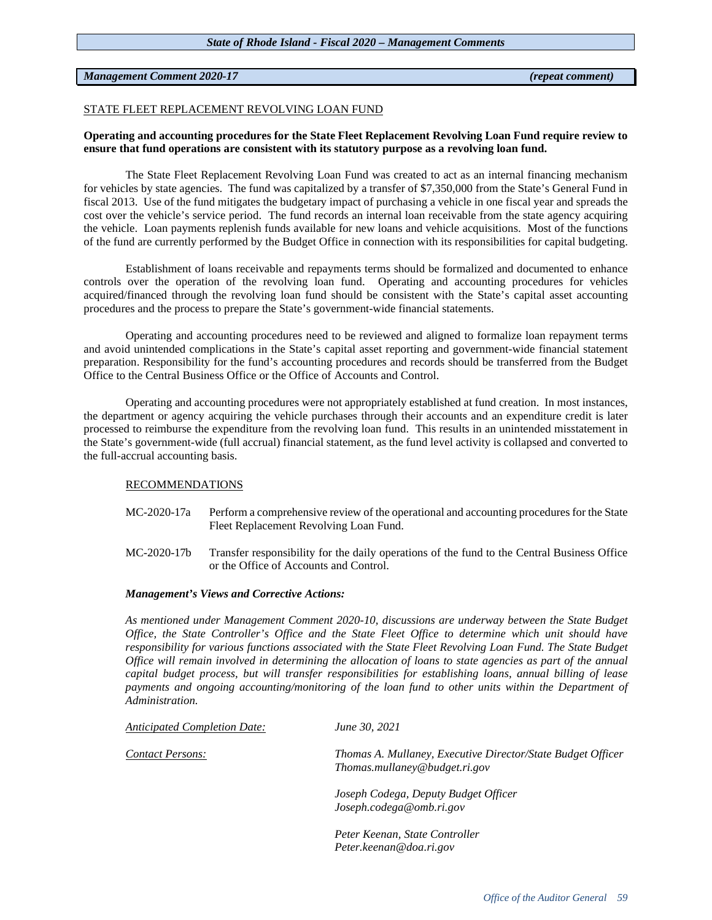***Management Comment 2020-17*** ***(repeat comment)***

STATE FLEET REPLACEMENT REVOLVING LOAN FUND

**Operating and accounting procedures for the State Fleet Replacement Revolving Loan Fund require review to ensure that fund operations are consistent with its statutory purpose as a revolving loan fund.**

The State Fleet Replacement Revolving Loan Fund was created to act as an internal financing mechanism for vehicles by state agencies. The fund was capitalized by a transfer of $7,350,000 from the State's General Fund in fiscal 2013. Use of the fund mitigates the budgetary impact of purchasing a vehicle in one fiscal year and spreads the cost over the vehicle's service period. The fund records an internal loan receivable from the state agency acquiring the vehicle. Loan payments replenish funds available for new loans and vehicle acquisitions. Most of the functions of the fund are currently performed by the Budget Office in connection with its responsibilities for capital budgeting.

Establishment of loans receivable and repayments terms should be formalized and documented to enhance controls over the operation of the revolving loan fund. Operating and accounting procedures for vehicles acquired/financed through the revolving loan fund should be consistent with the State's capital asset accounting procedures and the process to prepare the State's government-wide financial statements.

Operating and accounting procedures need to be reviewed and aligned to formalize loan repayment terms and avoid unintended complications in the State's capital asset reporting and government-wide financial statement preparation. Responsibility for the fund's accounting procedures and records should be transferred from the Budget Office to the Central Business Office or the Office of Accounts and Control.

Operating and accounting procedures were not appropriately established at fund creation. In most instances, the department or agency acquiring the vehicle purchases through their accounts and an expenditure credit is later processed to reimburse the expenditure from the revolving loan fund. This results in an unintended misstatement in the State's government-wide (full accrual) financial statement, as the fund level activity is collapsed and converted to the full-accrual accounting basis.

RECOMMENDATIONS

MC-2020-17a Perform a comprehensive review of the operational and accounting procedures for the State Fleet Replacement Revolving Loan Fund.

MC-2020-17b Transfer responsibility for the daily operations of the fund to the Central Business Office or the Office of Accounts and Control.

***Management's Views and Corrective Actions:***

*As mentioned under Management Comment 2020-10, discussions are underway between the State Budget Office, the State Controller's Office and the State Fleet Office to determine which unit should have responsibility for various functions associated with the State Fleet Revolving Loan Fund. The State Budget Office will remain involved in determining the allocation of loans to state agencies as part of the annual capital budget process, but will transfer responsibilities for establishing loans, annual billing of lease payments and ongoing accounting/monitoring of the loan fund to other units within the Department of Administration.*

*Anticipated Completion Date:* *June 30, 2021*

*Contact Persons:* *Thomas A. Mullaney, Executive Director/State Budget Officer*
*Thomas.mullaney@budget.ri.gov*

*Joseph Codega, Deputy Budget Officer*
*Joseph.codega@omb.ri.gov*

*Peter Keenan, State Controller*
*Peter.keenan@doa.ri.gov*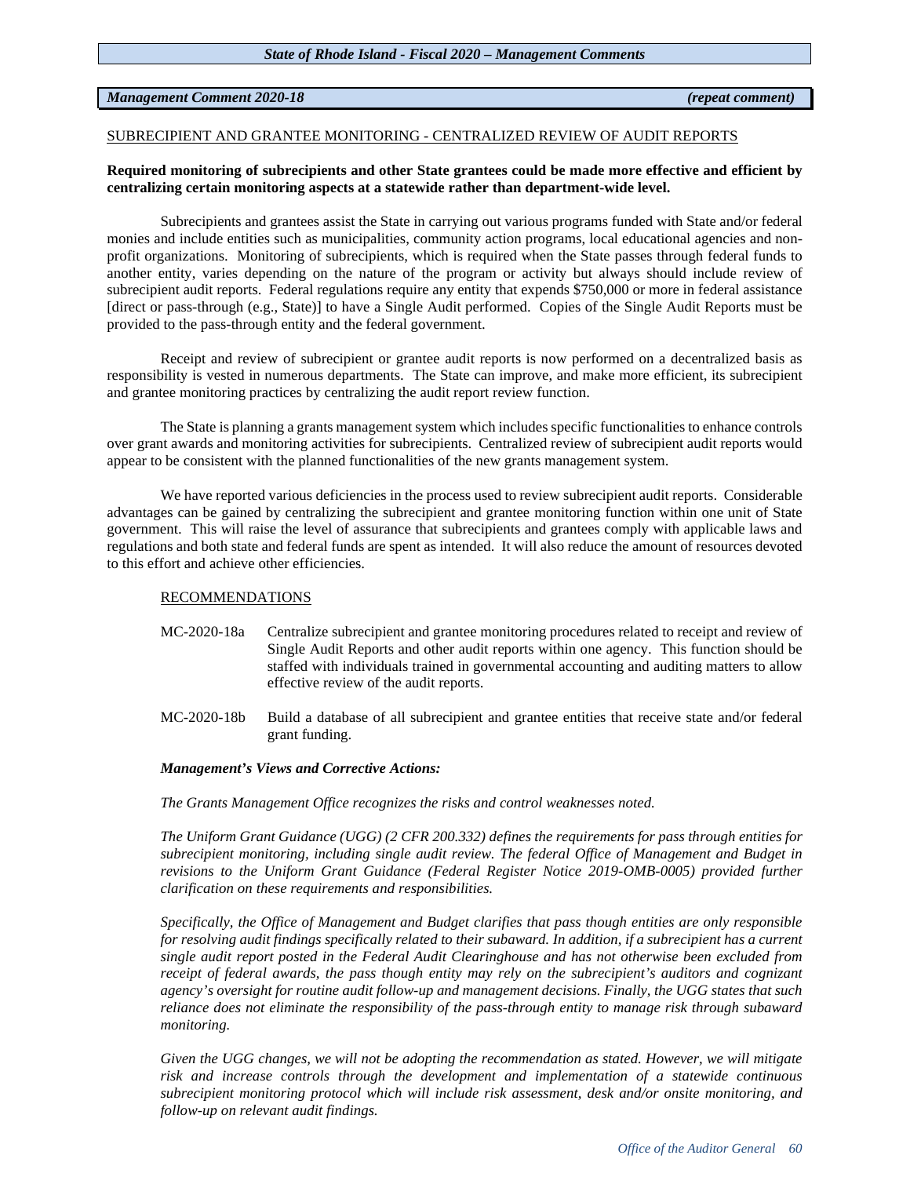***Management Comment 2020-18*** ***(repeat comment)***

SUBRECIPIENT AND GRANTEE MONITORING - CENTRALIZED REVIEW OF AUDIT REPORTS

**Required monitoring of subrecipients and other State grantees could be made more effective and efficient by centralizing certain monitoring aspects at a statewide rather than department-wide level.**

Subrecipients and grantees assist the State in carrying out various programs funded with State and/or federal monies and include entities such as municipalities, community action programs, local educational agencies and non-profit organizations. Monitoring of subrecipients, which is required when the State passes through federal funds to another entity, varies depending on the nature of the program or activity but always should include review of subrecipient audit reports. Federal regulations require any entity that expends $750,000 or more in federal assistance [direct or pass-through (e.g., State)] to have a Single Audit performed. Copies of the Single Audit Reports must be provided to the pass-through entity and the federal government.

Receipt and review of subrecipient or grantee audit reports is now performed on a decentralized basis as responsibility is vested in numerous departments. The State can improve, and make more efficient, its subrecipient and grantee monitoring practices by centralizing the audit report review function.

The State is planning a grants management system which includes specific functionalities to enhance controls over grant awards and monitoring activities for subrecipients. Centralized review of subrecipient audit reports would appear to be consistent with the planned functionalities of the new grants management system.

We have reported various deficiencies in the process used to review subrecipient audit reports. Considerable advantages can be gained by centralizing the subrecipient and grantee monitoring function within one unit of State government. This will raise the level of assurance that subrecipients and grantees comply with applicable laws and regulations and both state and federal funds are spent as intended. It will also reduce the amount of resources devoted to this effort and achieve other efficiencies.

RECOMMENDATIONS

MC-2020-18a Centralize subrecipient and grantee monitoring procedures related to receipt and review of Single Audit Reports and other audit reports within one agency. This function should be staffed with individuals trained in governmental accounting and auditing matters to allow effective review of the audit reports.

MC-2020-18b Build a database of all subrecipient and grantee entities that receive state and/or federal grant funding.

***Management's Views and Corrective Actions:***

*The Grants Management Office recognizes the risks and control weaknesses noted.*

*The Uniform Grant Guidance (UGG) (2 CFR 200.332) defines the requirements for pass through entities for subrecipient monitoring, including single audit review. The federal Office of Management and Budget in revisions to the Uniform Grant Guidance (Federal Register Notice 2019-OMB-0005) provided further clarification on these requirements and responsibilities.*

*Specifically, the Office of Management and Budget clarifies that pass though entities are only responsible for resolving audit findings specifically related to their subaward. In addition, if a subrecipient has a current single audit report posted in the Federal Audit Clearinghouse and has not otherwise been excluded from receipt of federal awards, the pass though entity may rely on the subrecipient's auditors and cognizant agency's oversight for routine audit follow-up and management decisions. Finally, the UGG states that such reliance does not eliminate the responsibility of the pass-through entity to manage risk through subaward monitoring.*

*Given the UGG changes, we will not be adopting the recommendation as stated. However, we will mitigate risk and increase controls through the development and implementation of a statewide continuous subrecipient monitoring protocol which will include risk assessment, desk and/or onsite monitoring, and follow-up on relevant audit findings.*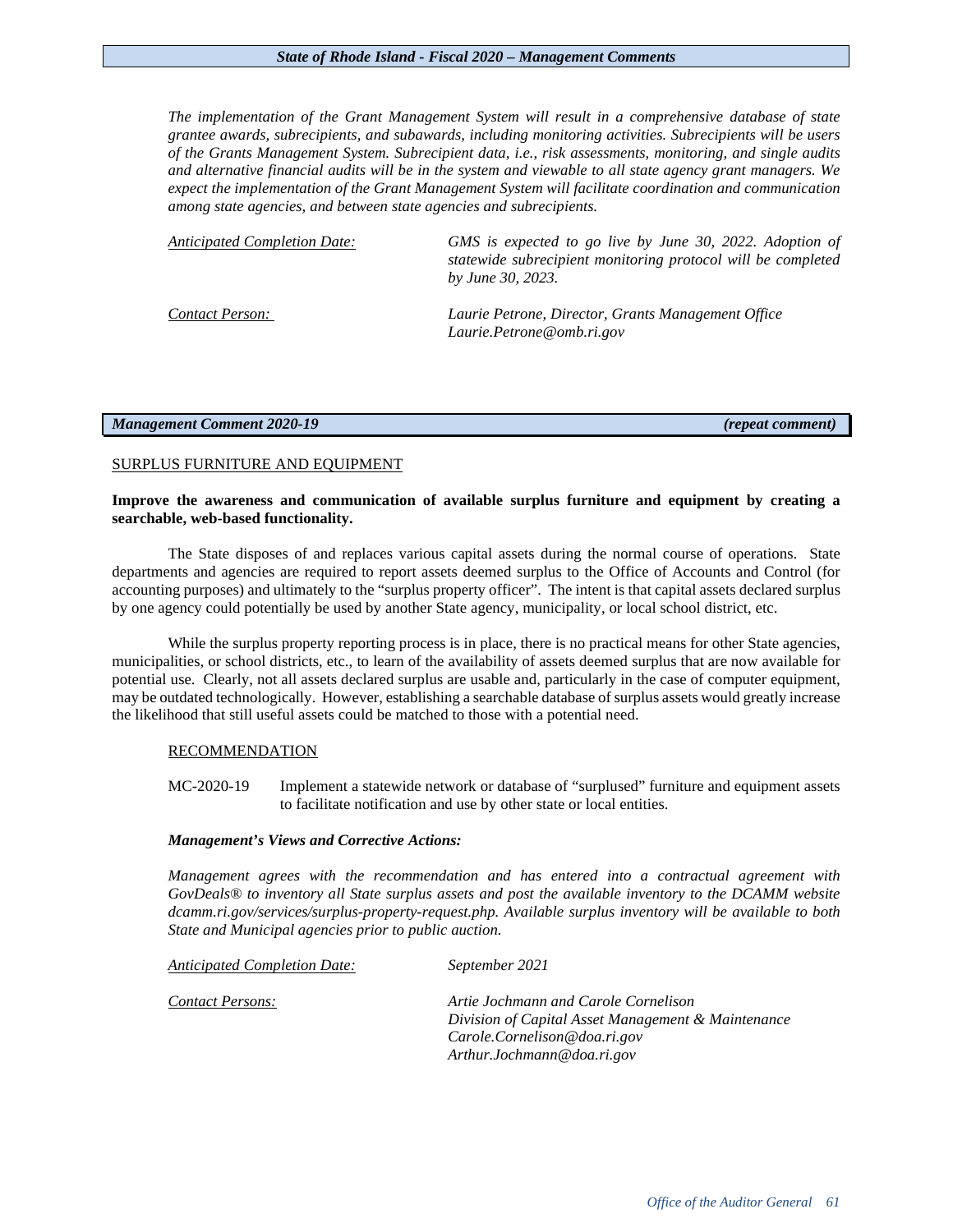*The implementation of the Grant Management System will result in a comprehensive database of state grantee awards, subrecipients, and subawards, including monitoring activities. Subrecipients will be users of the Grants Management System. Subrecipient data, i.e., risk assessments, monitoring, and single audits and alternative financial audits will be in the system and viewable to all state agency grant managers. We expect the implementation of the Grant Management System will facilitate coordination and communication among state agencies, and between state agencies and subrecipients.*

*Anticipated Completion Date:* *GMS is expected to go live by June 30, 2022. Adoption of statewide subrecipient monitoring protocol will be completed by June 30, 2023.*

*Contact Person:* *Laurie Petrone, Director, Grants Management Office*
*Laurie.Petrone@omb.ri.gov*

## *Management Comment 2020-19* *(repeat comment)*

SURPLUS FURNITURE AND EQUIPMENT

**Improve the awareness and communication of available surplus furniture and equipment by creating a searchable, web-based functionality.**

The State disposes of and replaces various capital assets during the normal course of operations. State departments and agencies are required to report assets deemed surplus to the Office of Accounts and Control (for accounting purposes) and ultimately to the "surplus property officer". The intent is that capital assets declared surplus by one agency could potentially be used by another State agency, municipality, or local school district, etc.

While the surplus property reporting process is in place, there is no practical means for other State agencies, municipalities, or school districts, etc., to learn of the availability of assets deemed surplus that are now available for potential use. Clearly, not all assets declared surplus are usable and, particularly in the case of computer equipment, may be outdated technologically. However, establishing a searchable database of surplus assets would greatly increase the likelihood that still useful assets could be matched to those with a potential need.

RECOMMENDATION

MC-2020-19 Implement a statewide network or database of "surplused" furniture and equipment assets to facilitate notification and use by other state or local entities.

***Management's Views and Corrective Actions:***

*Management agrees with the recommendation and has entered into a contractual agreement with GovDeals® to inventory all State surplus assets and post the available inventory to the DCAMM website dcamm.ri.gov/services/surplus-property-request.php. Available surplus inventory will be available to both State and Municipal agencies prior to public auction.*

*Anticipated Completion Date:* *September 2021*

*Contact Persons:* *Artie Jochmann and Carole Cornelison*
*Division of Capital Asset Management & Maintenance*
*Carole.Cornelison@doa.ri.gov*
*Arthur.Jochmann@doa.ri.gov*